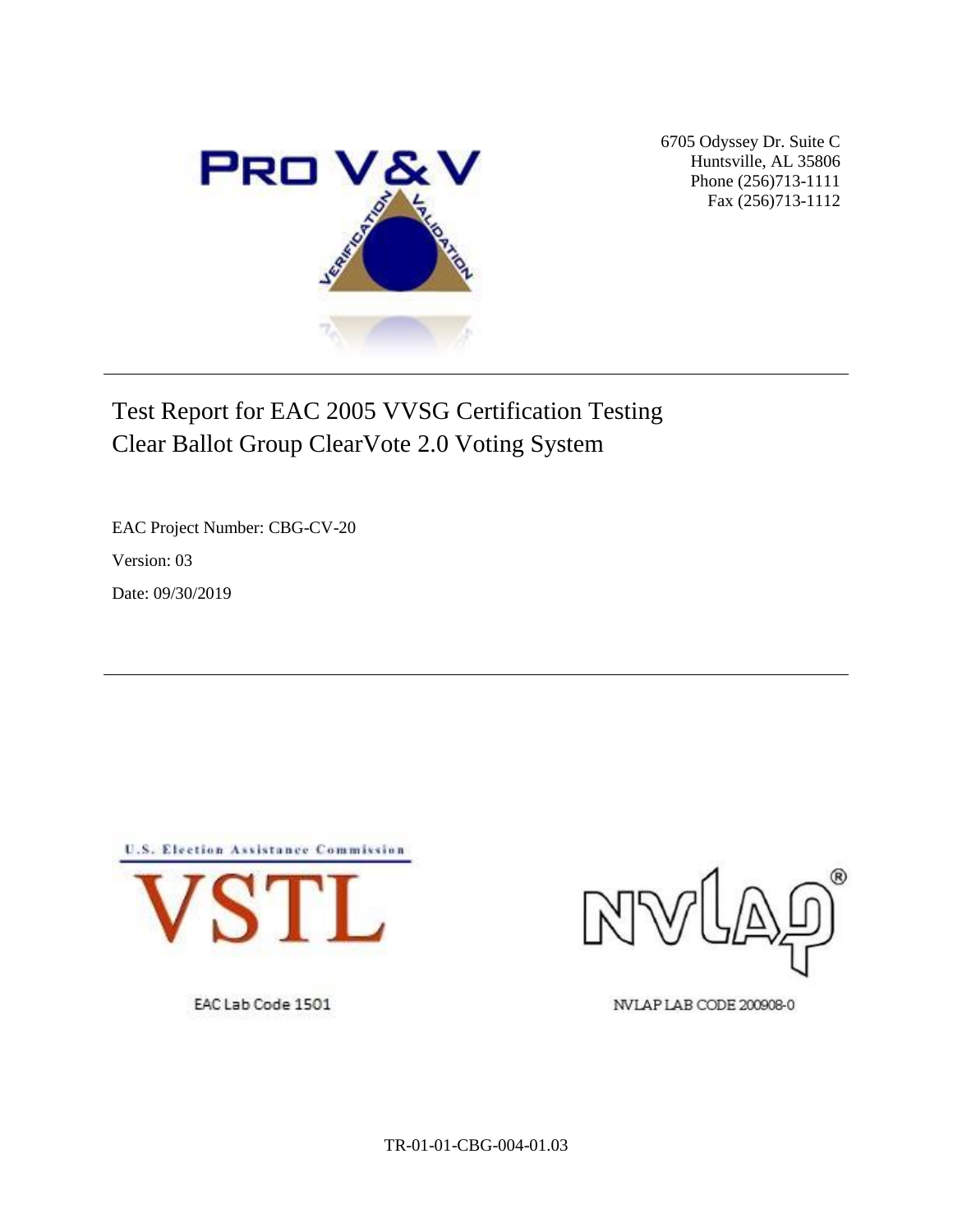6705 Odyssey Dr. Suite C
Huntsville, AL 35806
Phone (256)713-1111
Fax (256)713-1112

# Test Report for EAC 2005 VVSG Certification Testing Clear Ballot Group ClearVote 2.0 Voting System

EAC Project Number: CBG-CV-20

Version: 03

Date: 09/30/2019

EAC Lab Code 1501

NVLAP LAB CODE 200908-0

TR-01-01-CBG-004-01.03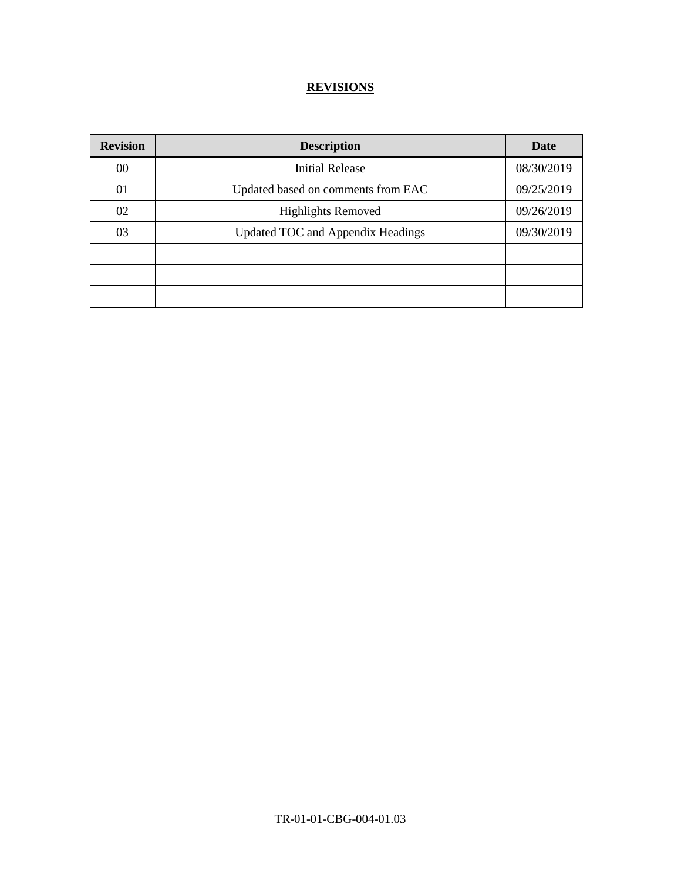## REVISIONS

| Revision | Description | Date |
|---|---|---|
| 00 | Initial Release | 08/30/2019 |
| 01 | Updated based on comments from EAC | 09/25/2019 |
| 02 | Highlights Removed | 09/26/2019 |
| 03 | Updated TOC and Appendix Headings | 09/30/2019 |
| | | |
| | | |
| | | |

TR-01-01-CBG-004-01.03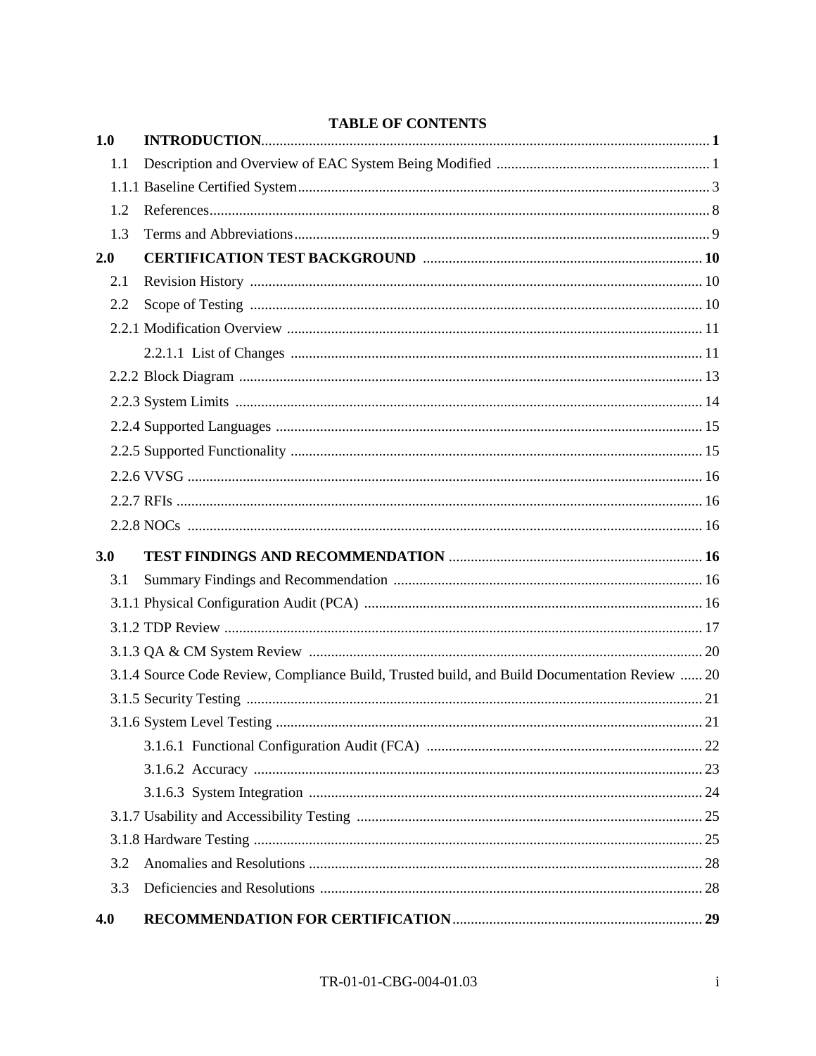**TABLE OF CONTENTS**

| | | |
|---|---|---|
| **1.0** | **INTRODUCTION** | **1** |
| 1.1 | Description and Overview of EAC System Being Modified | 1 |
| 1.1.1 | Baseline Certified System | 3 |
| 1.2 | References | 8 |
| 1.3 | Terms and Abbreviations | 9 |
| **2.0** | **CERTIFICATION TEST BACKGROUND** | **10** |
| 2.1 | Revision History | 10 |
| 2.2 | Scope of Testing | 10 |
| 2.2.1 | Modification Overview | 11 |
| 2.2.1.1 | List of Changes | 11 |
| 2.2.2 | Block Diagram | 13 |
| 2.2.3 | System Limits | 14 |
| 2.2.4 | Supported Languages | 15 |
| 2.2.5 | Supported Functionality | 15 |
| 2.2.6 | VVSG | 16 |
| 2.2.7 | RFIs | 16 |
| 2.2.8 | NOCs | 16 |
| **3.0** | **TEST FINDINGS AND RECOMMENDATION** | **16** |
| 3.1 | Summary Findings and Recommendation | 16 |
| 3.1.1 | Physical Configuration Audit (PCA) | 16 |
| 3.1.2 | TDP Review | 17 |
| 3.1.3 | QA & CM System Review | 20 |
| 3.1.4 | Source Code Review, Compliance Build, Trusted build, and Build Documentation Review | 20 |
| 3.1.5 | Security Testing | 21 |
| 3.1.6 | System Level Testing | 21 |
| 3.1.6.1 | Functional Configuration Audit (FCA) | 22 |
| 3.1.6.2 | Accuracy | 23 |
| 3.1.6.3 | System Integration | 24 |
| 3.1.7 | Usability and Accessibility Testing | 25 |
| 3.1.8 | Hardware Testing | 25 |
| 3.2 | Anomalies and Resolutions | 28 |
| 3.3 | Deficiencies and Resolutions | 28 |
| **4.0** | **RECOMMENDATION FOR CERTIFICATION** | **29** |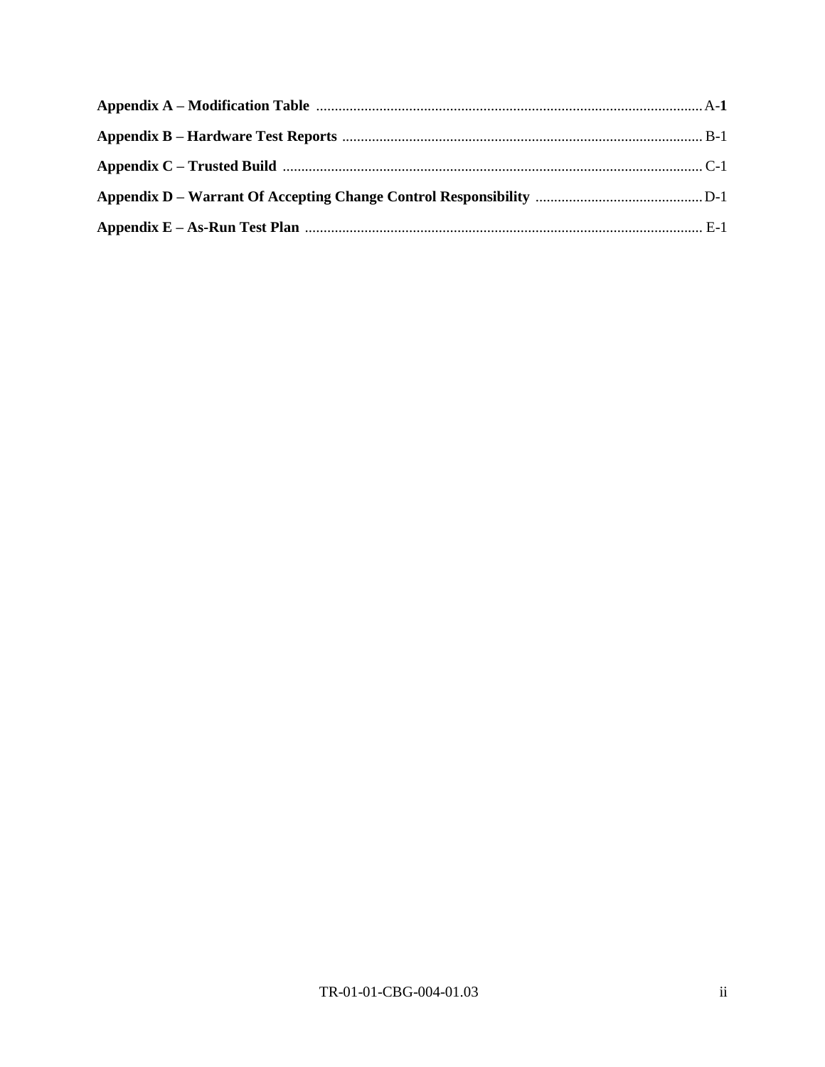**Appendix A – Modification Table** ........................................................................................................ A-**1**

**Appendix B – Hardware Test Reports** ................................................................................................. B-1

**Appendix C – Trusted Build** ................................................................................................................ C-1

**Appendix D – Warrant Of Accepting Change Control Responsibility** ............................................. D-1

**Appendix E – As-Run Test Plan** .......................................................................................................... E-1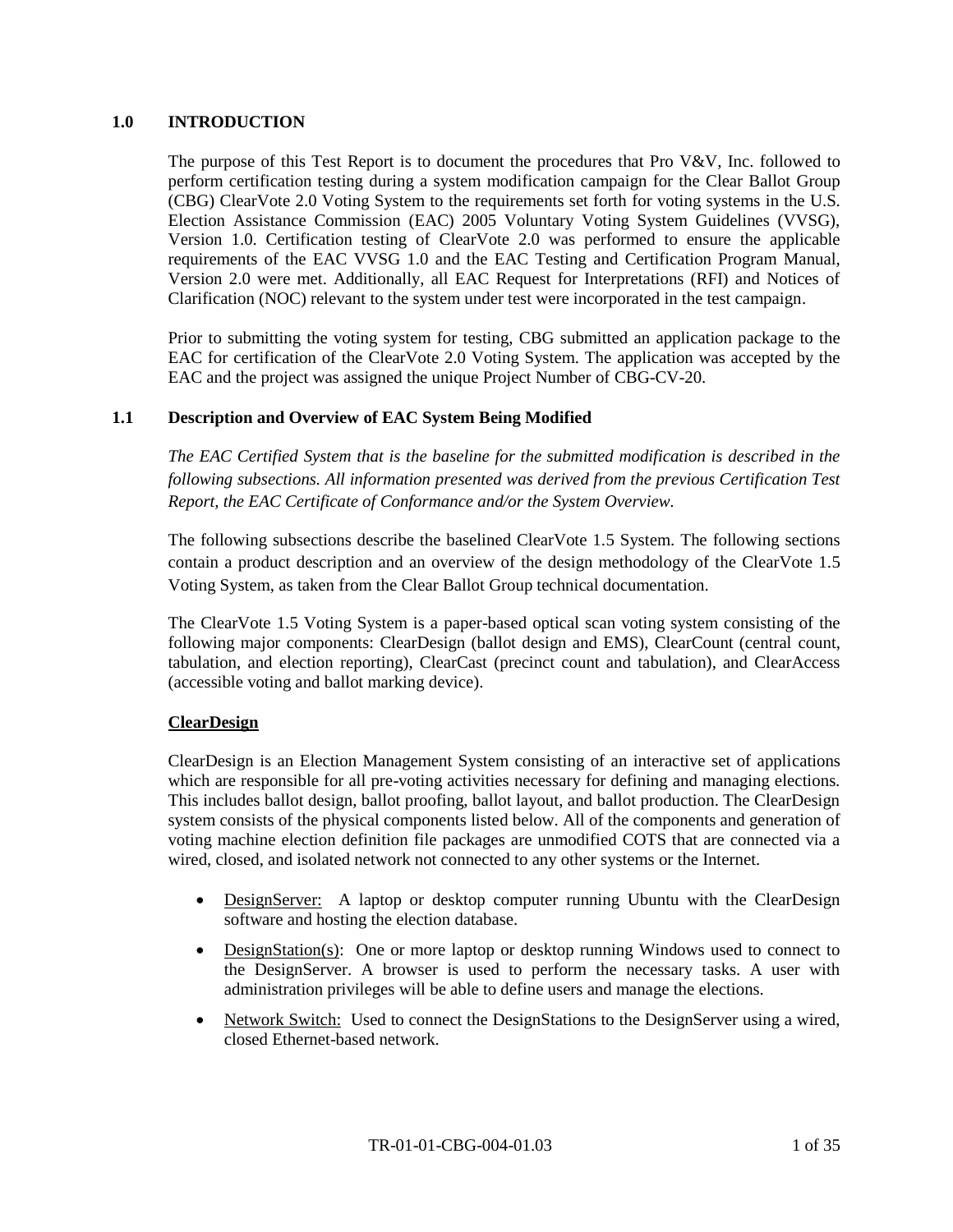# 1.0 INTRODUCTION

The purpose of this Test Report is to document the procedures that Pro V&V, Inc. followed to perform certification testing during a system modification campaign for the Clear Ballot Group (CBG) ClearVote 2.0 Voting System to the requirements set forth for voting systems in the U.S. Election Assistance Commission (EAC) 2005 Voluntary Voting System Guidelines (VVSG), Version 1.0. Certification testing of ClearVote 2.0 was performed to ensure the applicable requirements of the EAC VVSG 1.0 and the EAC Testing and Certification Program Manual, Version 2.0 were met. Additionally, all EAC Request for Interpretations (RFI) and Notices of Clarification (NOC) relevant to the system under test were incorporated in the test campaign.

Prior to submitting the voting system for testing, CBG submitted an application package to the EAC for certification of the ClearVote 2.0 Voting System. The application was accepted by the EAC and the project was assigned the unique Project Number of CBG-CV-20.

## 1.1 Description and Overview of EAC System Being Modified

*The EAC Certified System that is the baseline for the submitted modification is described in the following subsections. All information presented was derived from the previous Certification Test Report, the EAC Certificate of Conformance and/or the System Overview.*

The following subsections describe the baselined ClearVote 1.5 System. The following sections contain a product description and an overview of the design methodology of the ClearVote 1.5 Voting System, as taken from the Clear Ballot Group technical documentation.

The ClearVote 1.5 Voting System is a paper-based optical scan voting system consisting of the following major components: ClearDesign (ballot design and EMS), ClearCount (central count, tabulation, and election reporting), ClearCast (precinct count and tabulation), and ClearAccess (accessible voting and ballot marking device).

**ClearDesign**

ClearDesign is an Election Management System consisting of an interactive set of applications which are responsible for all pre-voting activities necessary for defining and managing elections. This includes ballot design, ballot proofing, ballot layout, and ballot production. The ClearDesign system consists of the physical components listed below. All of the components and generation of voting machine election definition file packages are unmodified COTS that are connected via a wired, closed, and isolated network not connected to any other systems or the Internet.

- DesignServer: A laptop or desktop computer running Ubuntu with the ClearDesign software and hosting the election database.
- DesignStation(s): One or more laptop or desktop running Windows used to connect to the DesignServer. A browser is used to perform the necessary tasks. A user with administration privileges will be able to define users and manage the elections.
- Network Switch: Used to connect the DesignStations to the DesignServer using a wired, closed Ethernet-based network.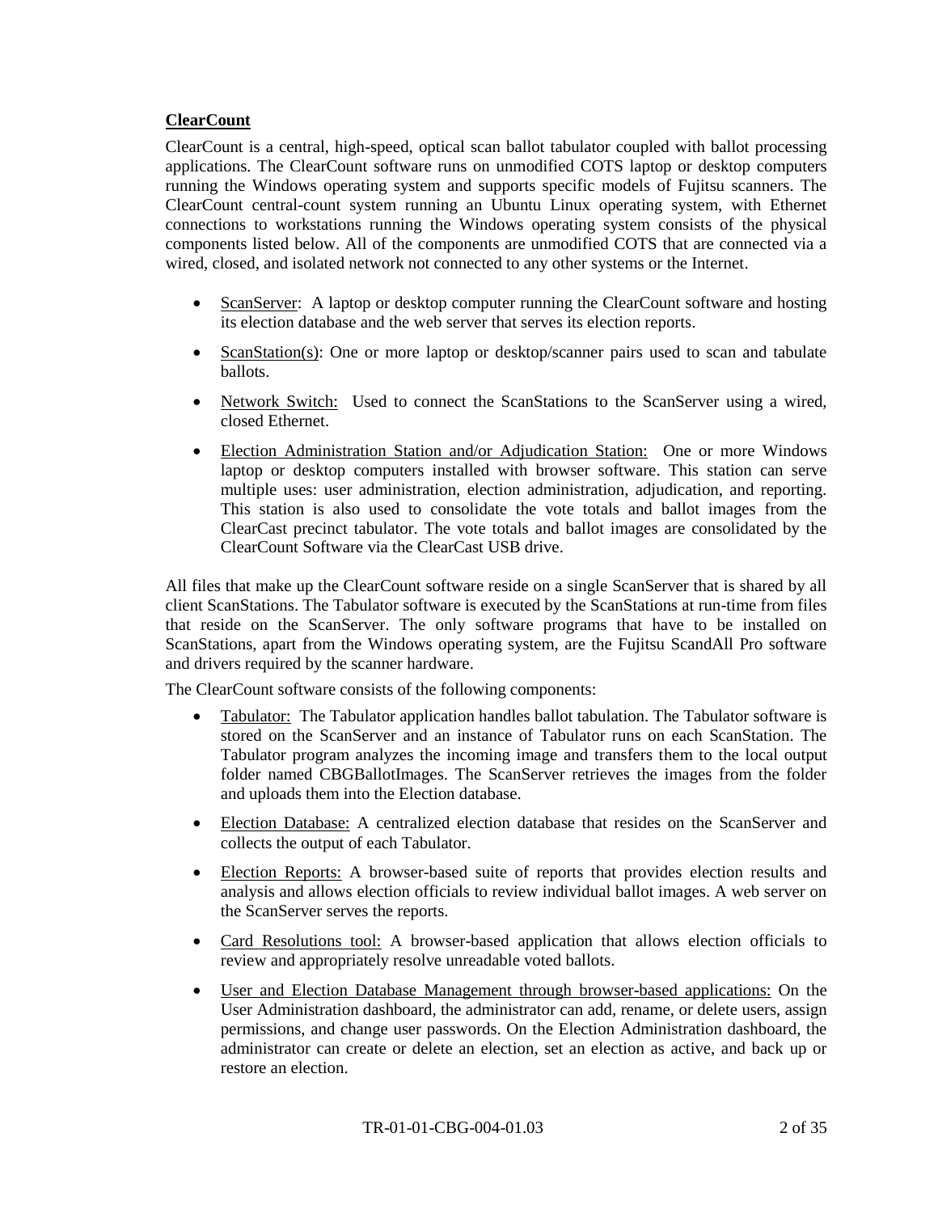**ClearCount**

ClearCount is a central, high-speed, optical scan ballot tabulator coupled with ballot processing applications. The ClearCount software runs on unmodified COTS laptop or desktop computers running the Windows operating system and supports specific models of Fujitsu scanners. The ClearCount central-count system running an Ubuntu Linux operating system, with Ethernet connections to workstations running the Windows operating system consists of the physical components listed below. All of the components are unmodified COTS that are connected via a wired, closed, and isolated network not connected to any other systems or the Internet.

- ScanServer: A laptop or desktop computer running the ClearCount software and hosting its election database and the web server that serves its election reports.
- ScanStation(s): One or more laptop or desktop/scanner pairs used to scan and tabulate ballots.
- Network Switch: Used to connect the ScanStations to the ScanServer using a wired, closed Ethernet.
- Election Administration Station and/or Adjudication Station: One or more Windows laptop or desktop computers installed with browser software. This station can serve multiple uses: user administration, election administration, adjudication, and reporting. This station is also used to consolidate the vote totals and ballot images from the ClearCast precinct tabulator. The vote totals and ballot images are consolidated by the ClearCount Software via the ClearCast USB drive.

All files that make up the ClearCount software reside on a single ScanServer that is shared by all client ScanStations. The Tabulator software is executed by the ScanStations at run-time from files that reside on the ScanServer. The only software programs that have to be installed on ScanStations, apart from the Windows operating system, are the Fujitsu ScandAll Pro software and drivers required by the scanner hardware.

The ClearCount software consists of the following components:

- Tabulator: The Tabulator application handles ballot tabulation. The Tabulator software is stored on the ScanServer and an instance of Tabulator runs on each ScanStation. The Tabulator program analyzes the incoming image and transfers them to the local output folder named CBGBallotImages. The ScanServer retrieves the images from the folder and uploads them into the Election database.
- Election Database: A centralized election database that resides on the ScanServer and collects the output of each Tabulator.
- Election Reports: A browser-based suite of reports that provides election results and analysis and allows election officials to review individual ballot images. A web server on the ScanServer serves the reports.
- Card Resolutions tool: A browser-based application that allows election officials to review and appropriately resolve unreadable voted ballots.
- User and Election Database Management through browser-based applications: On the User Administration dashboard, the administrator can add, rename, or delete users, assign permissions, and change user passwords. On the Election Administration dashboard, the administrator can create or delete an election, set an election as active, and back up or restore an election.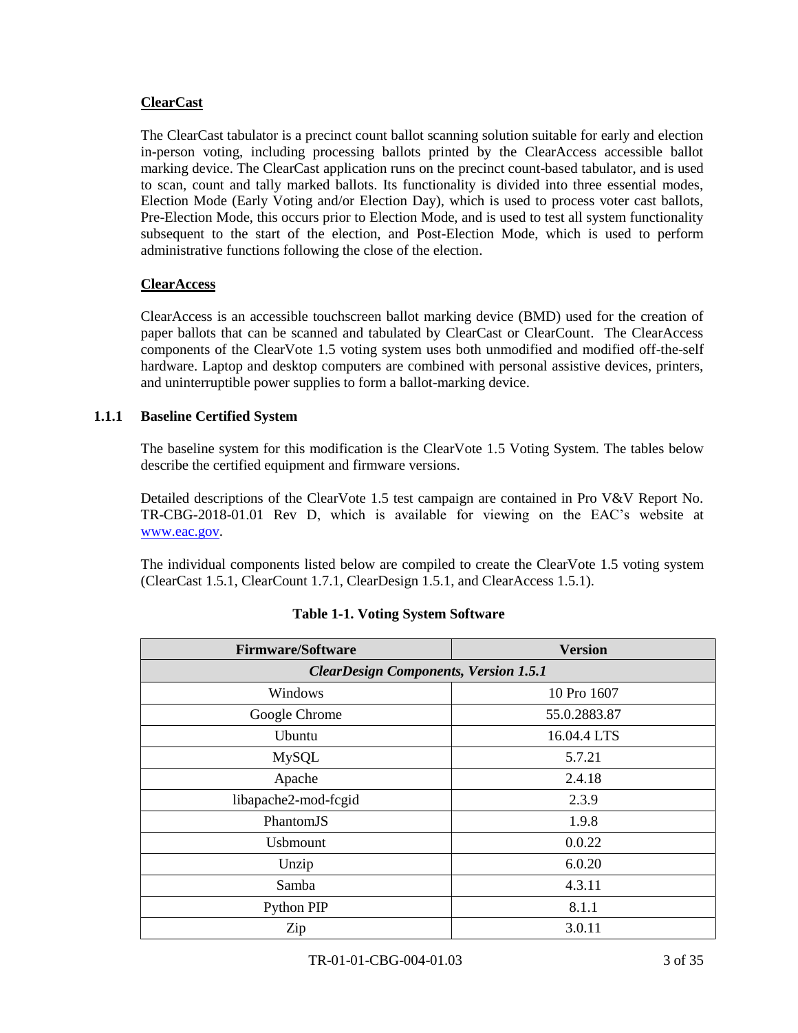**ClearCast**

The ClearCast tabulator is a precinct count ballot scanning solution suitable for early and election in-person voting, including processing ballots printed by the ClearAccess accessible ballot marking device. The ClearCast application runs on the precinct count-based tabulator, and is used to scan, count and tally marked ballots. Its functionality is divided into three essential modes, Election Mode (Early Voting and/or Election Day), which is used to process voter cast ballots, Pre-Election Mode, this occurs prior to Election Mode, and is used to test all system functionality subsequent to the start of the election, and Post-Election Mode, which is used to perform administrative functions following the close of the election.

**ClearAccess**

ClearAccess is an accessible touchscreen ballot marking device (BMD) used for the creation of paper ballots that can be scanned and tabulated by ClearCast or ClearCount. The ClearAccess components of the ClearVote 1.5 voting system uses both unmodified and modified off-the-self hardware. Laptop and desktop computers are combined with personal assistive devices, printers, and uninterruptible power supplies to form a ballot-marking device.

### 1.1.1 Baseline Certified System

The baseline system for this modification is the ClearVote 1.5 Voting System. The tables below describe the certified equipment and firmware versions.

Detailed descriptions of the ClearVote 1.5 test campaign are contained in Pro V&V Report No. TR-CBG-2018-01.01 Rev D, which is available for viewing on the EAC's website at www.eac.gov.

The individual components listed below are compiled to create the ClearVote 1.5 voting system (ClearCast 1.5.1, ClearCount 1.7.1, ClearDesign 1.5.1, and ClearAccess 1.5.1).

**Table 1-1. Voting System Software**

| Firmware/Software | Version |
|---|---|
| ***ClearDesign Components, Version 1.5.1*** | |
| Windows | 10 Pro 1607 |
| Google Chrome | 55.0.2883.87 |
| Ubuntu | 16.04.4 LTS |
| MySQL | 5.7.21 |
| Apache | 2.4.18 |
| libapache2-mod-fcgid | 2.3.9 |
| PhantomJS | 1.9.8 |
| Usbmount | 0.0.22 |
| Unzip | 6.0.20 |
| Samba | 4.3.11 |
| Python PIP | 8.1.1 |
| Zip | 3.0.11 |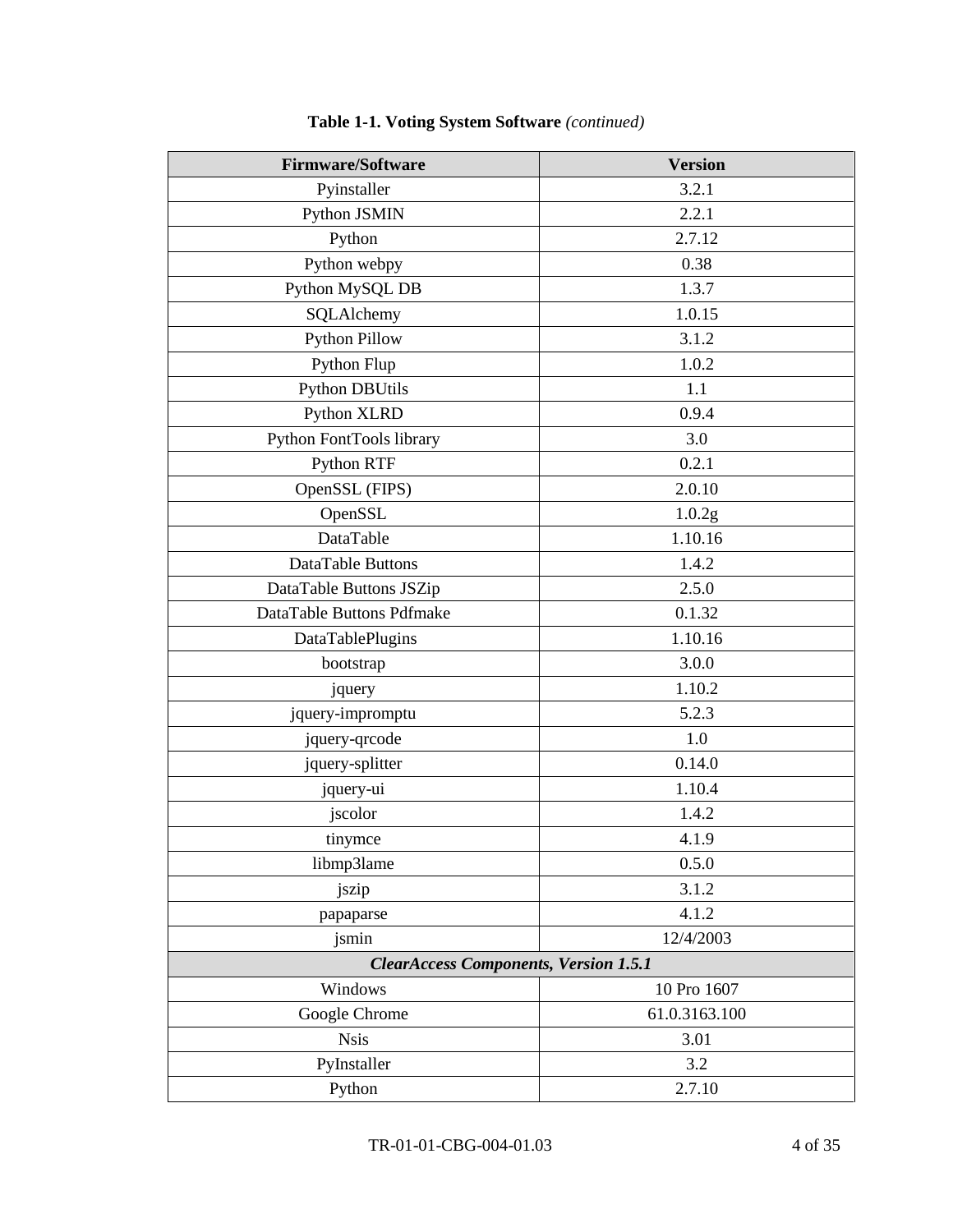**Table 1-1. Voting System Software** *(continued)*

| Firmware/Software | Version |
|---|---|
| Pyinstaller | 3.2.1 |
| Python JSMIN | 2.2.1 |
| Python | 2.7.12 |
| Python webpy | 0.38 |
| Python MySQL DB | 1.3.7 |
| SQLAlchemy | 1.0.15 |
| Python Pillow | 3.1.2 |
| Python Flup | 1.0.2 |
| Python DBUtils | 1.1 |
| Python XLRD | 0.9.4 |
| Python FontTools library | 3.0 |
| Python RTF | 0.2.1 |
| OpenSSL (FIPS) | 2.0.10 |
| OpenSSL | 1.0.2g |
| DataTable | 1.10.16 |
| DataTable Buttons | 1.4.2 |
| DataTable Buttons JSZip | 2.5.0 |
| DataTable Buttons Pdfmake | 0.1.32 |
| DataTablePlugins | 1.10.16 |
| bootstrap | 3.0.0 |
| jquery | 1.10.2 |
| jquery-impromptu | 5.2.3 |
| jquery-qrcode | 1.0 |
| jquery-splitter | 0.14.0 |
| jquery-ui | 1.10.4 |
| jscolor | 1.4.2 |
| tinymce | 4.1.9 |
| libmp3lame | 0.5.0 |
| jszip | 3.1.2 |
| papaparse | 4.1.2 |
| jsmin | 12/4/2003 |
| ***ClearAccess Components, Version 1.5.1*** | |
| Windows | 10 Pro 1607 |
| Google Chrome | 61.0.3163.100 |
| Nsis | 3.01 |
| PyInstaller | 3.2 |
| Python | 2.7.10 |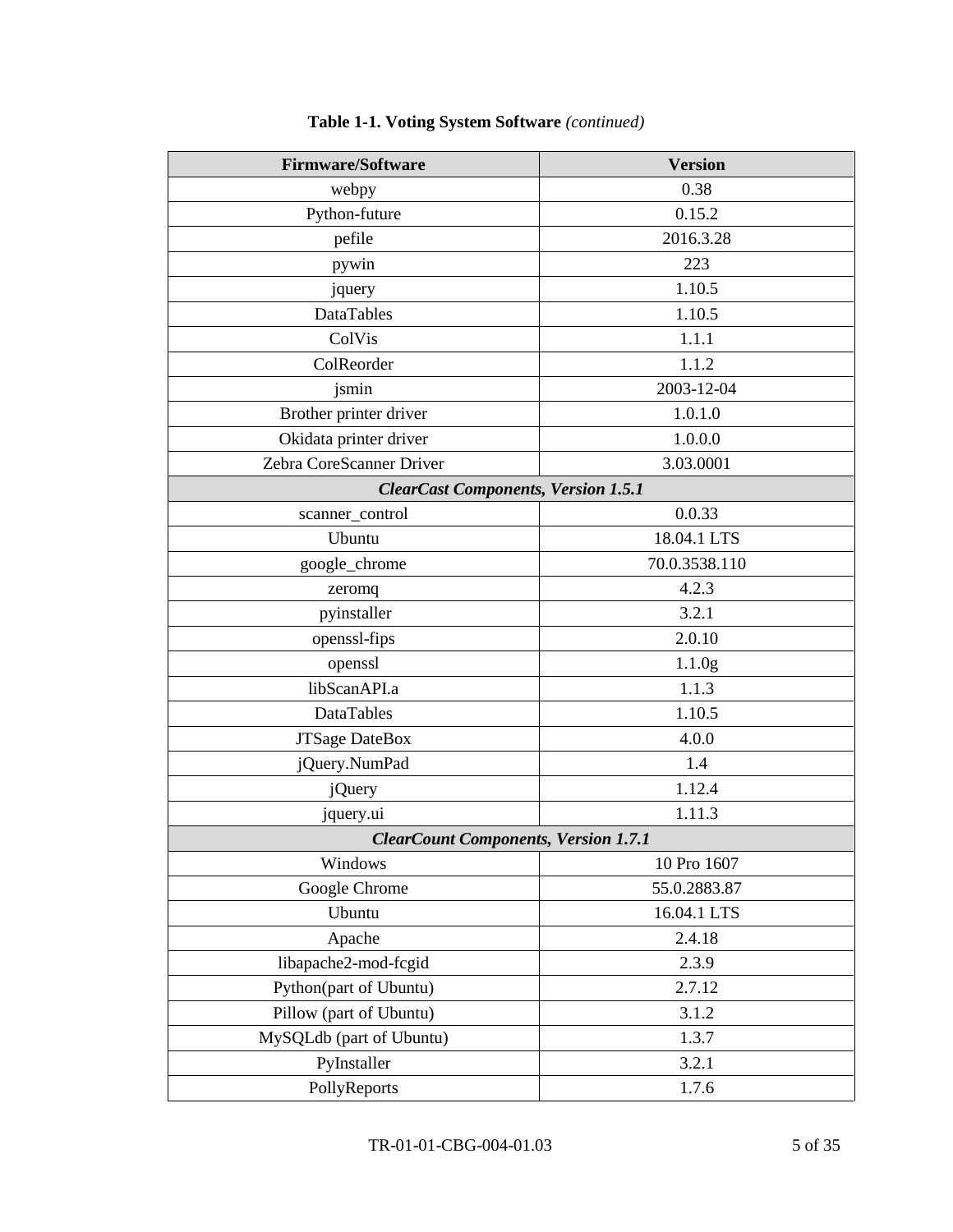**Table 1-1. Voting System Software** *(continued)*

| Firmware/Software | Version |
|---|---|
| webpy | 0.38 |
| Python-future | 0.15.2 |
| pefile | 2016.3.28 |
| pywin | 223 |
| jquery | 1.10.5 |
| DataTables | 1.10.5 |
| ColVis | 1.1.1 |
| ColReorder | 1.1.2 |
| jsmin | 2003-12-04 |
| Brother printer driver | 1.0.1.0 |
| Okidata printer driver | 1.0.0.0 |
| Zebra CoreScanner Driver | 3.03.0001 |
| ***ClearCast Components, Version 1.5.1*** | |
| scanner_control | 0.0.33 |
| Ubuntu | 18.04.1 LTS |
| google_chrome | 70.0.3538.110 |
| zeromq | 4.2.3 |
| pyinstaller | 3.2.1 |
| openssl-fips | 2.0.10 |
| openssl | 1.1.0g |
| libScanAPI.a | 1.1.3 |
| DataTables | 1.10.5 |
| JTSage DateBox | 4.0.0 |
| jQuery.NumPad | 1.4 |
| jQuery | 1.12.4 |
| jquery.ui | 1.11.3 |
| ***ClearCount Components, Version 1.7.1*** | |
| Windows | 10 Pro 1607 |
| Google Chrome | 55.0.2883.87 |
| Ubuntu | 16.04.1 LTS |
| Apache | 2.4.18 |
| libapache2-mod-fcgid | 2.3.9 |
| Python(part of Ubuntu) | 2.7.12 |
| Pillow (part of Ubuntu) | 3.1.2 |
| MySQLdb (part of Ubuntu) | 1.3.7 |
| PyInstaller | 3.2.1 |
| PollyReports | 1.7.6 |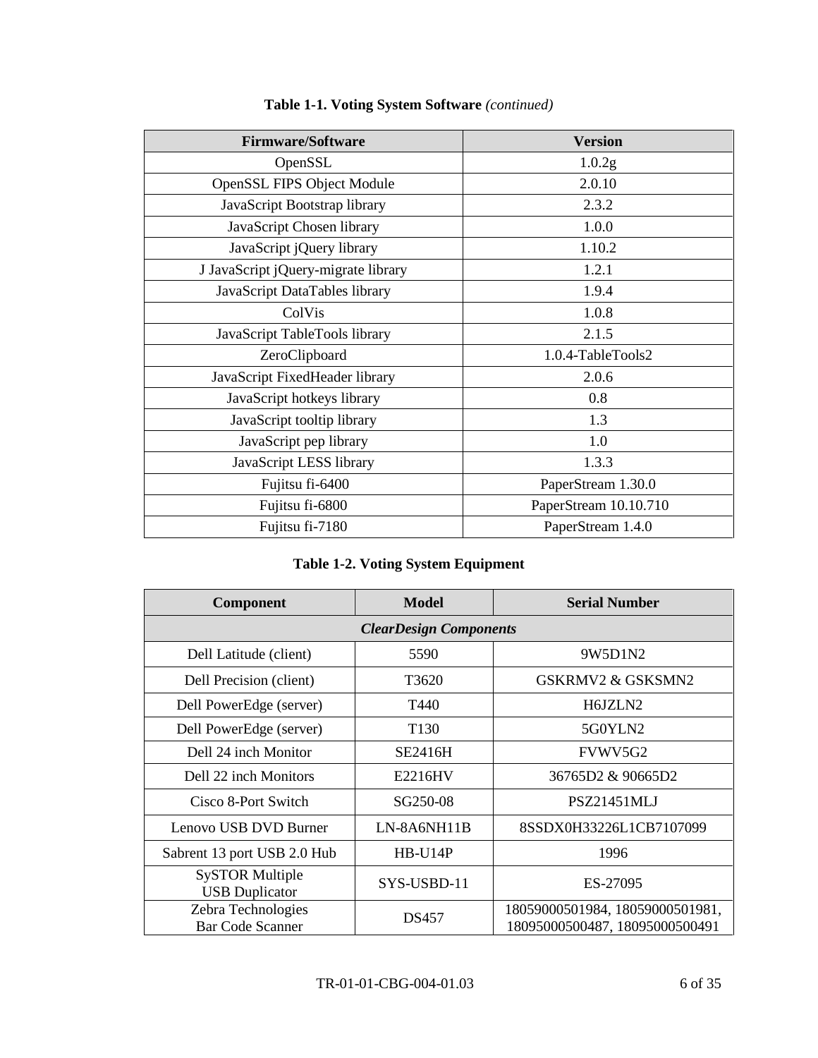**Table 1-1. Voting System Software** *(continued)*

| Firmware/Software | Version |
|---|---|
| OpenSSL | 1.0.2g |
| OpenSSL FIPS Object Module | 2.0.10 |
| JavaScript Bootstrap library | 2.3.2 |
| JavaScript Chosen library | 1.0.0 |
| JavaScript jQuery library | 1.10.2 |
| J JavaScript jQuery-migrate library | 1.2.1 |
| JavaScript DataTables library | 1.9.4 |
| ColVis | 1.0.8 |
| JavaScript TableTools library | 2.1.5 |
| ZeroClipboard | 1.0.4-TableTools2 |
| JavaScript FixedHeader library | 2.0.6 |
| JavaScript hotkeys library | 0.8 |
| JavaScript tooltip library | 1.3 |
| JavaScript pep library | 1.0 |
| JavaScript LESS library | 1.3.3 |
| Fujitsu fi-6400 | PaperStream 1.30.0 |
| Fujitsu fi-6800 | PaperStream 10.10.710 |
| Fujitsu fi-7180 | PaperStream 1.4.0 |

**Table 1-2. Voting System Equipment**

| Component | Model | Serial Number |
|---|---|---|
| ***ClearDesign Components*** | | |
| Dell Latitude (client) | 5590 | 9W5D1N2 |
| Dell Precision (client) | T3620 | GSKRMV2 & GSKSMN2 |
| Dell PowerEdge (server) | T440 | H6JZLN2 |
| Dell PowerEdge (server) | T130 | 5G0YLN2 |
| Dell 24 inch Monitor | SE2416H | FVWV5G2 |
| Dell 22 inch Monitors | E2216HV | 36765D2 & 90665D2 |
| Cisco 8-Port Switch | SG250-08 | PSZ21451MLJ |
| Lenovo USB DVD Burner | LN-8A6NH11B | 8SSDX0H33226L1CB7107099 |
| Sabrent 13 port USB 2.0 Hub | HB-U14P | 1996 |
| SySTOR Multiple USB Duplicator | SYS-USBD-11 | ES-27095 |
| Zebra Technologies Bar Code Scanner | DS457 | 18059000501984, 18059000501981, 18095000500487, 18095000500491 |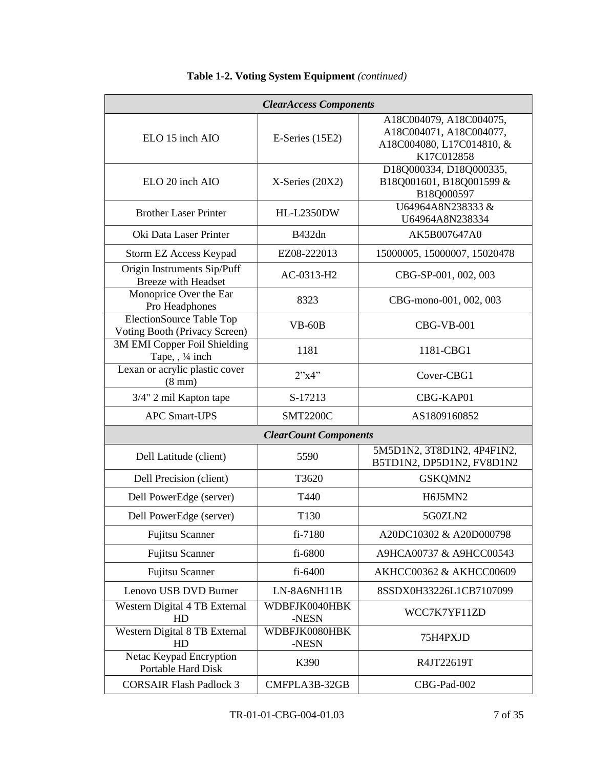**Table 1-2. Voting System Equipment** *(continued)*

| | | |
|---|---|---|
| ***ClearAccess Components*** | | |
| ELO 15 inch AIO | E-Series (15E2) | A18C004079, A18C004075, A18C004071, A18C004077, A18C004080, L17C014810, & K17C012858 |
| ELO 20 inch AIO | X-Series (20X2) | D18Q000334, D18Q000335, B18Q001601, B18Q001599 & B18Q000597 |
| Brother Laser Printer | HL-L2350DW | U64964A8N238333 & U64964A8N238334 |
| Oki Data Laser Printer | B432dn | AK5B007647A0 |
| Storm EZ Access Keypad | EZ08-222013 | 15000005, 15000007, 15020478 |
| Origin Instruments Sip/Puff Breeze with Headset | AC-0313-H2 | CBG-SP-001, 002, 003 |
| Monoprice Over the Ear Pro Headphones | 8323 | CBG-mono-001, 002, 003 |
| ElectionSource Table Top Voting Booth (Privacy Screen) | VB-60B | CBG-VB-001 |
| 3M EMI Copper Foil Shielding Tape, , ¼ inch | 1181 | 1181-CBG1 |
| Lexan or acrylic plastic cover (8 mm) | 2"x4" | Cover-CBG1 |
| 3/4" 2 mil Kapton tape | S-17213 | CBG-KAP01 |
| APC Smart-UPS | SMT2200C | AS1809160852 |
| ***ClearCount Components*** | | |
| Dell Latitude (client) | 5590 | 5M5D1N2, 3T8D1N2, 4P4F1N2, B5TD1N2, DP5D1N2, FV8D1N2 |
| Dell Precision (client) | T3620 | GSKQMN2 |
| Dell PowerEdge (server) | T440 | H6J5MN2 |
| Dell PowerEdge (server) | T130 | 5G0ZLN2 |
| Fujitsu Scanner | fi-7180 | A20DC10302 & A20D000798 |
| Fujitsu Scanner | fi-6800 | A9HCA00737 & A9HCC00543 |
| Fujitsu Scanner | fi-6400 | AKHCC00362 & AKHCC00609 |
| Lenovo USB DVD Burner | LN-8A6NH11B | 8SSDX0H33226L1CB7107099 |
| Western Digital 4 TB External HD | WDBFJK0040HBK-NESN | WCC7K7YF11ZD |
| Western Digital 8 TB External HD | WDBFJK0080HBK-NESN | 75H4PXJD |
| Netac Keypad Encryption Portable Hard Disk | K390 | R4JT22619T |
| CORSAIR Flash Padlock 3 | CMFPLA3B-32GB | CBG-Pad-002 |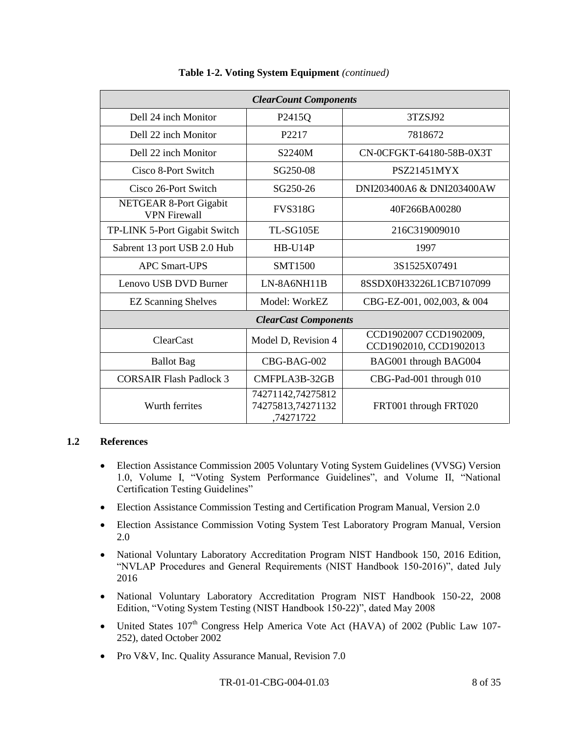**Table 1-2. Voting System Equipment** *(continued)*

| *ClearCount Components* | | |
|---|---|---|
| Dell 24 inch Monitor | P2415Q | 3TZSJ92 |
| Dell 22 inch Monitor | P2217 | 7818672 |
| Dell 22 inch Monitor | S2240M | CN-0CFGKT-64180-58B-0X3T |
| Cisco 8-Port Switch | SG250-08 | PSZ21451MYX |
| Cisco 26-Port Switch | SG250-26 | DNI203400A6 & DNI203400AW |
| NETGEAR 8-Port Gigabit VPN Firewall | FVS318G | 40F266BA00280 |
| TP-LINK 5-Port Gigabit Switch | TL-SG105E | 216C319009010 |
| Sabrent 13 port USB 2.0 Hub | HB-U14P | 1997 |
| APC Smart-UPS | SMT1500 | 3S1525X07491 |
| Lenovo USB DVD Burner | LN-8A6NH11B | 8SSDX0H33226L1CB7107099 |
| EZ Scanning Shelves | Model: WorkEZ | CBG-EZ-001, 002,003, & 004 |
| *ClearCast Components* | | |
| ClearCast | Model D, Revision 4 | CCD1902007 CCD1902009, CCD1902010, CCD1902013 |
| Ballot Bag | CBG-BAG-002 | BAG001 through BAG004 |
| CORSAIR Flash Padlock 3 | CMFPLA3B-32GB | CBG-Pad-001 through 010 |
| Wurth ferrites | 74271142,74275812 74275813,74271132 ,74271722 | FRT001 through FRT020 |

## 1.2 References

- Election Assistance Commission 2005 Voluntary Voting System Guidelines (VVSG) Version 1.0, Volume I, "Voting System Performance Guidelines", and Volume II, "National Certification Testing Guidelines"
- Election Assistance Commission Testing and Certification Program Manual, Version 2.0
- Election Assistance Commission Voting System Test Laboratory Program Manual, Version 2.0
- National Voluntary Laboratory Accreditation Program NIST Handbook 150, 2016 Edition, "NVLAP Procedures and General Requirements (NIST Handbook 150-2016)", dated July 2016
- National Voluntary Laboratory Accreditation Program NIST Handbook 150-22, 2008 Edition, "Voting System Testing (NIST Handbook 150-22)", dated May 2008
- United States 107th Congress Help America Vote Act (HAVA) of 2002 (Public Law 107-252), dated October 2002
- Pro V&V, Inc. Quality Assurance Manual, Revision 7.0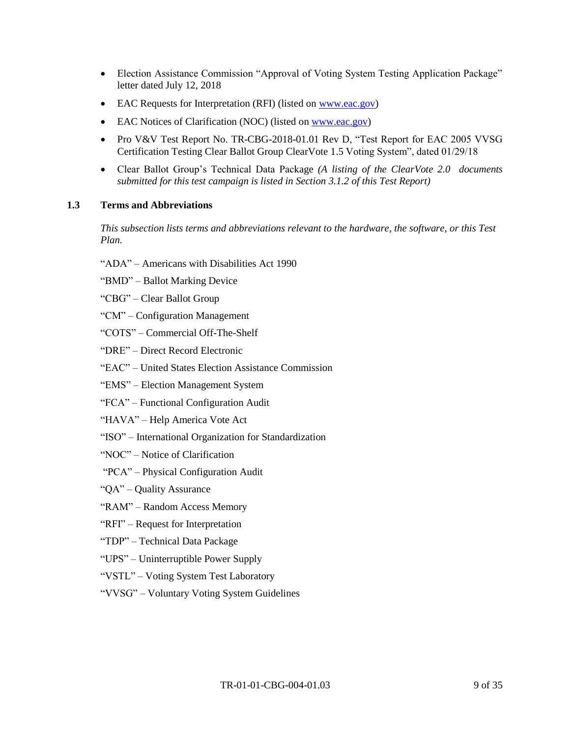- Election Assistance Commission "Approval of Voting System Testing Application Package" letter dated July 12, 2018
- EAC Requests for Interpretation (RFI) (listed on [www.eac.gov](http://www.eac.gov))
- EAC Notices of Clarification (NOC) (listed on [www.eac.gov](http://www.eac.gov))
- Pro V&V Test Report No. TR-CBG-2018-01.01 Rev D, "Test Report for EAC 2005 VVSG Certification Testing Clear Ballot Group ClearVote 1.5 Voting System", dated 01/29/18
- Clear Ballot Group's Technical Data Package *(A listing of the ClearVote 2.0 documents submitted for this test campaign is listed in Section 3.1.2 of this Test Report)*

### 1.3 Terms and Abbreviations

*This subsection lists terms and abbreviations relevant to the hardware, the software, or this Test Plan.*

"ADA" – Americans with Disabilities Act 1990

"BMD" – Ballot Marking Device

"CBG" – Clear Ballot Group

"CM" – Configuration Management

"COTS" – Commercial Off-The-Shelf

"DRE" – Direct Record Electronic

"EAC" – United States Election Assistance Commission

"EMS" – Election Management System

"FCA" – Functional Configuration Audit

"HAVA" – Help America Vote Act

"ISO" – International Organization for Standardization

"NOC" – Notice of Clarification

"PCA" – Physical Configuration Audit

"QA" – Quality Assurance

"RAM" – Random Access Memory

"RFI" – Request for Interpretation

"TDP" – Technical Data Package

"UPS" – Uninterruptible Power Supply

"VSTL" – Voting System Test Laboratory

"VVSG" – Voluntary Voting System Guidelines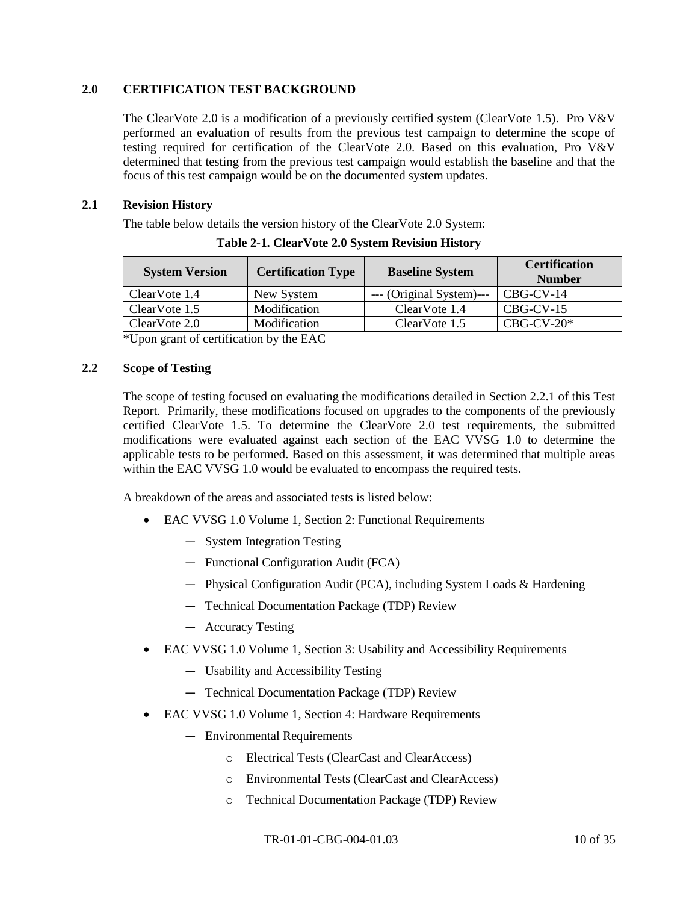## 2.0 CERTIFICATION TEST BACKGROUND

The ClearVote 2.0 is a modification of a previously certified system (ClearVote 1.5). Pro V&V performed an evaluation of results from the previous test campaign to determine the scope of testing required for certification of the ClearVote 2.0. Based on this evaluation, Pro V&V determined that testing from the previous test campaign would establish the baseline and that the focus of this test campaign would be on the documented system updates.

### 2.1 Revision History

The table below details the version history of the ClearVote 2.0 System:

**Table 2-1. ClearVote 2.0 System Revision History**

| System Version | Certification Type | Baseline System | Certification Number |
|---|---|---|---|
| ClearVote 1.4 | New System | --- (Original System)--- | CBG-CV-14 |
| ClearVote 1.5 | Modification | ClearVote 1.4 | CBG-CV-15 |
| ClearVote 2.0 | Modification | ClearVote 1.5 | CBG-CV-20* |

*Upon grant of certification by the EAC

### 2.2 Scope of Testing

The scope of testing focused on evaluating the modifications detailed in Section 2.2.1 of this Test Report. Primarily, these modifications focused on upgrades to the components of the previously certified ClearVote 1.5. To determine the ClearVote 2.0 test requirements, the submitted modifications were evaluated against each section of the EAC VVSG 1.0 to determine the applicable tests to be performed. Based on this assessment, it was determined that multiple areas within the EAC VVSG 1.0 would be evaluated to encompass the required tests.

A breakdown of the areas and associated tests is listed below:

- EAC VVSG 1.0 Volume 1, Section 2: Functional Requirements
  - System Integration Testing
  - Functional Configuration Audit (FCA)
  - Physical Configuration Audit (PCA), including System Loads & Hardening
  - Technical Documentation Package (TDP) Review
  - Accuracy Testing
- EAC VVSG 1.0 Volume 1, Section 3: Usability and Accessibility Requirements
  - Usability and Accessibility Testing
  - Technical Documentation Package (TDP) Review
- EAC VVSG 1.0 Volume 1, Section 4: Hardware Requirements
  - Environmental Requirements
    - Electrical Tests (ClearCast and ClearAccess)
    - Environmental Tests (ClearCast and ClearAccess)
    - Technical Documentation Package (TDP) Review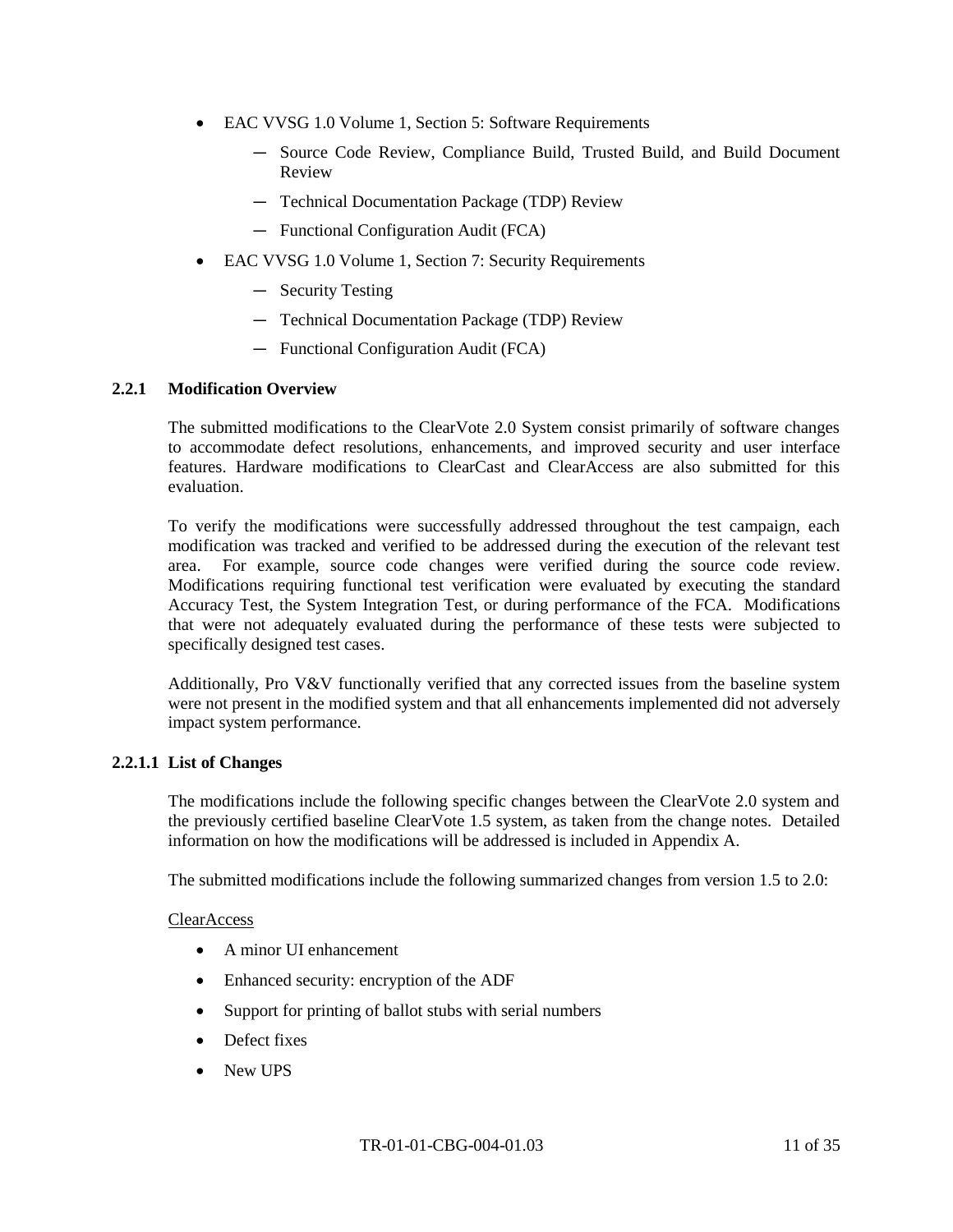- EAC VVSG 1.0 Volume 1, Section 5: Software Requirements
  - Source Code Review, Compliance Build, Trusted Build, and Build Document Review
  - Technical Documentation Package (TDP) Review
  - Functional Configuration Audit (FCA)
- EAC VVSG 1.0 Volume 1, Section 7: Security Requirements
  - Security Testing
  - Technical Documentation Package (TDP) Review
  - Functional Configuration Audit (FCA)

### 2.2.1 Modification Overview

The submitted modifications to the ClearVote 2.0 System consist primarily of software changes to accommodate defect resolutions, enhancements, and improved security and user interface features. Hardware modifications to ClearCast and ClearAccess are also submitted for this evaluation.

To verify the modifications were successfully addressed throughout the test campaign, each modification was tracked and verified to be addressed during the execution of the relevant test area. For example, source code changes were verified during the source code review. Modifications requiring functional test verification were evaluated by executing the standard Accuracy Test, the System Integration Test, or during performance of the FCA. Modifications that were not adequately evaluated during the performance of these tests were subjected to specifically designed test cases.

Additionally, Pro V&V functionally verified that any corrected issues from the baseline system were not present in the modified system and that all enhancements implemented did not adversely impact system performance.

#### 2.2.1.1 List of Changes

The modifications include the following specific changes between the ClearVote 2.0 system and the previously certified baseline ClearVote 1.5 system, as taken from the change notes. Detailed information on how the modifications will be addressed is included in Appendix A.

The submitted modifications include the following summarized changes from version 1.5 to 2.0:

ClearAccess

- A minor UI enhancement
- Enhanced security: encryption of the ADF
- Support for printing of ballot stubs with serial numbers
- Defect fixes
- New UPS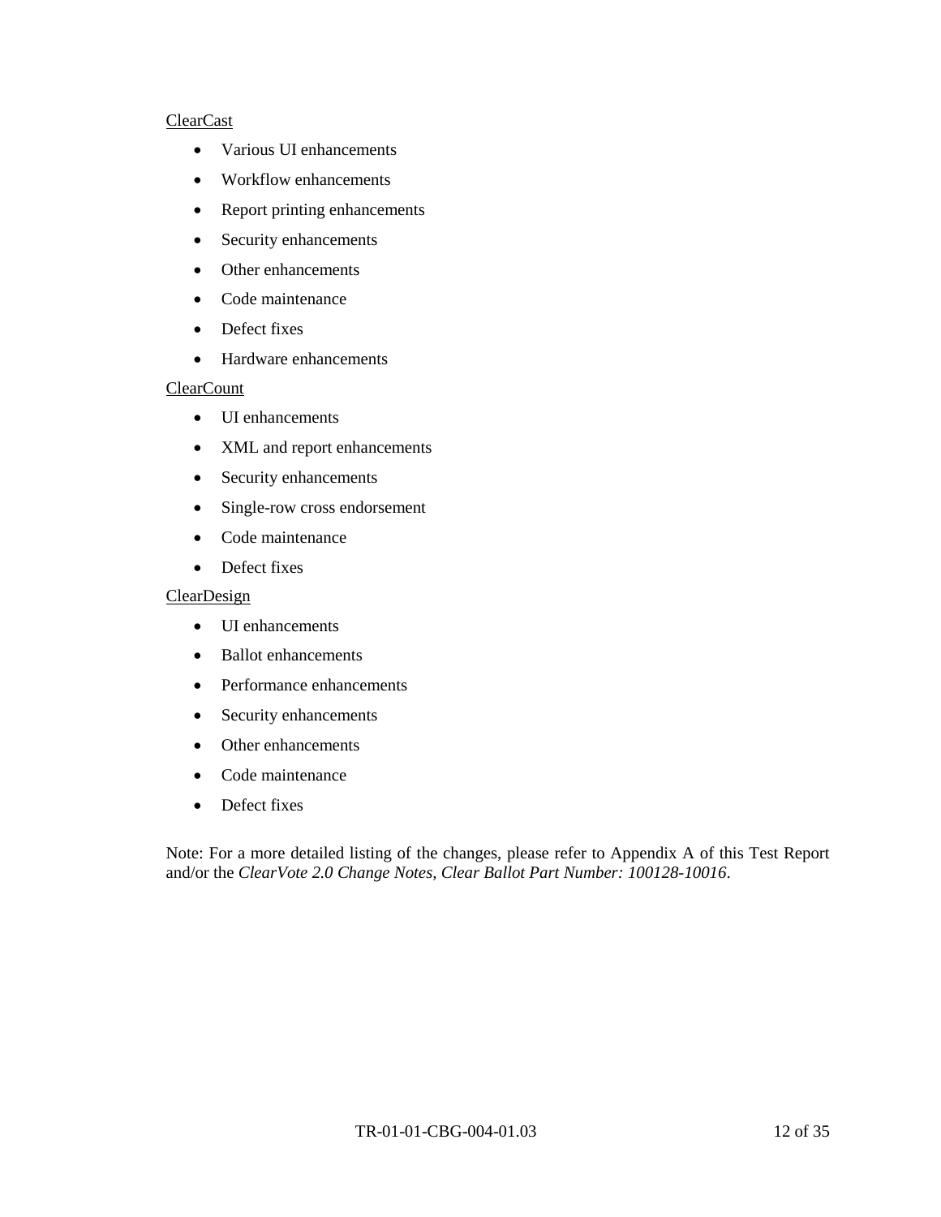<u>ClearCast</u>

- Various UI enhancements
- Workflow enhancements
- Report printing enhancements
- Security enhancements
- Other enhancements
- Code maintenance
- Defect fixes
- Hardware enhancements

<u>ClearCount</u>

- UI enhancements
- XML and report enhancements
- Security enhancements
- Single-row cross endorsement
- Code maintenance
- Defect fixes

<u>ClearDesign</u>

- UI enhancements
- Ballot enhancements
- Performance enhancements
- Security enhancements
- Other enhancements
- Code maintenance
- Defect fixes

Note: For a more detailed listing of the changes, please refer to Appendix A of this Test Report and/or the *ClearVote 2.0 Change Notes, Clear Ballot Part Number: 100128-10016*.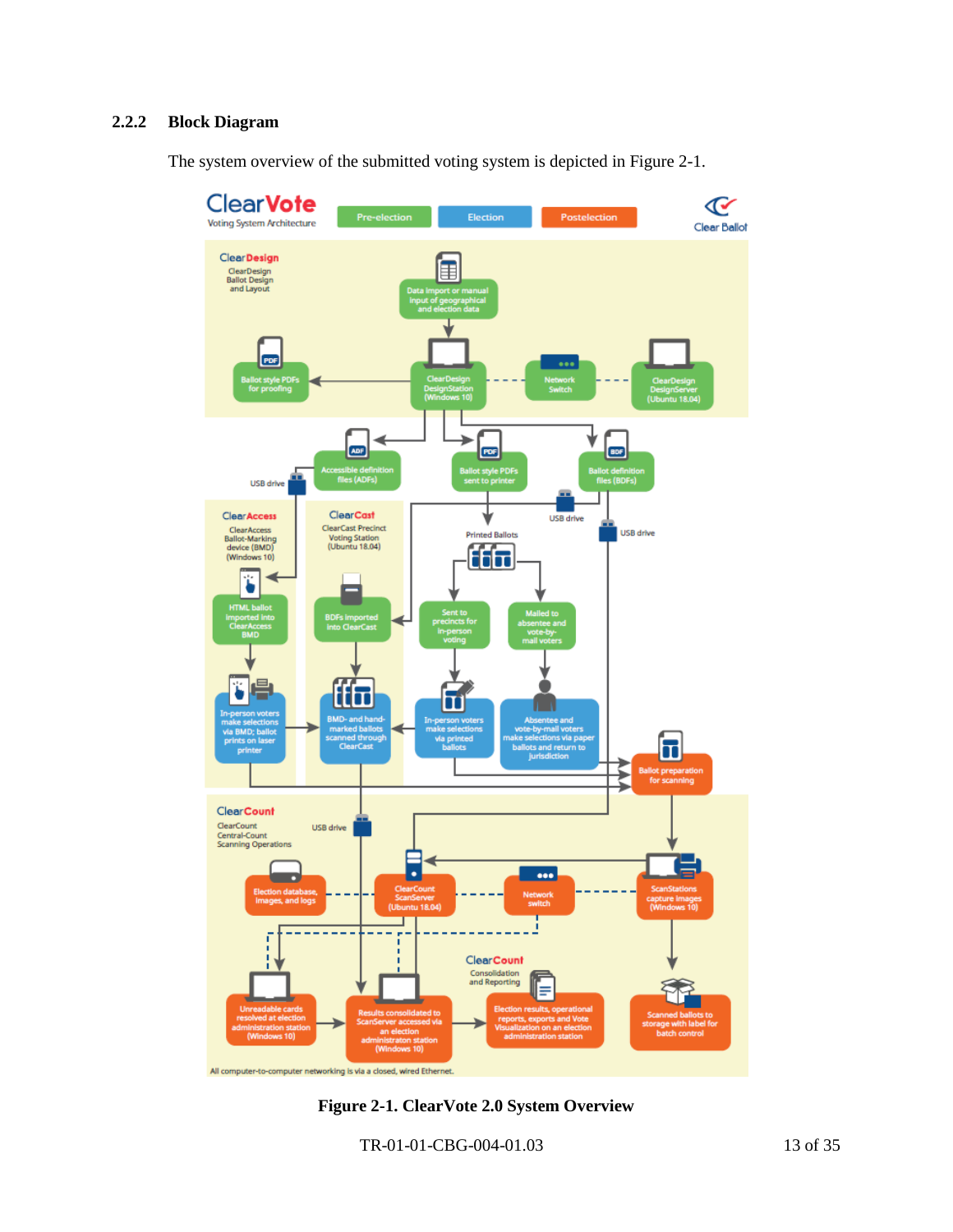### 2.2.2 Block Diagram

The system overview of the submitted voting system is depicted in Figure 2-1.

**Figure 2-1. ClearVote 2.0 System Overview**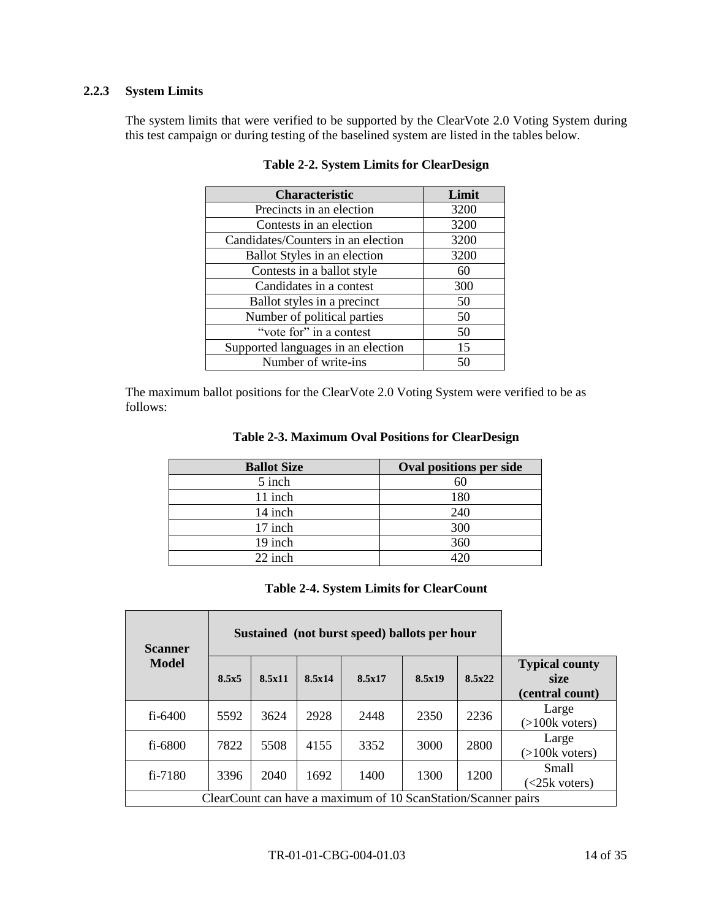### 2.2.3 System Limits

The system limits that were verified to be supported by the ClearVote 2.0 Voting System during this test campaign or during testing of the baselined system are listed in the tables below.

**Table 2-2. System Limits for ClearDesign**

| Characteristic | Limit |
|---|---|
| Precincts in an election | 3200 |
| Contests in an election | 3200 |
| Candidates/Counters in an election | 3200 |
| Ballot Styles in an election | 3200 |
| Contests in a ballot style | 60 |
| Candidates in a contest | 300 |
| Ballot styles in a precinct | 50 |
| Number of political parties | 50 |
| "vote for" in a contest | 50 |
| Supported languages in an election | 15 |
| Number of write-ins | 50 |

The maximum ballot positions for the ClearVote 2.0 Voting System were verified to be as follows:

**Table 2-3. Maximum Oval Positions for ClearDesign**

| Ballot Size | Oval positions per side |
|---|---|
| 5 inch | 60 |
| 11 inch | 180 |
| 14 inch | 240 |
| 17 inch | 300 |
| 19 inch | 360 |
| 22 inch | 420 |

**Table 2-4. System Limits for ClearCount**

| Scanner Model | Sustained (not burst speed) ballots per hour | | | | | | |
|---|---|---|---|---|---|---|---|
| | 8.5x5 | 8.5x11 | 8.5x14 | 8.5x17 | 8.5x19 | 8.5x22 | Typical county size (central count) |
| fi-6400 | 5592 | 3624 | 2928 | 2448 | 2350 | 2236 | Large (>100k voters) |
| fi-6800 | 7822 | 5508 | 4155 | 3352 | 3000 | 2800 | Large (>100k voters) |
| fi-7180 | 3396 | 2040 | 1692 | 1400 | 1300 | 1200 | Small (<25k voters) |
| ClearCount can have a maximum of 10 ScanStation/Scanner pairs | | | | | | | |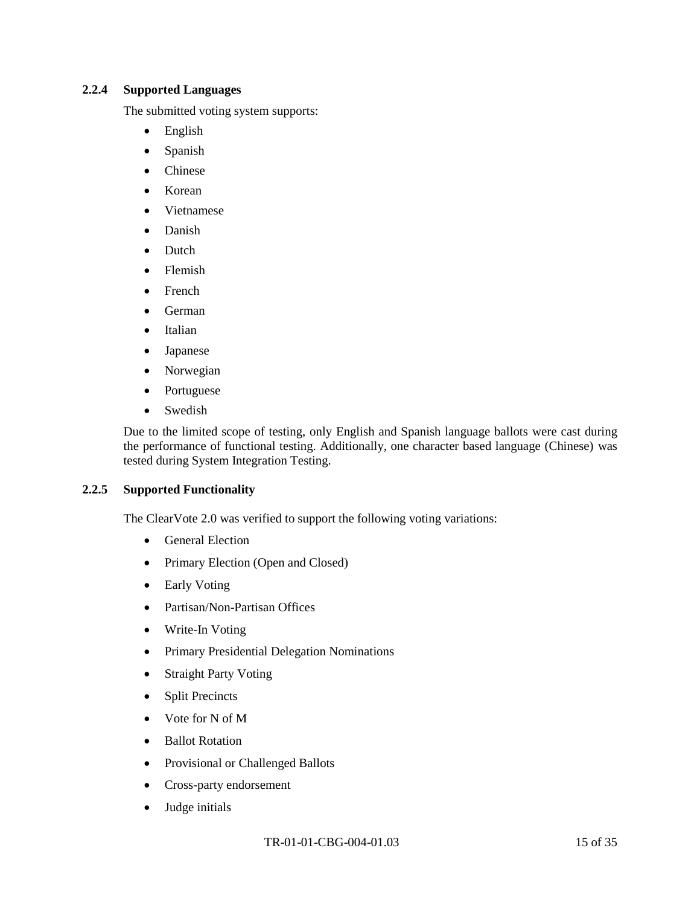### 2.2.4 Supported Languages

The submitted voting system supports:

- English
- Spanish
- Chinese
- Korean
- Vietnamese
- Danish
- Dutch
- Flemish
- French
- German
- Italian
- Japanese
- Norwegian
- Portuguese
- Swedish

Due to the limited scope of testing, only English and Spanish language ballots were cast during the performance of functional testing. Additionally, one character based language (Chinese) was tested during System Integration Testing.

### 2.2.5 Supported Functionality

The ClearVote 2.0 was verified to support the following voting variations:

- General Election
- Primary Election (Open and Closed)
- Early Voting
- Partisan/Non-Partisan Offices
- Write-In Voting
- Primary Presidential Delegation Nominations
- Straight Party Voting
- Split Precincts
- Vote for N of M
- Ballot Rotation
- Provisional or Challenged Ballots
- Cross-party endorsement
- Judge initials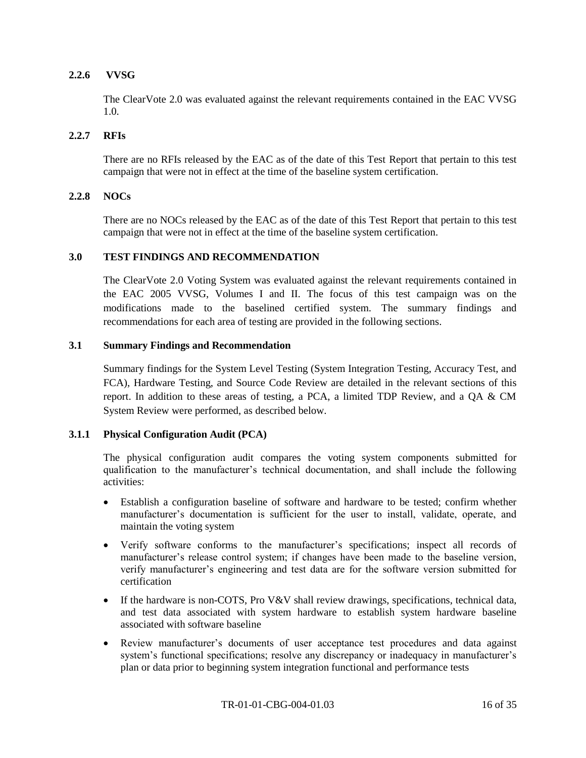#### 2.2.6 VVSG

The ClearVote 2.0 was evaluated against the relevant requirements contained in the EAC VVSG 1.0.

#### 2.2.7 RFIs

There are no RFIs released by the EAC as of the date of this Test Report that pertain to this test campaign that were not in effect at the time of the baseline system certification.

#### 2.2.8 NOCs

There are no NOCs released by the EAC as of the date of this Test Report that pertain to this test campaign that were not in effect at the time of the baseline system certification.

## 3.0 TEST FINDINGS AND RECOMMENDATION

The ClearVote 2.0 Voting System was evaluated against the relevant requirements contained in the EAC 2005 VVSG, Volumes I and II. The focus of this test campaign was on the modifications made to the baselined certified system. The summary findings and recommendations for each area of testing are provided in the following sections.

### 3.1 Summary Findings and Recommendation

Summary findings for the System Level Testing (System Integration Testing, Accuracy Test, and FCA), Hardware Testing, and Source Code Review are detailed in the relevant sections of this report. In addition to these areas of testing, a PCA, a limited TDP Review, and a QA & CM System Review were performed, as described below.

#### 3.1.1 Physical Configuration Audit (PCA)

The physical configuration audit compares the voting system components submitted for qualification to the manufacturer's technical documentation, and shall include the following activities:

- Establish a configuration baseline of software and hardware to be tested; confirm whether manufacturer's documentation is sufficient for the user to install, validate, operate, and maintain the voting system
- Verify software conforms to the manufacturer's specifications; inspect all records of manufacturer's release control system; if changes have been made to the baseline version, verify manufacturer's engineering and test data are for the software version submitted for certification
- If the hardware is non-COTS, Pro V&V shall review drawings, specifications, technical data, and test data associated with system hardware to establish system hardware baseline associated with software baseline
- Review manufacturer's documents of user acceptance test procedures and data against system's functional specifications; resolve any discrepancy or inadequacy in manufacturer's plan or data prior to beginning system integration functional and performance tests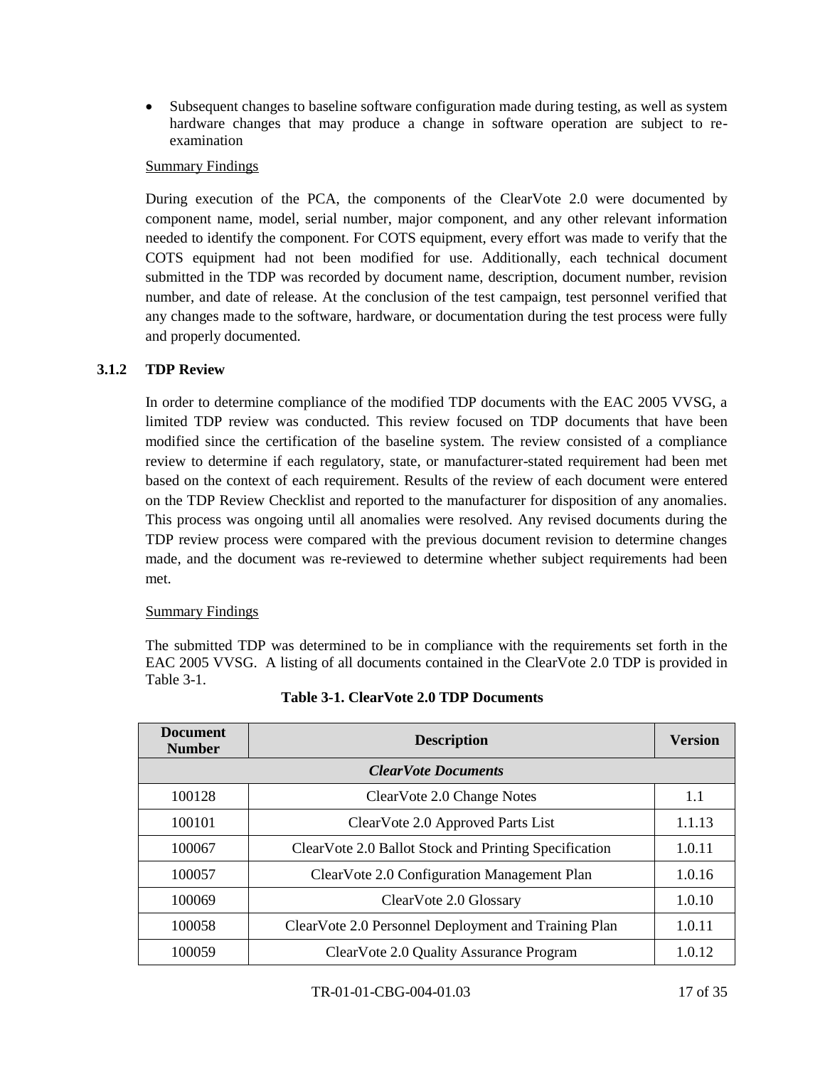- Subsequent changes to baseline software configuration made during testing, as well as system hardware changes that may produce a change in software operation are subject to re-examination

Summary Findings

During execution of the PCA, the components of the ClearVote 2.0 were documented by component name, model, serial number, major component, and any other relevant information needed to identify the component. For COTS equipment, every effort was made to verify that the COTS equipment had not been modified for use. Additionally, each technical document submitted in the TDP was recorded by document name, description, document number, revision number, and date of release. At the conclusion of the test campaign, test personnel verified that any changes made to the software, hardware, or documentation during the test process were fully and properly documented.

### 3.1.2 TDP Review

In order to determine compliance of the modified TDP documents with the EAC 2005 VVSG, a limited TDP review was conducted. This review focused on TDP documents that have been modified since the certification of the baseline system. The review consisted of a compliance review to determine if each regulatory, state, or manufacturer-stated requirement had been met based on the context of each requirement. Results of the review of each document were entered on the TDP Review Checklist and reported to the manufacturer for disposition of any anomalies. This process was ongoing until all anomalies were resolved. Any revised documents during the TDP review process were compared with the previous document revision to determine changes made, and the document was re-reviewed to determine whether subject requirements had been met.

Summary Findings

The submitted TDP was determined to be in compliance with the requirements set forth in the EAC 2005 VVSG. A listing of all documents contained in the ClearVote 2.0 TDP is provided in Table 3-1.

**Table 3-1. ClearVote 2.0 TDP Documents**

| Document Number | Description | Version |
|---|---|---|
| ***ClearVote Documents*** | | |
| 100128 | ClearVote 2.0 Change Notes | 1.1 |
| 100101 | ClearVote 2.0 Approved Parts List | 1.1.13 |
| 100067 | ClearVote 2.0 Ballot Stock and Printing Specification | 1.0.11 |
| 100057 | ClearVote 2.0 Configuration Management Plan | 1.0.16 |
| 100069 | ClearVote 2.0 Glossary | 1.0.10 |
| 100058 | ClearVote 2.0 Personnel Deployment and Training Plan | 1.0.11 |
| 100059 | ClearVote 2.0 Quality Assurance Program | 1.0.12 |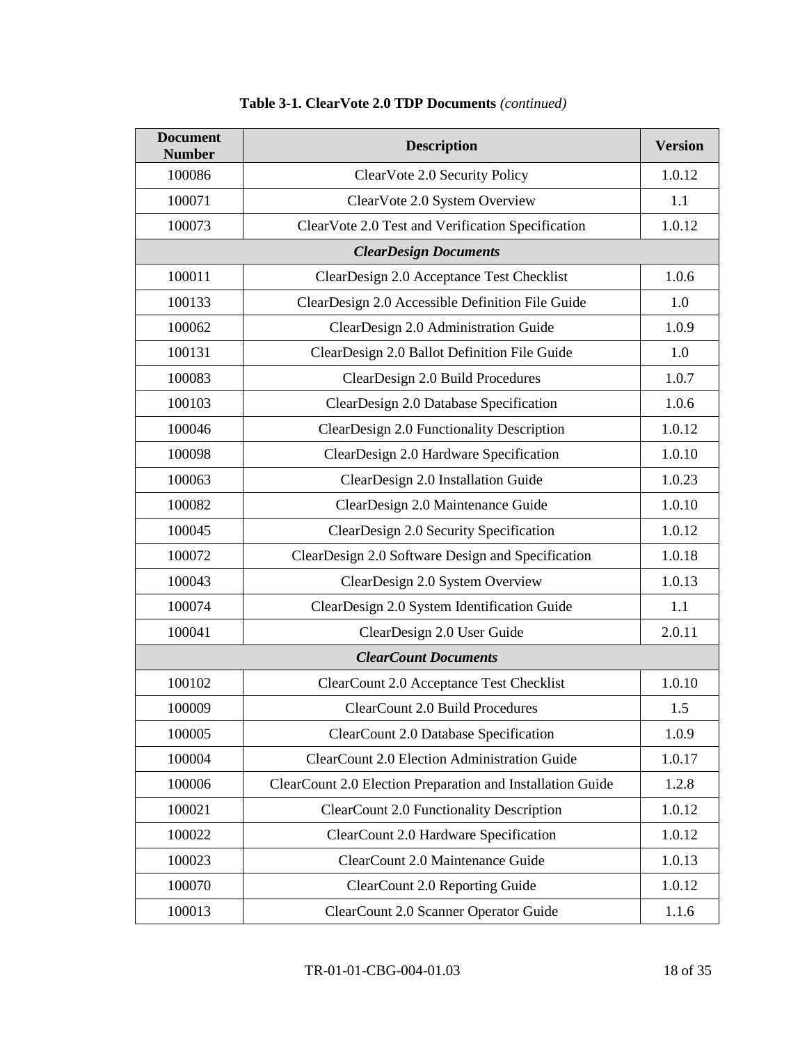**Table 3-1. ClearVote 2.0 TDP Documents** *(continued)*

| Document Number | Description | Version |
|---|---|---|
| 100086 | ClearVote 2.0 Security Policy | 1.0.12 |
| 100071 | ClearVote 2.0 System Overview | 1.1 |
| 100073 | ClearVote 2.0 Test and Verification Specification | 1.0.12 |
| | ***ClearDesign Documents*** | |
| 100011 | ClearDesign 2.0 Acceptance Test Checklist | 1.0.6 |
| 100133 | ClearDesign 2.0 Accessible Definition File Guide | 1.0 |
| 100062 | ClearDesign 2.0 Administration Guide | 1.0.9 |
| 100131 | ClearDesign 2.0 Ballot Definition File Guide | 1.0 |
| 100083 | ClearDesign 2.0 Build Procedures | 1.0.7 |
| 100103 | ClearDesign 2.0 Database Specification | 1.0.6 |
| 100046 | ClearDesign 2.0 Functionality Description | 1.0.12 |
| 100098 | ClearDesign 2.0 Hardware Specification | 1.0.10 |
| 100063 | ClearDesign 2.0 Installation Guide | 1.0.23 |
| 100082 | ClearDesign 2.0 Maintenance Guide | 1.0.10 |
| 100045 | ClearDesign 2.0 Security Specification | 1.0.12 |
| 100072 | ClearDesign 2.0 Software Design and Specification | 1.0.18 |
| 100043 | ClearDesign 2.0 System Overview | 1.0.13 |
| 100074 | ClearDesign 2.0 System Identification Guide | 1.1 |
| 100041 | ClearDesign 2.0 User Guide | 2.0.11 |
| | ***ClearCount Documents*** | |
| 100102 | ClearCount 2.0 Acceptance Test Checklist | 1.0.10 |
| 100009 | ClearCount 2.0 Build Procedures | 1.5 |
| 100005 | ClearCount 2.0 Database Specification | 1.0.9 |
| 100004 | ClearCount 2.0 Election Administration Guide | 1.0.17 |
| 100006 | ClearCount 2.0 Election Preparation and Installation Guide | 1.2.8 |
| 100021 | ClearCount 2.0 Functionality Description | 1.0.12 |
| 100022 | ClearCount 2.0 Hardware Specification | 1.0.12 |
| 100023 | ClearCount 2.0 Maintenance Guide | 1.0.13 |
| 100070 | ClearCount 2.0 Reporting Guide | 1.0.12 |
| 100013 | ClearCount 2.0 Scanner Operator Guide | 1.1.6 |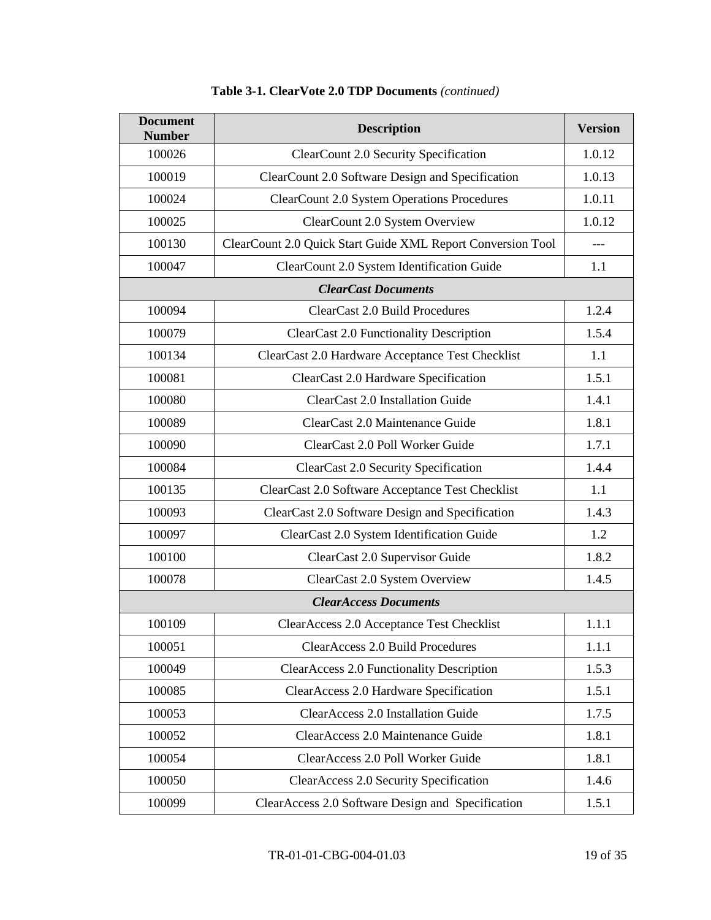**Table 3-1. ClearVote 2.0 TDP Documents** *(continued)*

| Document Number | Description | Version |
|---|---|---|
| 100026 | ClearCount 2.0 Security Specification | 1.0.12 |
| 100019 | ClearCount 2.0 Software Design and Specification | 1.0.13 |
| 100024 | ClearCount 2.0 System Operations Procedures | 1.0.11 |
| 100025 | ClearCount 2.0 System Overview | 1.0.12 |
| 100130 | ClearCount 2.0 Quick Start Guide XML Report Conversion Tool | --- |
| 100047 | ClearCount 2.0 System Identification Guide | 1.1 |
| ***ClearCast Documents*** | | |
| 100094 | ClearCast 2.0 Build Procedures | 1.2.4 |
| 100079 | ClearCast 2.0 Functionality Description | 1.5.4 |
| 100134 | ClearCast 2.0 Hardware Acceptance Test Checklist | 1.1 |
| 100081 | ClearCast 2.0 Hardware Specification | 1.5.1 |
| 100080 | ClearCast 2.0 Installation Guide | 1.4.1 |
| 100089 | ClearCast 2.0 Maintenance Guide | 1.8.1 |
| 100090 | ClearCast 2.0 Poll Worker Guide | 1.7.1 |
| 100084 | ClearCast 2.0 Security Specification | 1.4.4 |
| 100135 | ClearCast 2.0 Software Acceptance Test Checklist | 1.1 |
| 100093 | ClearCast 2.0 Software Design and Specification | 1.4.3 |
| 100097 | ClearCast 2.0 System Identification Guide | 1.2 |
| 100100 | ClearCast 2.0 Supervisor Guide | 1.8.2 |
| 100078 | ClearCast 2.0 System Overview | 1.4.5 |
| ***ClearAccess Documents*** | | |
| 100109 | ClearAccess 2.0 Acceptance Test Checklist | 1.1.1 |
| 100051 | ClearAccess 2.0 Build Procedures | 1.1.1 |
| 100049 | ClearAccess 2.0 Functionality Description | 1.5.3 |
| 100085 | ClearAccess 2.0 Hardware Specification | 1.5.1 |
| 100053 | ClearAccess 2.0 Installation Guide | 1.7.5 |
| 100052 | ClearAccess 2.0 Maintenance Guide | 1.8.1 |
| 100054 | ClearAccess 2.0 Poll Worker Guide | 1.8.1 |
| 100050 | ClearAccess 2.0 Security Specification | 1.4.6 |
| 100099 | ClearAccess 2.0 Software Design and Specification | 1.5.1 |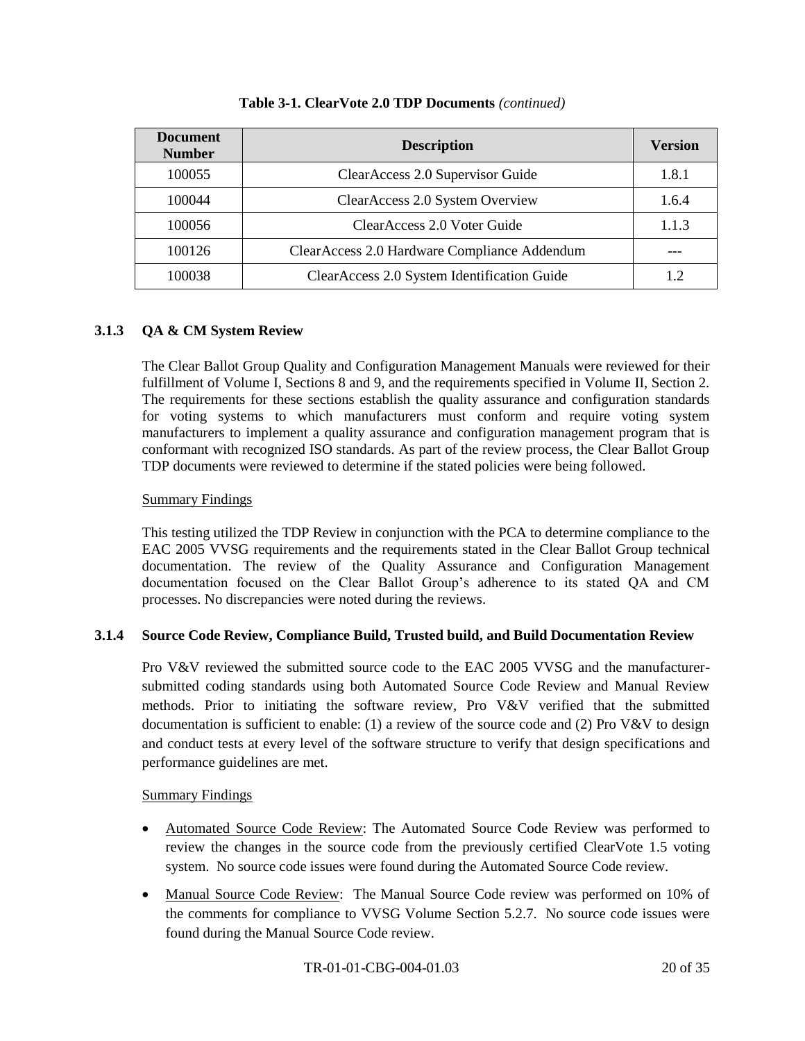**Table 3-1. ClearVote 2.0 TDP Documents** *(continued)*

| Document Number | Description | Version |
|---|---|---|
| 100055 | ClearAccess 2.0 Supervisor Guide | 1.8.1 |
| 100044 | ClearAccess 2.0 System Overview | 1.6.4 |
| 100056 | ClearAccess 2.0 Voter Guide | 1.1.3 |
| 100126 | ClearAccess 2.0 Hardware Compliance Addendum | --- |
| 100038 | ClearAccess 2.0 System Identification Guide | 1.2 |

### 3.1.3 QA & CM System Review

The Clear Ballot Group Quality and Configuration Management Manuals were reviewed for their fulfillment of Volume I, Sections 8 and 9, and the requirements specified in Volume II, Section 2. The requirements for these sections establish the quality assurance and configuration standards for voting systems to which manufacturers must conform and require voting system manufacturers to implement a quality assurance and configuration management program that is conformant with recognized ISO standards. As part of the review process, the Clear Ballot Group TDP documents were reviewed to determine if the stated policies were being followed.

Summary Findings

This testing utilized the TDP Review in conjunction with the PCA to determine compliance to the EAC 2005 VVSG requirements and the requirements stated in the Clear Ballot Group technical documentation. The review of the Quality Assurance and Configuration Management documentation focused on the Clear Ballot Group's adherence to its stated QA and CM processes. No discrepancies were noted during the reviews.

### 3.1.4 Source Code Review, Compliance Build, Trusted build, and Build Documentation Review

Pro V&V reviewed the submitted source code to the EAC 2005 VVSG and the manufacturer-submitted coding standards using both Automated Source Code Review and Manual Review methods. Prior to initiating the software review, Pro V&V verified that the submitted documentation is sufficient to enable: (1) a review of the source code and (2) Pro V&V to design and conduct tests at every level of the software structure to verify that design specifications and performance guidelines are met.

Summary Findings

- Automated Source Code Review: The Automated Source Code Review was performed to review the changes in the source code from the previously certified ClearVote 1.5 voting system. No source code issues were found during the Automated Source Code review.
- Manual Source Code Review: The Manual Source Code review was performed on 10% of the comments for compliance to VVSG Volume Section 5.2.7. No source code issues were found during the Manual Source Code review.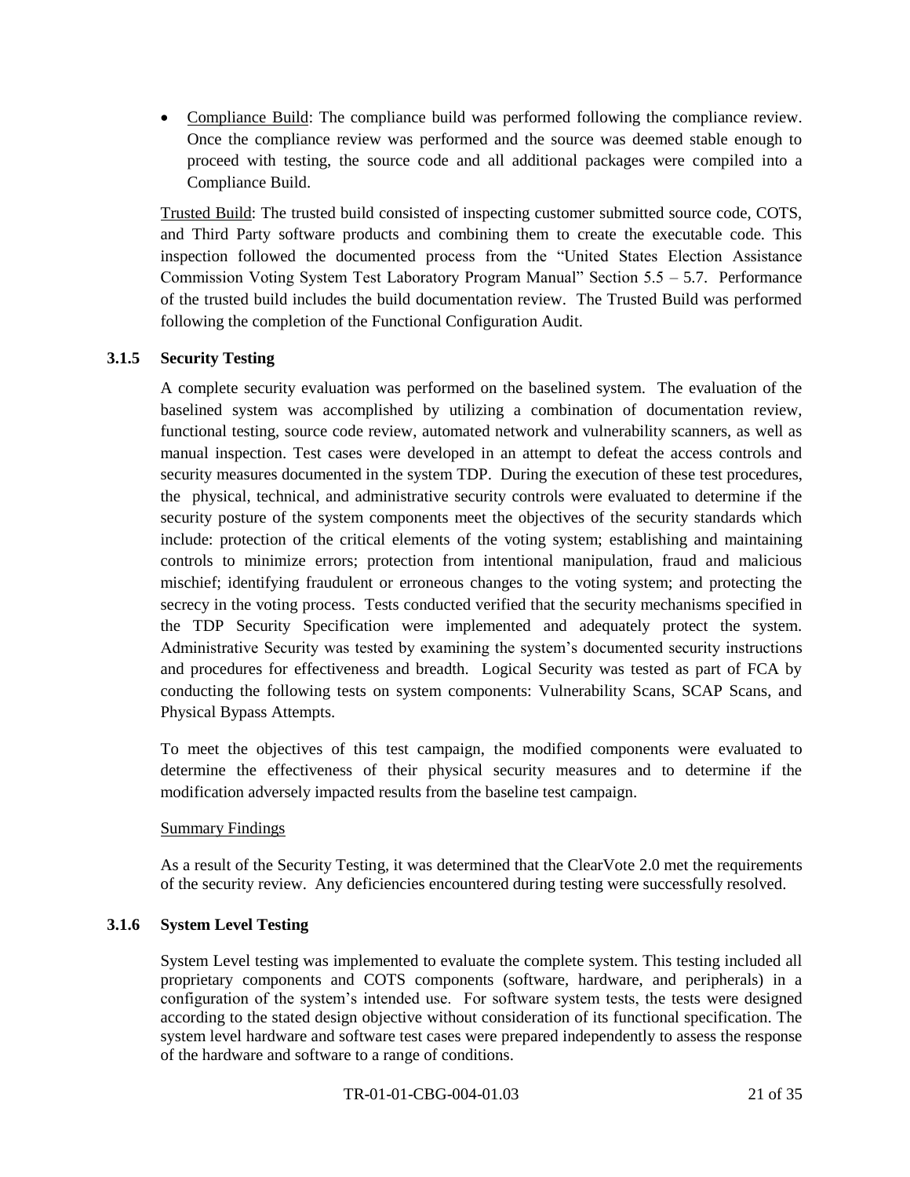- Compliance Build: The compliance build was performed following the compliance review. Once the compliance review was performed and the source was deemed stable enough to proceed with testing, the source code and all additional packages were compiled into a Compliance Build.

Trusted Build: The trusted build consisted of inspecting customer submitted source code, COTS, and Third Party software products and combining them to create the executable code. This inspection followed the documented process from the "United States Election Assistance Commission Voting System Test Laboratory Program Manual" Section 5.5 – 5.7. Performance of the trusted build includes the build documentation review. The Trusted Build was performed following the completion of the Functional Configuration Audit.

### 3.1.5 Security Testing

A complete security evaluation was performed on the baselined system. The evaluation of the baselined system was accomplished by utilizing a combination of documentation review, functional testing, source code review, automated network and vulnerability scanners, as well as manual inspection. Test cases were developed in an attempt to defeat the access controls and security measures documented in the system TDP. During the execution of these test procedures, the physical, technical, and administrative security controls were evaluated to determine if the security posture of the system components meet the objectives of the security standards which include: protection of the critical elements of the voting system; establishing and maintaining controls to minimize errors; protection from intentional manipulation, fraud and malicious mischief; identifying fraudulent or erroneous changes to the voting system; and protecting the secrecy in the voting process. Tests conducted verified that the security mechanisms specified in the TDP Security Specification were implemented and adequately protect the system. Administrative Security was tested by examining the system's documented security instructions and procedures for effectiveness and breadth. Logical Security was tested as part of FCA by conducting the following tests on system components: Vulnerability Scans, SCAP Scans, and Physical Bypass Attempts.

To meet the objectives of this test campaign, the modified components were evaluated to determine the effectiveness of their physical security measures and to determine if the modification adversely impacted results from the baseline test campaign.

Summary Findings

As a result of the Security Testing, it was determined that the ClearVote 2.0 met the requirements of the security review. Any deficiencies encountered during testing were successfully resolved.

### 3.1.6 System Level Testing

System Level testing was implemented to evaluate the complete system. This testing included all proprietary components and COTS components (software, hardware, and peripherals) in a configuration of the system's intended use. For software system tests, the tests were designed according to the stated design objective without consideration of its functional specification. The system level hardware and software test cases were prepared independently to assess the response of the hardware and software to a range of conditions.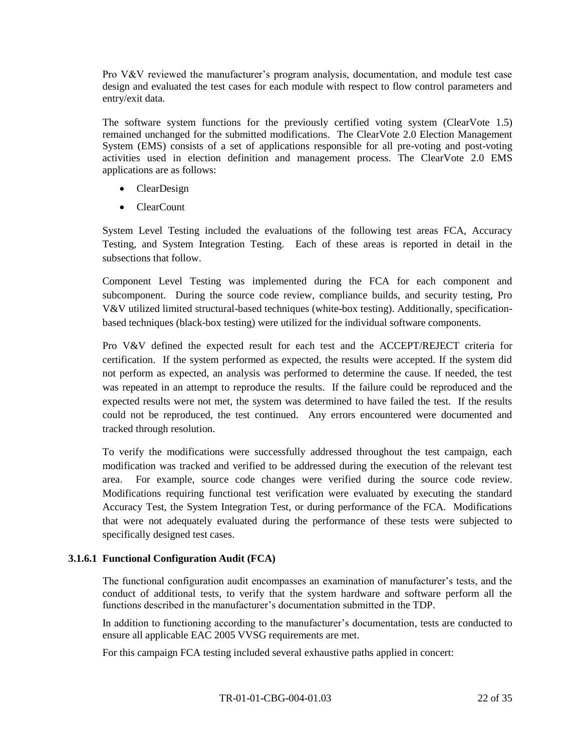Pro V&V reviewed the manufacturer's program analysis, documentation, and module test case design and evaluated the test cases for each module with respect to flow control parameters and entry/exit data.

The software system functions for the previously certified voting system (ClearVote 1.5) remained unchanged for the submitted modifications. The ClearVote 2.0 Election Management System (EMS) consists of a set of applications responsible for all pre-voting and post-voting activities used in election definition and management process. The ClearVote 2.0 EMS applications are as follows:

- ClearDesign
- ClearCount

System Level Testing included the evaluations of the following test areas FCA, Accuracy Testing, and System Integration Testing. Each of these areas is reported in detail in the subsections that follow.

Component Level Testing was implemented during the FCA for each component and subcomponent. During the source code review, compliance builds, and security testing, Pro V&V utilized limited structural-based techniques (white-box testing). Additionally, specification-based techniques (black-box testing) were utilized for the individual software components.

Pro V&V defined the expected result for each test and the ACCEPT/REJECT criteria for certification. If the system performed as expected, the results were accepted. If the system did not perform as expected, an analysis was performed to determine the cause. If needed, the test was repeated in an attempt to reproduce the results. If the failure could be reproduced and the expected results were not met, the system was determined to have failed the test. If the results could not be reproduced, the test continued. Any errors encountered were documented and tracked through resolution.

To verify the modifications were successfully addressed throughout the test campaign, each modification was tracked and verified to be addressed during the execution of the relevant test area. For example, source code changes were verified during the source code review. Modifications requiring functional test verification were evaluated by executing the standard Accuracy Test, the System Integration Test, or during performance of the FCA. Modifications that were not adequately evaluated during the performance of these tests were subjected to specifically designed test cases.

#### 3.1.6.1 Functional Configuration Audit (FCA)

The functional configuration audit encompasses an examination of manufacturer's tests, and the conduct of additional tests, to verify that the system hardware and software perform all the functions described in the manufacturer's documentation submitted in the TDP.

In addition to functioning according to the manufacturer's documentation, tests are conducted to ensure all applicable EAC 2005 VVSG requirements are met.

For this campaign FCA testing included several exhaustive paths applied in concert: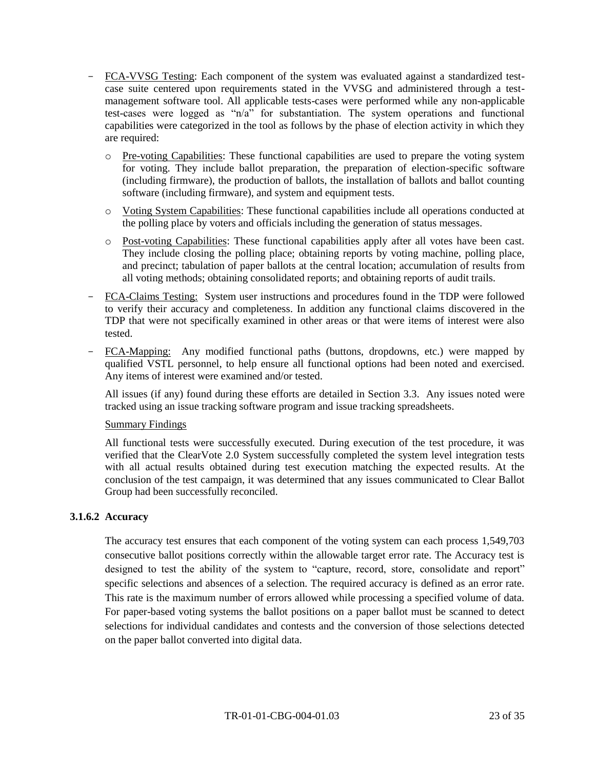- <u>FCA-VVSG Testing</u>: Each component of the system was evaluated against a standardized test-case suite centered upon requirements stated in the VVSG and administered through a test-management software tool. All applicable tests-cases were performed while any non-applicable test-cases were logged as "n/a" for substantiation. The system operations and functional capabilities were categorized in the tool as follows by the phase of election activity in which they are required:
  - <u>Pre-voting Capabilities</u>: These functional capabilities are used to prepare the voting system for voting. They include ballot preparation, the preparation of election-specific software (including firmware), the production of ballots, the installation of ballots and ballot counting software (including firmware), and system and equipment tests.
  - <u>Voting System Capabilities</u>: These functional capabilities include all operations conducted at the polling place by voters and officials including the generation of status messages.
  - <u>Post-voting Capabilities</u>: These functional capabilities apply after all votes have been cast. They include closing the polling place; obtaining reports by voting machine, polling place, and precinct; tabulation of paper ballots at the central location; accumulation of results from all voting methods; obtaining consolidated reports; and obtaining reports of audit trails.
- <u>FCA-Claims Testing:</u> System user instructions and procedures found in the TDP were followed to verify their accuracy and completeness. In addition any functional claims discovered in the TDP that were not specifically examined in other areas or that were items of interest were also tested.
- <u>FCA-Mapping:</u> Any modified functional paths (buttons, dropdowns, etc.) were mapped by qualified VSTL personnel, to help ensure all functional options had been noted and exercised. Any items of interest were examined and/or tested.

  All issues (if any) found during these efforts are detailed in Section 3.3. Any issues noted were tracked using an issue tracking software program and issue tracking spreadsheets.

<u>Summary Findings</u>

All functional tests were successfully executed. During execution of the test procedure, it was verified that the ClearVote 2.0 System successfully completed the system level integration tests with all actual results obtained during test execution matching the expected results. At the conclusion of the test campaign, it was determined that any issues communicated to Clear Ballot Group had been successfully reconciled.

#### 3.1.6.2 Accuracy

The accuracy test ensures that each component of the voting system can each process 1,549,703 consecutive ballot positions correctly within the allowable target error rate. The Accuracy test is designed to test the ability of the system to "capture, record, store, consolidate and report" specific selections and absences of a selection. The required accuracy is defined as an error rate. This rate is the maximum number of errors allowed while processing a specified volume of data. For paper-based voting systems the ballot positions on a paper ballot must be scanned to detect selections for individual candidates and contests and the conversion of those selections detected on the paper ballot converted into digital data.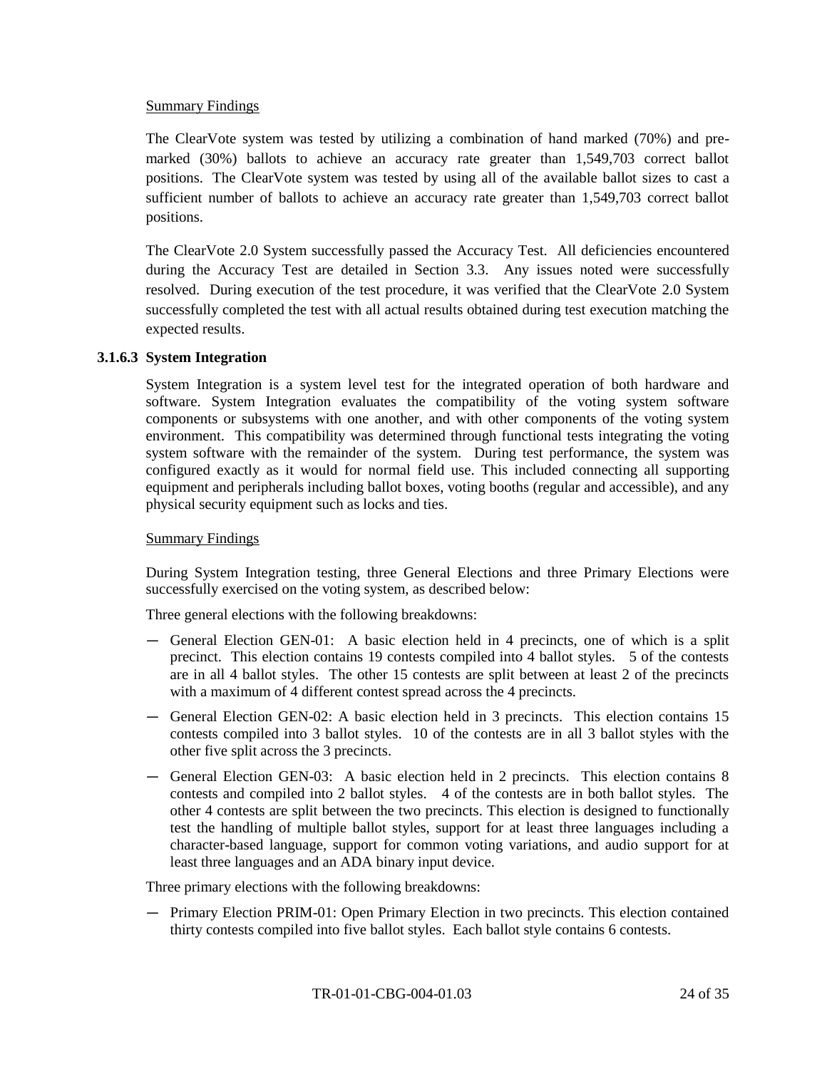Summary Findings

The ClearVote system was tested by utilizing a combination of hand marked (70%) and pre-marked (30%) ballots to achieve an accuracy rate greater than 1,549,703 correct ballot positions. The ClearVote system was tested by using all of the available ballot sizes to cast a sufficient number of ballots to achieve an accuracy rate greater than 1,549,703 correct ballot positions.

The ClearVote 2.0 System successfully passed the Accuracy Test. All deficiencies encountered during the Accuracy Test are detailed in Section 3.3. Any issues noted were successfully resolved. During execution of the test procedure, it was verified that the ClearVote 2.0 System successfully completed the test with all actual results obtained during test execution matching the expected results.

#### 3.1.6.3 System Integration

System Integration is a system level test for the integrated operation of both hardware and software. System Integration evaluates the compatibility of the voting system software components or subsystems with one another, and with other components of the voting system environment. This compatibility was determined through functional tests integrating the voting system software with the remainder of the system. During test performance, the system was configured exactly as it would for normal field use. This included connecting all supporting equipment and peripherals including ballot boxes, voting booths (regular and accessible), and any physical security equipment such as locks and ties.

Summary Findings

During System Integration testing, three General Elections and three Primary Elections were successfully exercised on the voting system, as described below:

Three general elections with the following breakdowns:

- General Election GEN-01: A basic election held in 4 precincts, one of which is a split precinct. This election contains 19 contests compiled into 4 ballot styles. 5 of the contests are in all 4 ballot styles. The other 15 contests are split between at least 2 of the precincts with a maximum of 4 different contest spread across the 4 precincts.
- General Election GEN-02: A basic election held in 3 precincts. This election contains 15 contests compiled into 3 ballot styles. 10 of the contests are in all 3 ballot styles with the other five split across the 3 precincts.
- General Election GEN-03: A basic election held in 2 precincts. This election contains 8 contests and compiled into 2 ballot styles. 4 of the contests are in both ballot styles. The other 4 contests are split between the two precincts. This election is designed to functionally test the handling of multiple ballot styles, support for at least three languages including a character-based language, support for common voting variations, and audio support for at least three languages and an ADA binary input device.

Three primary elections with the following breakdowns:

- Primary Election PRIM-01: Open Primary Election in two precincts. This election contained thirty contests compiled into five ballot styles. Each ballot style contains 6 contests.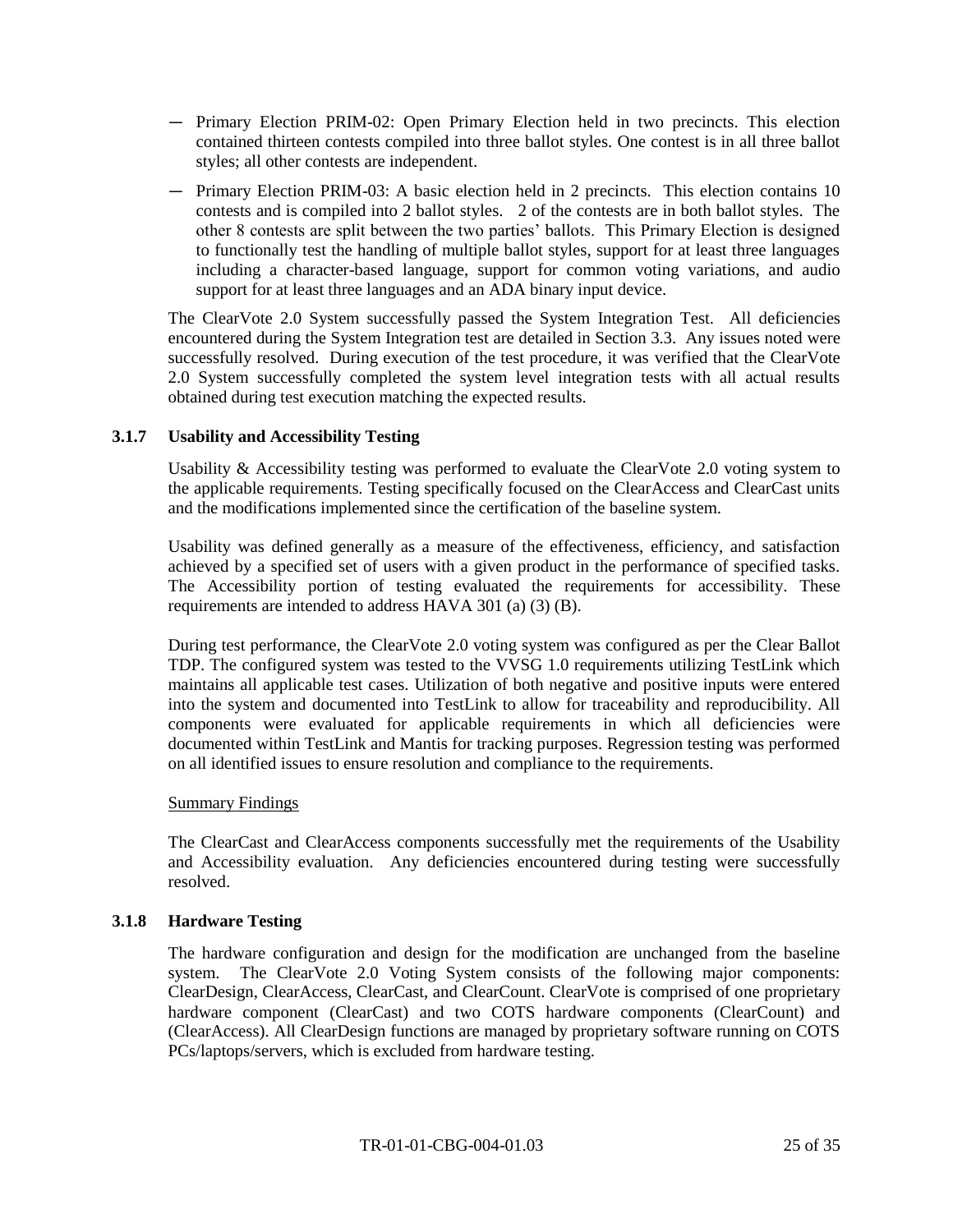- Primary Election PRIM-02: Open Primary Election held in two precincts. This election contained thirteen contests compiled into three ballot styles. One contest is in all three ballot styles; all other contests are independent.
- Primary Election PRIM-03: A basic election held in 2 precincts. This election contains 10 contests and is compiled into 2 ballot styles. 2 of the contests are in both ballot styles. The other 8 contests are split between the two parties' ballots. This Primary Election is designed to functionally test the handling of multiple ballot styles, support for at least three languages including a character-based language, support for common voting variations, and audio support for at least three languages and an ADA binary input device.

The ClearVote 2.0 System successfully passed the System Integration Test. All deficiencies encountered during the System Integration test are detailed in Section 3.3. Any issues noted were successfully resolved. During execution of the test procedure, it was verified that the ClearVote 2.0 System successfully completed the system level integration tests with all actual results obtained during test execution matching the expected results.

### 3.1.7 Usability and Accessibility Testing

Usability & Accessibility testing was performed to evaluate the ClearVote 2.0 voting system to the applicable requirements. Testing specifically focused on the ClearAccess and ClearCast units and the modifications implemented since the certification of the baseline system.

Usability was defined generally as a measure of the effectiveness, efficiency, and satisfaction achieved by a specified set of users with a given product in the performance of specified tasks. The Accessibility portion of testing evaluated the requirements for accessibility. These requirements are intended to address HAVA 301 (a) (3) (B).

During test performance, the ClearVote 2.0 voting system was configured as per the Clear Ballot TDP. The configured system was tested to the VVSG 1.0 requirements utilizing TestLink which maintains all applicable test cases. Utilization of both negative and positive inputs were entered into the system and documented into TestLink to allow for traceability and reproducibility. All components were evaluated for applicable requirements in which all deficiencies were documented within TestLink and Mantis for tracking purposes. Regression testing was performed on all identified issues to ensure resolution and compliance to the requirements.

Summary Findings

The ClearCast and ClearAccess components successfully met the requirements of the Usability and Accessibility evaluation. Any deficiencies encountered during testing were successfully resolved.

### 3.1.8 Hardware Testing

The hardware configuration and design for the modification are unchanged from the baseline system. The ClearVote 2.0 Voting System consists of the following major components: ClearDesign, ClearAccess, ClearCast, and ClearCount. ClearVote is comprised of one proprietary hardware component (ClearCast) and two COTS hardware components (ClearCount) and (ClearAccess). All ClearDesign functions are managed by proprietary software running on COTS PCs/laptops/servers, which is excluded from hardware testing.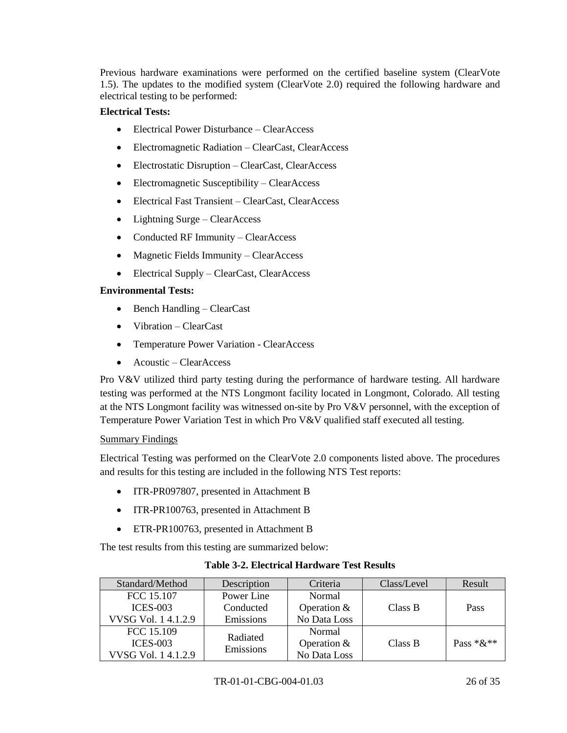Previous hardware examinations were performed on the certified baseline system (ClearVote 1.5). The updates to the modified system (ClearVote 2.0) required the following hardware and electrical testing to be performed:

**Electrical Tests:**

- Electrical Power Disturbance – ClearAccess
- Electromagnetic Radiation – ClearCast, ClearAccess
- Electrostatic Disruption – ClearCast, ClearAccess
- Electromagnetic Susceptibility – ClearAccess
- Electrical Fast Transient – ClearCast, ClearAccess
- Lightning Surge – ClearAccess
- Conducted RF Immunity – ClearAccess
- Magnetic Fields Immunity – ClearAccess
- Electrical Supply – ClearCast, ClearAccess

**Environmental Tests:**

- Bench Handling – ClearCast
- Vibration – ClearCast
- Temperature Power Variation - ClearAccess
- Acoustic – ClearAccess

Pro V&V utilized third party testing during the performance of hardware testing. All hardware testing was performed at the NTS Longmont facility located in Longmont, Colorado. All testing at the NTS Longmont facility was witnessed on-site by Pro V&V personnel, with the exception of Temperature Power Variation Test in which Pro V&V qualified staff executed all testing.

<u>Summary Findings</u>

Electrical Testing was performed on the ClearVote 2.0 components listed above. The procedures and results for this testing are included in the following NTS Test reports:

- ITR-PR097807, presented in Attachment B
- ITR-PR100763, presented in Attachment B
- ETR-PR100763, presented in Attachment B

The test results from this testing are summarized below:

**Table 3-2. Electrical Hardware Test Results**

| Standard/Method | Description | Criteria | Class/Level | Result |
|---|---|---|---|---|
| FCC 15.107<br>ICES-003<br>VVSG Vol. 1 4.1.2.9 | Power Line Conducted Emissions | Normal Operation & No Data Loss | Class B | Pass |
| FCC 15.109<br>ICES-003<br>VVSG Vol. 1 4.1.2.9 | Radiated Emissions | Normal Operation & No Data Loss | Class B | Pass *&** |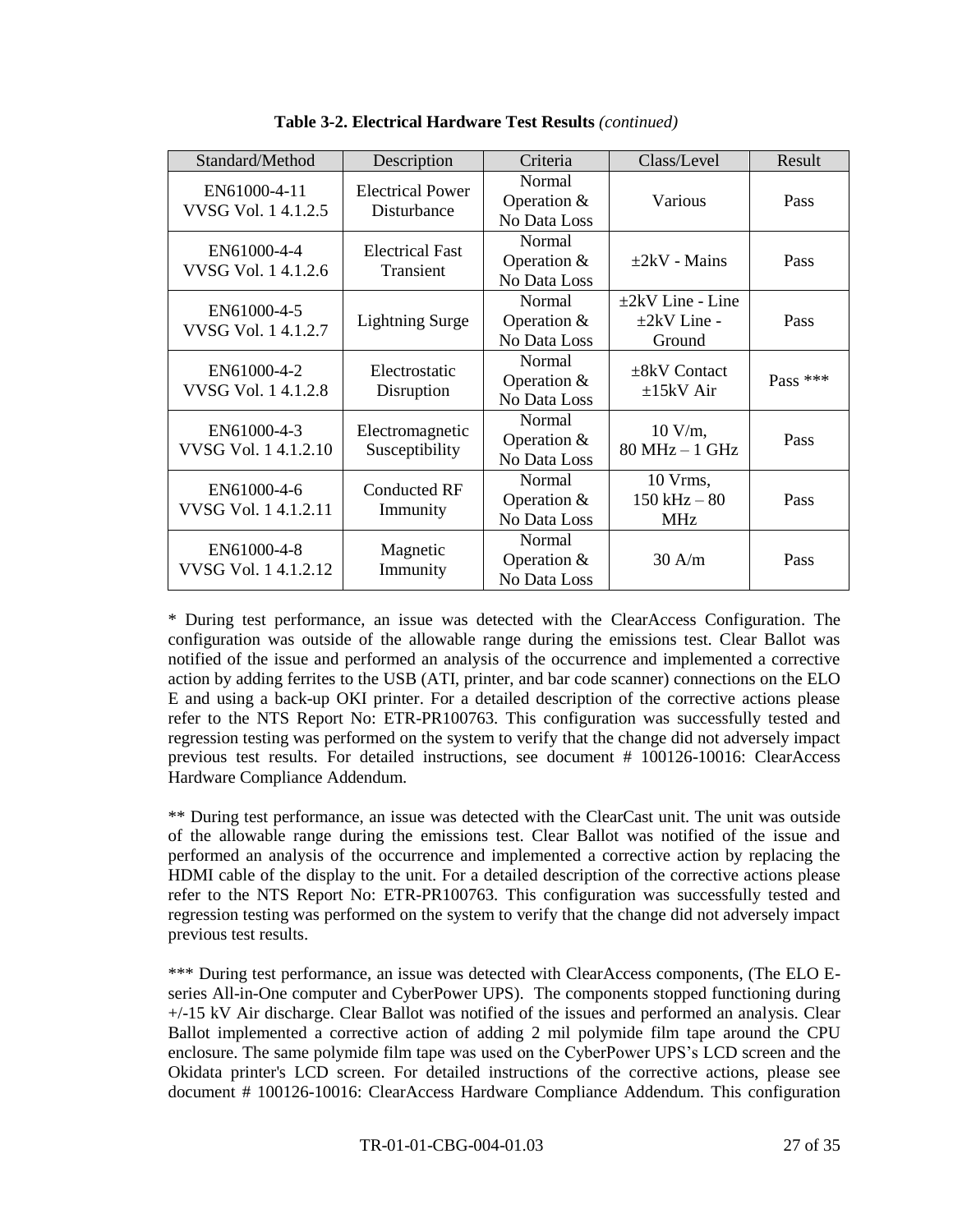**Table 3-2. Electrical Hardware Test Results** *(continued)*

| Standard/Method | Description | Criteria | Class/Level | Result |
|---|---|---|---|---|
| EN61000-4-11 VVSG Vol. 1 4.1.2.5 | Electrical Power Disturbance | Normal Operation & No Data Loss | Various | Pass |
| EN61000-4-4 VVSG Vol. 1 4.1.2.6 | Electrical Fast Transient | Normal Operation & No Data Loss | ±2kV - Mains | Pass |
| EN61000-4-5 VVSG Vol. 1 4.1.2.7 | Lightning Surge | Normal Operation & No Data Loss | ±2kV Line - Line ±2kV Line - Ground | Pass |
| EN61000-4-2 VVSG Vol. 1 4.1.2.8 | Electrostatic Disruption | Normal Operation & No Data Loss | ±8kV Contact ±15kV Air | Pass *** |
| EN61000-4-3 VVSG Vol. 1 4.1.2.10 | Electromagnetic Susceptibility | Normal Operation & No Data Loss | 10 V/m, 80 MHz – 1 GHz | Pass |
| EN61000-4-6 VVSG Vol. 1 4.1.2.11 | Conducted RF Immunity | Normal Operation & No Data Loss | 10 Vrms, 150 kHz – 80 MHz | Pass |
| EN61000-4-8 VVSG Vol. 1 4.1.2.12 | Magnetic Immunity | Normal Operation & No Data Loss | 30 A/m | Pass |

* During test performance, an issue was detected with the ClearAccess Configuration. The configuration was outside of the allowable range during the emissions test. Clear Ballot was notified of the issue and performed an analysis of the occurrence and implemented a corrective action by adding ferrites to the USB (ATI, printer, and bar code scanner) connections on the ELO E and using a back-up OKI printer. For a detailed description of the corrective actions please refer to the NTS Report No: ETR-PR100763. This configuration was successfully tested and regression testing was performed on the system to verify that the change did not adversely impact previous test results. For detailed instructions, see document # 100126-10016: ClearAccess Hardware Compliance Addendum.

** During test performance, an issue was detected with the ClearCast unit. The unit was outside of the allowable range during the emissions test. Clear Ballot was notified of the issue and performed an analysis of the occurrence and implemented a corrective action by replacing the HDMI cable of the display to the unit. For a detailed description of the corrective actions please refer to the NTS Report No: ETR-PR100763. This configuration was successfully tested and regression testing was performed on the system to verify that the change did not adversely impact previous test results.

*** During test performance, an issue was detected with ClearAccess components, (The ELO E-series All-in-One computer and CyberPower UPS). The components stopped functioning during +/-15 kV Air discharge. Clear Ballot was notified of the issues and performed an analysis. Clear Ballot implemented a corrective action of adding 2 mil polymide film tape around the CPU enclosure. The same polymide film tape was used on the CyberPower UPS's LCD screen and the Okidata printer's LCD screen. For detailed instructions of the corrective actions, please see document # 100126-10016: ClearAccess Hardware Compliance Addendum. This configuration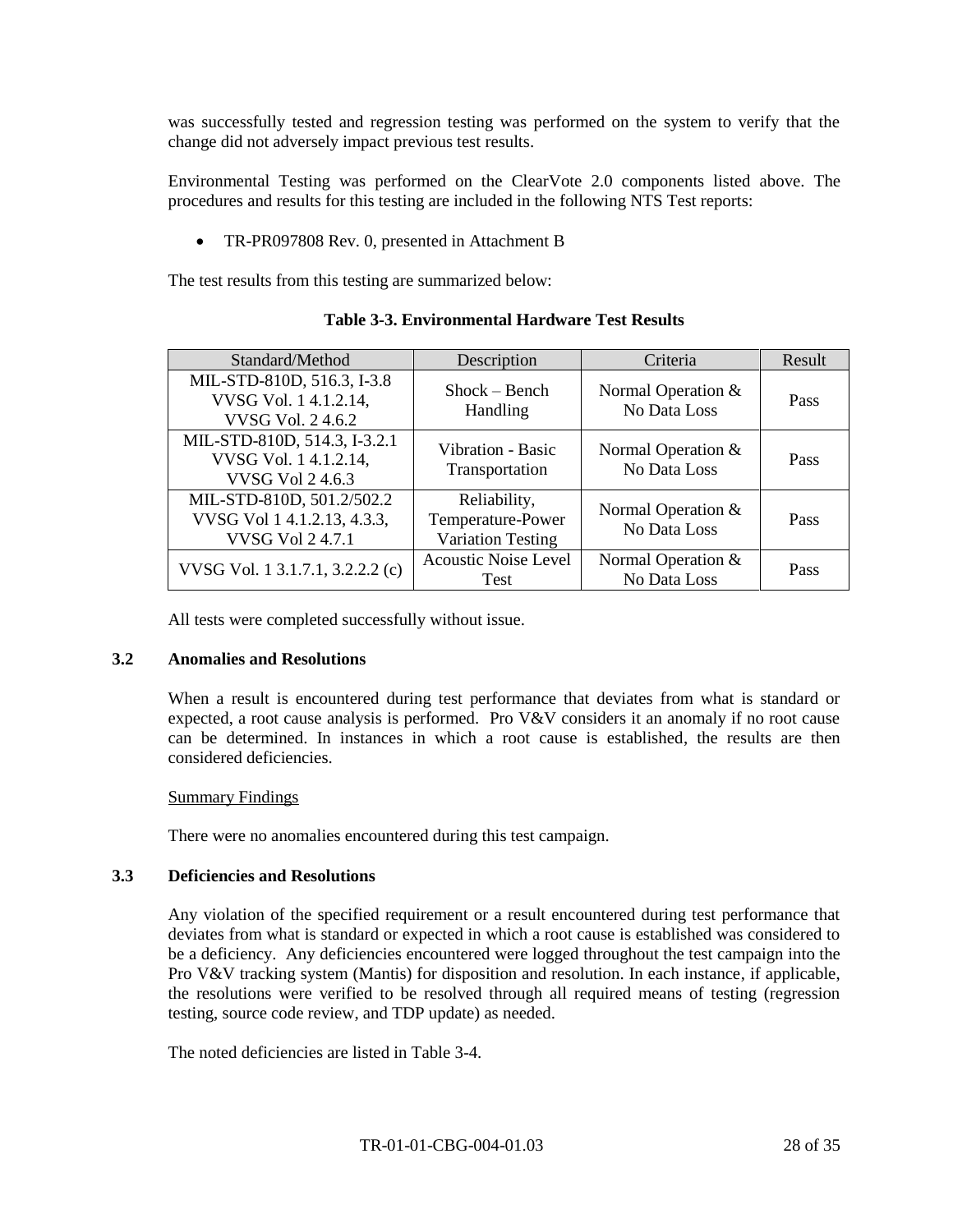was successfully tested and regression testing was performed on the system to verify that the change did not adversely impact previous test results.

Environmental Testing was performed on the ClearVote 2.0 components listed above. The procedures and results for this testing are included in the following NTS Test reports:

- TR-PR097808 Rev. 0, presented in Attachment B

The test results from this testing are summarized below:

**Table 3-3. Environmental Hardware Test Results**

| Standard/Method | Description | Criteria | Result |
|---|---|---|---|
| MIL-STD-810D, 516.3, I-3.8 VVSG Vol. 1 4.1.2.14, VVSG Vol. 2 4.6.2 | Shock – Bench Handling | Normal Operation & No Data Loss | Pass |
| MIL-STD-810D, 514.3, I-3.2.1 VVSG Vol. 1 4.1.2.14, VVSG Vol 2 4.6.3 | Vibration - Basic Transportation | Normal Operation & No Data Loss | Pass |
| MIL-STD-810D, 501.2/502.2 VVSG Vol 1 4.1.2.13, 4.3.3, VVSG Vol 2 4.7.1 | Reliability, Temperature-Power Variation Testing | Normal Operation & No Data Loss | Pass |
| VVSG Vol. 1 3.1.7.1, 3.2.2.2 (c) | Acoustic Noise Level Test | Normal Operation & No Data Loss | Pass |

All tests were completed successfully without issue.

### 3.2 Anomalies and Resolutions

When a result is encountered during test performance that deviates from what is standard or expected, a root cause analysis is performed. Pro V&V considers it an anomaly if no root cause can be determined. In instances in which a root cause is established, the results are then considered deficiencies.

Summary Findings

There were no anomalies encountered during this test campaign.

### 3.3 Deficiencies and Resolutions

Any violation of the specified requirement or a result encountered during test performance that deviates from what is standard or expected in which a root cause is established was considered to be a deficiency. Any deficiencies encountered were logged throughout the test campaign into the Pro V&V tracking system (Mantis) for disposition and resolution. In each instance, if applicable, the resolutions were verified to be resolved through all required means of testing (regression testing, source code review, and TDP update) as needed.

The noted deficiencies are listed in Table 3-4.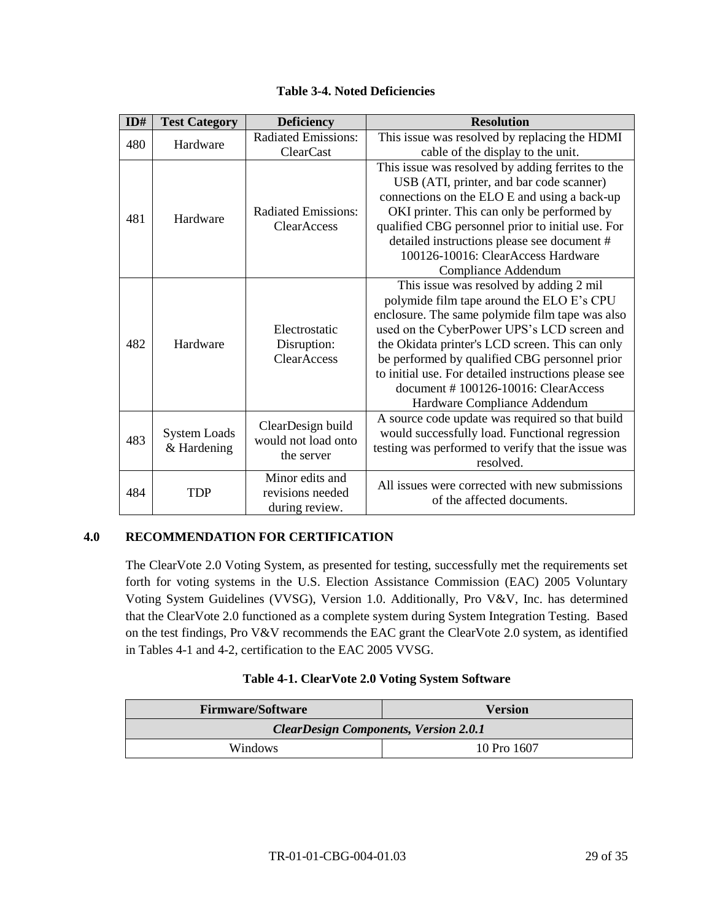**Table 3-4. Noted Deficiencies**

| ID# | Test Category | Deficiency | Resolution |
|---|---|---|---|
| 480 | Hardware | Radiated Emissions: ClearCast | This issue was resolved by replacing the HDMI cable of the display to the unit. |
| 481 | Hardware | Radiated Emissions: ClearAccess | This issue was resolved by adding ferrites to the USB (ATI, printer, and bar code scanner) connections on the ELO E and using a back-up OKI printer. This can only be performed by qualified CBG personnel prior to initial use. For detailed instructions please see document # 100126-10016: ClearAccess Hardware Compliance Addendum |
| 482 | Hardware | Electrostatic Disruption: ClearAccess | This issue was resolved by adding 2 mil polymide film tape around the ELO E's CPU enclosure. The same polymide film tape was also used on the CyberPower UPS's LCD screen and the Okidata printer's LCD screen. This can only be performed by qualified CBG personnel prior to initial use. For detailed instructions please see document # 100126-10016: ClearAccess Hardware Compliance Addendum |
| 483 | System Loads & Hardening | ClearDesign build would not load onto the server | A source code update was required so that build would successfully load. Functional regression testing was performed to verify that the issue was resolved. |
| 484 | TDP | Minor edits and revisions needed during review. | All issues were corrected with new submissions of the affected documents. |

## 4.0 RECOMMENDATION FOR CERTIFICATION

The ClearVote 2.0 Voting System, as presented for testing, successfully met the requirements set forth for voting systems in the U.S. Election Assistance Commission (EAC) 2005 Voluntary Voting System Guidelines (VVSG), Version 1.0. Additionally, Pro V&V, Inc. has determined that the ClearVote 2.0 functioned as a complete system during System Integration Testing. Based on the test findings, Pro V&V recommends the EAC grant the ClearVote 2.0 system, as identified in Tables 4-1 and 4-2, certification to the EAC 2005 VVSG.

**Table 4-1. ClearVote 2.0 Voting System Software**

| Firmware/Software | Version |
|---|---|
| ***ClearDesign Components, Version 2.0.1*** | |
| Windows | 10 Pro 1607 |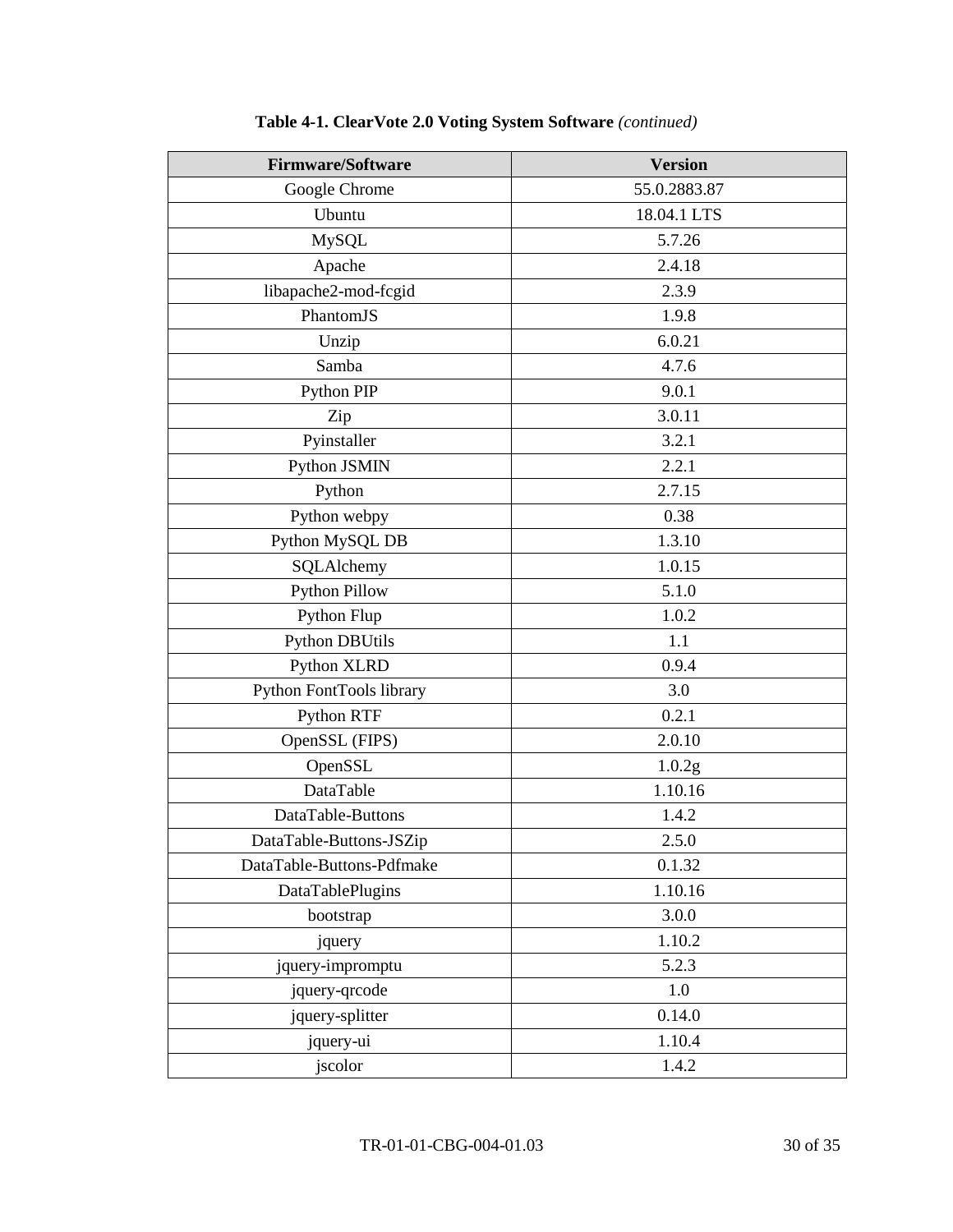**Table 4-1. ClearVote 2.0 Voting System Software** *(continued)*

| Firmware/Software | Version |
|---|---|
| Google Chrome | 55.0.2883.87 |
| Ubuntu | 18.04.1 LTS |
| MySQL | 5.7.26 |
| Apache | 2.4.18 |
| libapache2-mod-fcgid | 2.3.9 |
| PhantomJS | 1.9.8 |
| Unzip | 6.0.21 |
| Samba | 4.7.6 |
| Python PIP | 9.0.1 |
| Zip | 3.0.11 |
| Pyinstaller | 3.2.1 |
| Python JSMIN | 2.2.1 |
| Python | 2.7.15 |
| Python webpy | 0.38 |
| Python MySQL DB | 1.3.10 |
| SQLAlchemy | 1.0.15 |
| Python Pillow | 5.1.0 |
| Python Flup | 1.0.2 |
| Python DBUtils | 1.1 |
| Python XLRD | 0.9.4 |
| Python FontTools library | 3.0 |
| Python RTF | 0.2.1 |
| OpenSSL (FIPS) | 2.0.10 |
| OpenSSL | 1.0.2g |
| DataTable | 1.10.16 |
| DataTable-Buttons | 1.4.2 |
| DataTable-Buttons-JSZip | 2.5.0 |
| DataTable-Buttons-Pdfmake | 0.1.32 |
| DataTablePlugins | 1.10.16 |
| bootstrap | 3.0.0 |
| jquery | 1.10.2 |
| jquery-impromptu | 5.2.3 |
| jquery-qrcode | 1.0 |
| jquery-splitter | 0.14.0 |
| jquery-ui | 1.10.4 |
| jscolor | 1.4.2 |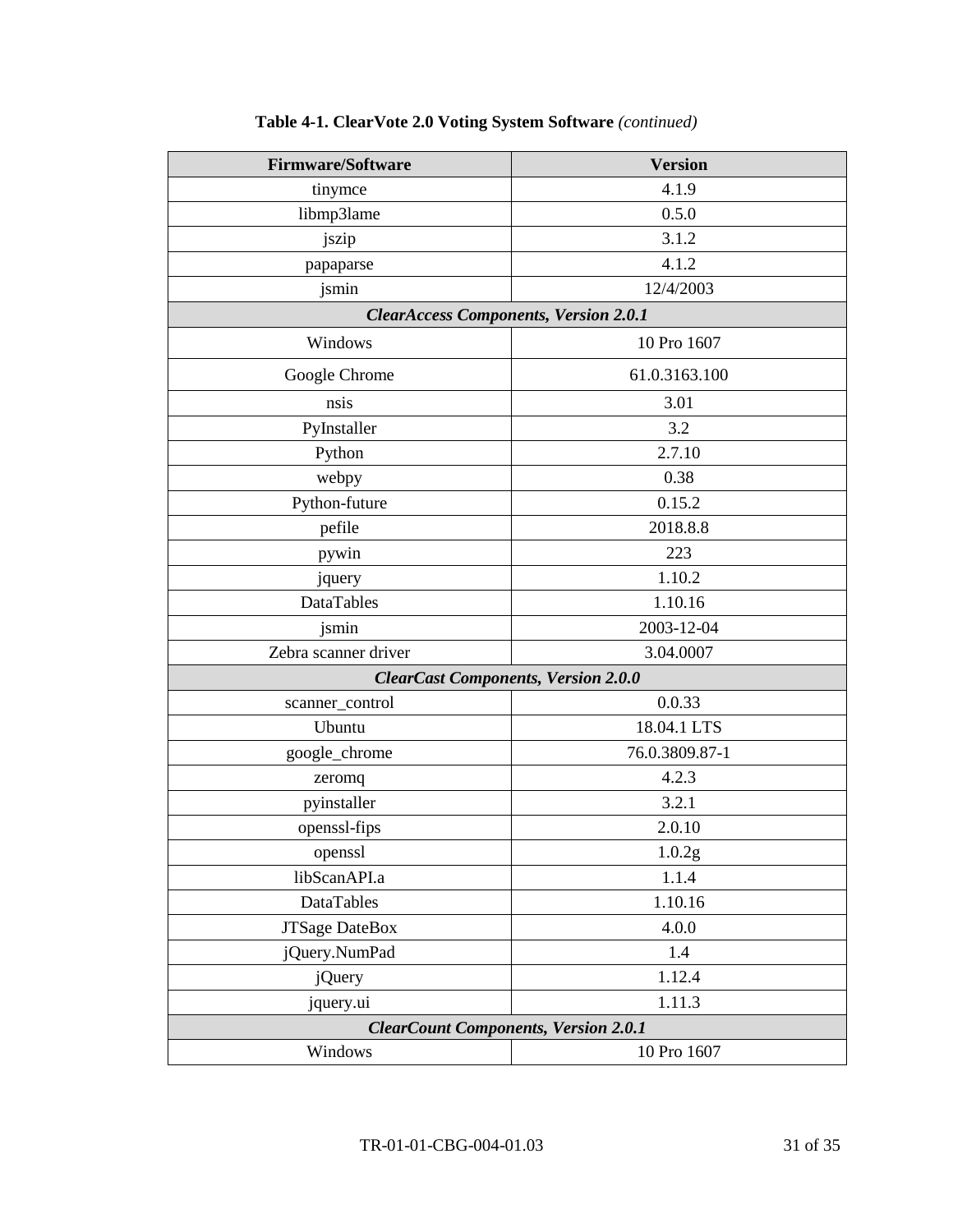**Table 4-1. ClearVote 2.0 Voting System Software** *(continued)*

| Firmware/Software | Version |
|---|---|
| tinymce | 4.1.9 |
| libmp3lame | 0.5.0 |
| jszip | 3.1.2 |
| papaparse | 4.1.2 |
| jsmin | 12/4/2003 |
| ***ClearAccess Components, Version 2.0.1*** | |
| Windows | 10 Pro 1607 |
| Google Chrome | 61.0.3163.100 |
| nsis | 3.01 |
| PyInstaller | 3.2 |
| Python | 2.7.10 |
| webpy | 0.38 |
| Python-future | 0.15.2 |
| pefile | 2018.8.8 |
| pywin | 223 |
| jquery | 1.10.2 |
| DataTables | 1.10.16 |
| jsmin | 2003-12-04 |
| Zebra scanner driver | 3.04.0007 |
| ***ClearCast Components, Version 2.0.0*** | |
| scanner_control | 0.0.33 |
| Ubuntu | 18.04.1 LTS |
| google_chrome | 76.0.3809.87-1 |
| zeromq | 4.2.3 |
| pyinstaller | 3.2.1 |
| openssl-fips | 2.0.10 |
| openssl | 1.0.2g |
| libScanAPI.a | 1.1.4 |
| DataTables | 1.10.16 |
| JTSage DateBox | 4.0.0 |
| jQuery.NumPad | 1.4 |
| jQuery | 1.12.4 |
| jquery.ui | 1.11.3 |
| ***ClearCount Components, Version 2.0.1*** | |
| Windows | 10 Pro 1607 |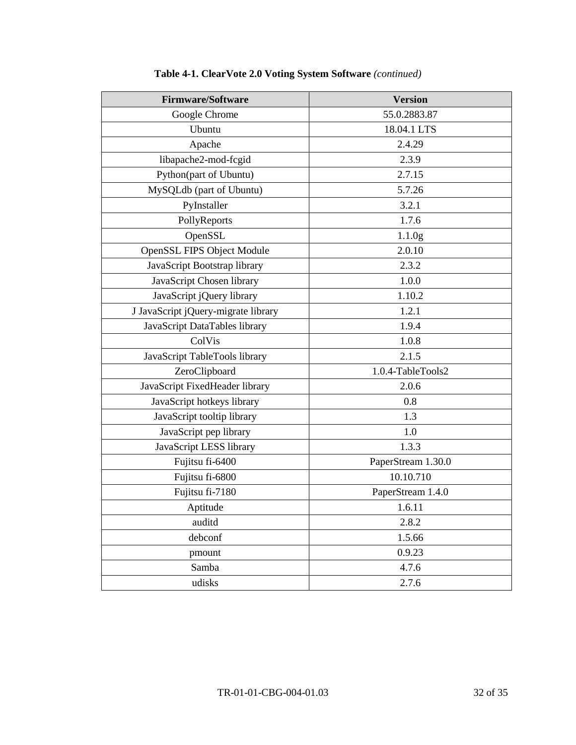**Table 4-1. ClearVote 2.0 Voting System Software** *(continued)*

| Firmware/Software | Version |
|---|---|
| Google Chrome | 55.0.2883.87 |
| Ubuntu | 18.04.1 LTS |
| Apache | 2.4.29 |
| libapache2-mod-fcgid | 2.3.9 |
| Python(part of Ubuntu) | 2.7.15 |
| MySQLdb (part of Ubuntu) | 5.7.26 |
| PyInstaller | 3.2.1 |
| PollyReports | 1.7.6 |
| OpenSSL | 1.1.0g |
| OpenSSL FIPS Object Module | 2.0.10 |
| JavaScript Bootstrap library | 2.3.2 |
| JavaScript Chosen library | 1.0.0 |
| JavaScript jQuery library | 1.10.2 |
| J JavaScript jQuery-migrate library | 1.2.1 |
| JavaScript DataTables library | 1.9.4 |
| ColVis | 1.0.8 |
| JavaScript TableTools library | 2.1.5 |
| ZeroClipboard | 1.0.4-TableTools2 |
| JavaScript FixedHeader library | 2.0.6 |
| JavaScript hotkeys library | 0.8 |
| JavaScript tooltip library | 1.3 |
| JavaScript pep library | 1.0 |
| JavaScript LESS library | 1.3.3 |
| Fujitsu fi-6400 | PaperStream 1.30.0 |
| Fujitsu fi-6800 | 10.10.710 |
| Fujitsu fi-7180 | PaperStream 1.4.0 |
| Aptitude | 1.6.11 |
| auditd | 2.8.2 |
| debconf | 1.5.66 |
| pmount | 0.9.23 |
| Samba | 4.7.6 |
| udisks | 2.7.6 |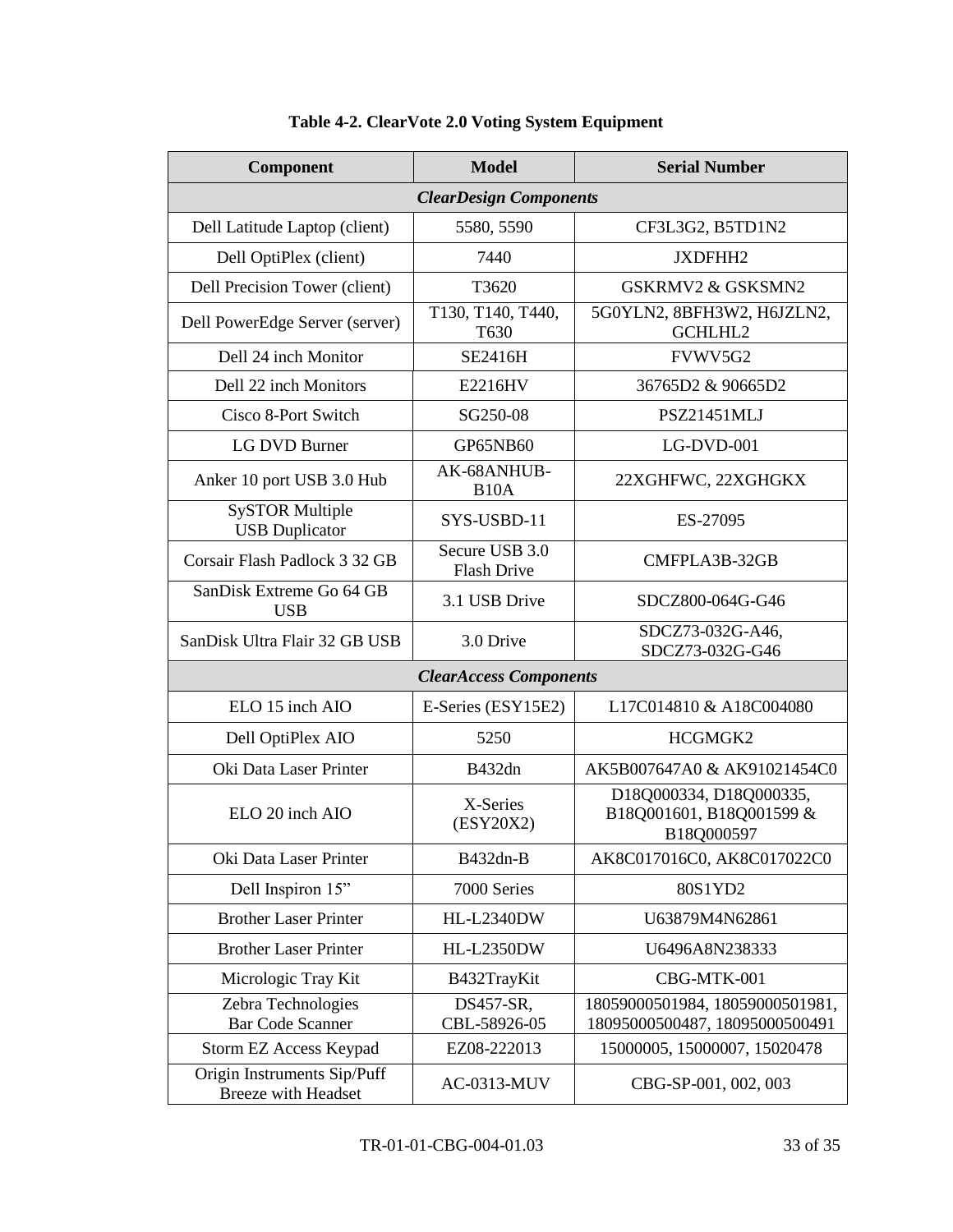**Table 4-2. ClearVote 2.0 Voting System Equipment**

| Component | Model | Serial Number |
|---|---|---|
| ***ClearDesign Components*** | | |
| Dell Latitude Laptop (client) | 5580, 5590 | CF3L3G2, B5TD1N2 |
| Dell OptiPlex (client) | 7440 | JXDFHH2 |
| Dell Precision Tower (client) | T3620 | GSKRMV2 & GSKSMN2 |
| Dell PowerEdge Server (server) | T130, T140, T440, T630 | 5G0YLN2, 8BFH3W2, H6JZLN2, GCHLHL2 |
| Dell 24 inch Monitor | SE2416H | FVWV5G2 |
| Dell 22 inch Monitors | E2216HV | 36765D2 & 90665D2 |
| Cisco 8-Port Switch | SG250-08 | PSZ21451MLJ |
| LG DVD Burner | GP65NB60 | LG-DVD-001 |
| Anker 10 port USB 3.0 Hub | AK-68ANHUB-B10A | 22XGHFWC, 22XGHGKX |
| SySTOR Multiple USB Duplicator | SYS-USBD-11 | ES-27095 |
| Corsair Flash Padlock 3 32 GB | Secure USB 3.0 Flash Drive | CMFPLA3B-32GB |
| SanDisk Extreme Go 64 GB USB | 3.1 USB Drive | SDCZ800-064G-G46 |
| SanDisk Ultra Flair 32 GB USB | 3.0 Drive | SDCZ73-032G-A46, SDCZ73-032G-G46 |
| ***ClearAccess Components*** | | |
| ELO 15 inch AIO | E-Series (ESY15E2) | L17C014810 & A18C004080 |
| Dell OptiPlex AIO | 5250 | HCGMGK2 |
| Oki Data Laser Printer | B432dn | AK5B007647A0 & AK91021454C0 |
| ELO 20 inch AIO | X-Series (ESY20X2) | D18Q000334, D18Q000335, B18Q001601, B18Q001599 & B18Q000597 |
| Oki Data Laser Printer | B432dn-B | AK8C017016C0, AK8C017022C0 |
| Dell Inspiron 15” | 7000 Series | 80S1YD2 |
| Brother Laser Printer | HL-L2340DW | U63879M4N62861 |
| Brother Laser Printer | HL-L2350DW | U6496A8N238333 |
| Micrologic Tray Kit | B432TrayKit | CBG-MTK-001 |
| Zebra Technologies Bar Code Scanner | DS457-SR, CBL-58926-05 | 18059000501984, 18059000501981, 18095000500487, 18095000500491 |
| Storm EZ Access Keypad | EZ08-222013 | 15000005, 15000007, 15020478 |
| Origin Instruments Sip/Puff Breeze with Headset | AC-0313-MUV | CBG-SP-001, 002, 003 |

TR-01-01-CBG-004-01.03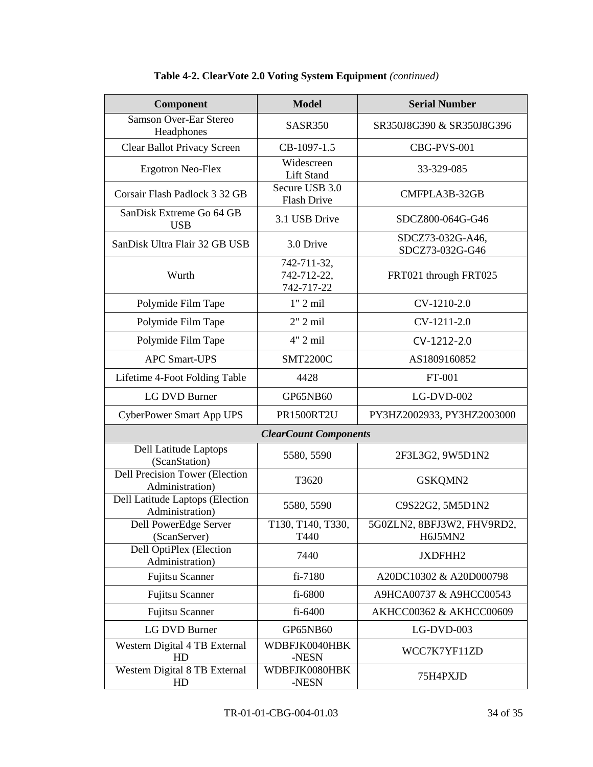**Table 4-2. ClearVote 2.0 Voting System Equipment** *(continued)*

| Component | Model | Serial Number |
|---|---|---|
| Samson Over-Ear Stereo Headphones | SASR350 | SR350J8G390 & SR350J8G396 |
| Clear Ballot Privacy Screen | CB-1097-1.5 | CBG-PVS-001 |
| Ergotron Neo-Flex | Widescreen Lift Stand | 33-329-085 |
| Corsair Flash Padlock 3 32 GB | Secure USB 3.0 Flash Drive | CMFPLA3B-32GB |
| SanDisk Extreme Go 64 GB USB | 3.1 USB Drive | SDCZ800-064G-G46 |
| SanDisk Ultra Flair 32 GB USB | 3.0 Drive | SDCZ73-032G-A46, SDCZ73-032G-G46 |
| Wurth | 742-711-32, 742-712-22, 742-717-22 | FRT021 through FRT025 |
| Polymide Film Tape | 1" 2 mil | CV-1210-2.0 |
| Polymide Film Tape | 2" 2 mil | CV-1211-2.0 |
| Polymide Film Tape | 4" 2 mil | CV-1212-2.0 |
| APC Smart-UPS | SMT2200C | AS1809160852 |
| Lifetime 4-Foot Folding Table | 4428 | FT-001 |
| LG DVD Burner | GP65NB60 | LG-DVD-002 |
| CyberPower Smart App UPS | PR1500RT2U | PY3HZ2002933, PY3HZ2003000 |
| ***ClearCount Components*** | | |
| Dell Latitude Laptops (ScanStation) | 5580, 5590 | 2F3L3G2, 9W5D1N2 |
| Dell Precision Tower (Election Administration) | T3620 | GSKQMN2 |
| Dell Latitude Laptops (Election Administration) | 5580, 5590 | C9S22G2, 5M5D1N2 |
| Dell PowerEdge Server (ScanServer) | T130, T140, T330, T440 | 5G0ZLN2, 8BFJ3W2, FHV9RD2, H6J5MN2 |
| Dell OptiPlex (Election Administration) | 7440 | JXDFHH2 |
| Fujitsu Scanner | fi-7180 | A20DC10302 & A20D000798 |
| Fujitsu Scanner | fi-6800 | A9HCA00737 & A9HCC00543 |
| Fujitsu Scanner | fi-6400 | AKHCC00362 & AKHCC00609 |
| LG DVD Burner | GP65NB60 | LG-DVD-003 |
| Western Digital 4 TB External HD | WDBFJK0040HBK-NESN | WCC7K7YF11ZD |
| Western Digital 8 TB External HD | WDBFJK0080HBK-NESN | 75H4PXJD |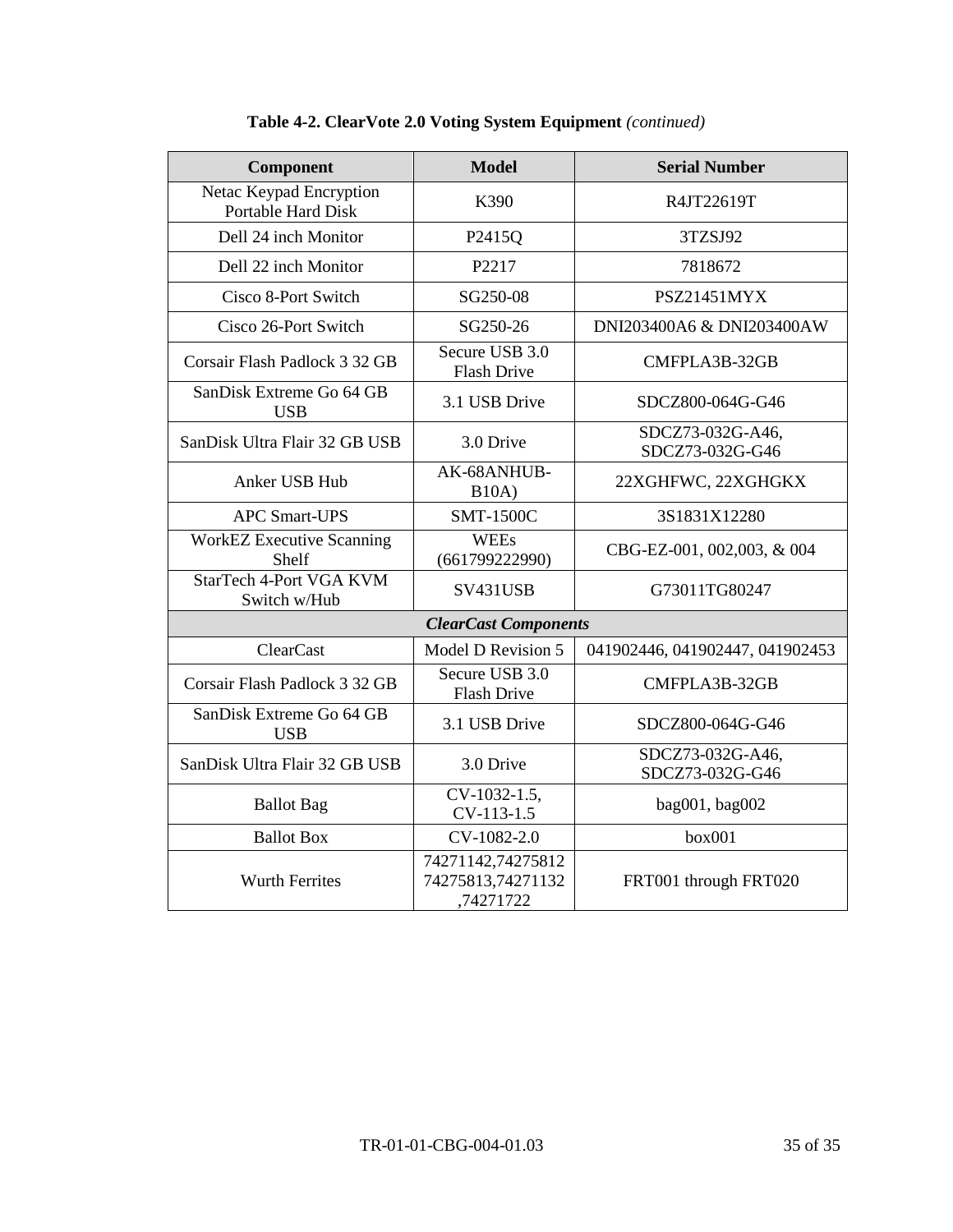**Table 4-2. ClearVote 2.0 Voting System Equipment** *(continued)*

| Component | Model | Serial Number |
|---|---|---|
| Netac Keypad Encryption Portable Hard Disk | K390 | R4JT22619T |
| Dell 24 inch Monitor | P2415Q | 3TZSJ92 |
| Dell 22 inch Monitor | P2217 | 7818672 |
| Cisco 8-Port Switch | SG250-08 | PSZ21451MYX |
| Cisco 26-Port Switch | SG250-26 | DNI203400A6 & DNI203400AW |
| Corsair Flash Padlock 3 32 GB | Secure USB 3.0 Flash Drive | CMFPLA3B-32GB |
| SanDisk Extreme Go 64 GB USB | 3.1 USB Drive | SDCZ800-064G-G46 |
| SanDisk Ultra Flair 32 GB USB | 3.0 Drive | SDCZ73-032G-A46, SDCZ73-032G-G46 |
| Anker USB Hub | AK-68ANHUB-B10A) | 22XGHFWC, 22XGHGKX |
| APC Smart-UPS | SMT-1500C | 3S1831X12280 |
| WorkEZ Executive Scanning Shelf | WEEs (661799222990) | CBG-EZ-001, 002,003, & 004 |
| StarTech 4-Port VGA KVM Switch w/Hub | SV431USB | G73011TG80247 |
| ***ClearCast Components*** | | |
| ClearCast | Model D Revision 5 | 041902446, 041902447, 041902453 |
| Corsair Flash Padlock 3 32 GB | Secure USB 3.0 Flash Drive | CMFPLA3B-32GB |
| SanDisk Extreme Go 64 GB USB | 3.1 USB Drive | SDCZ800-064G-G46 |
| SanDisk Ultra Flair 32 GB USB | 3.0 Drive | SDCZ73-032G-A46, SDCZ73-032G-G46 |
| Ballot Bag | CV-1032-1.5, CV-113-1.5 | bag001, bag002 |
| Ballot Box | CV-1082-2.0 | box001 |
| Wurth Ferrites | 74271142,74275812 74275813,74271132 ,74271722 | FRT001 through FRT020 |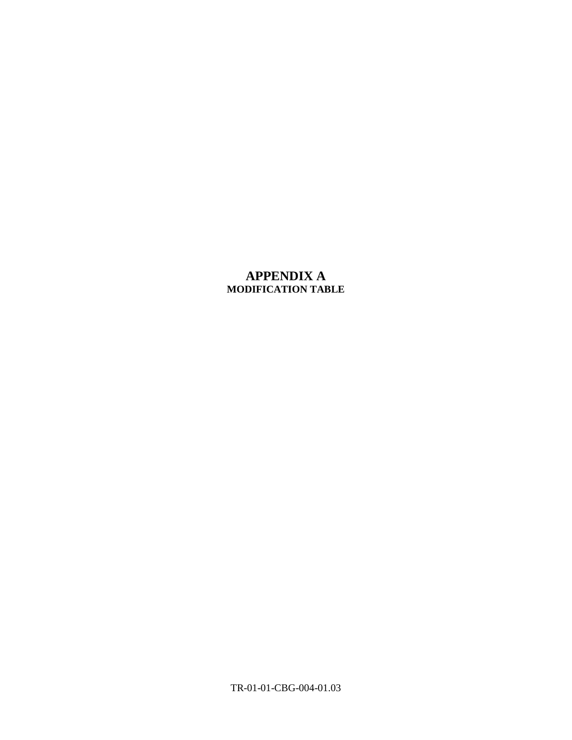# APPENDIX A
## MODIFICATION TABLE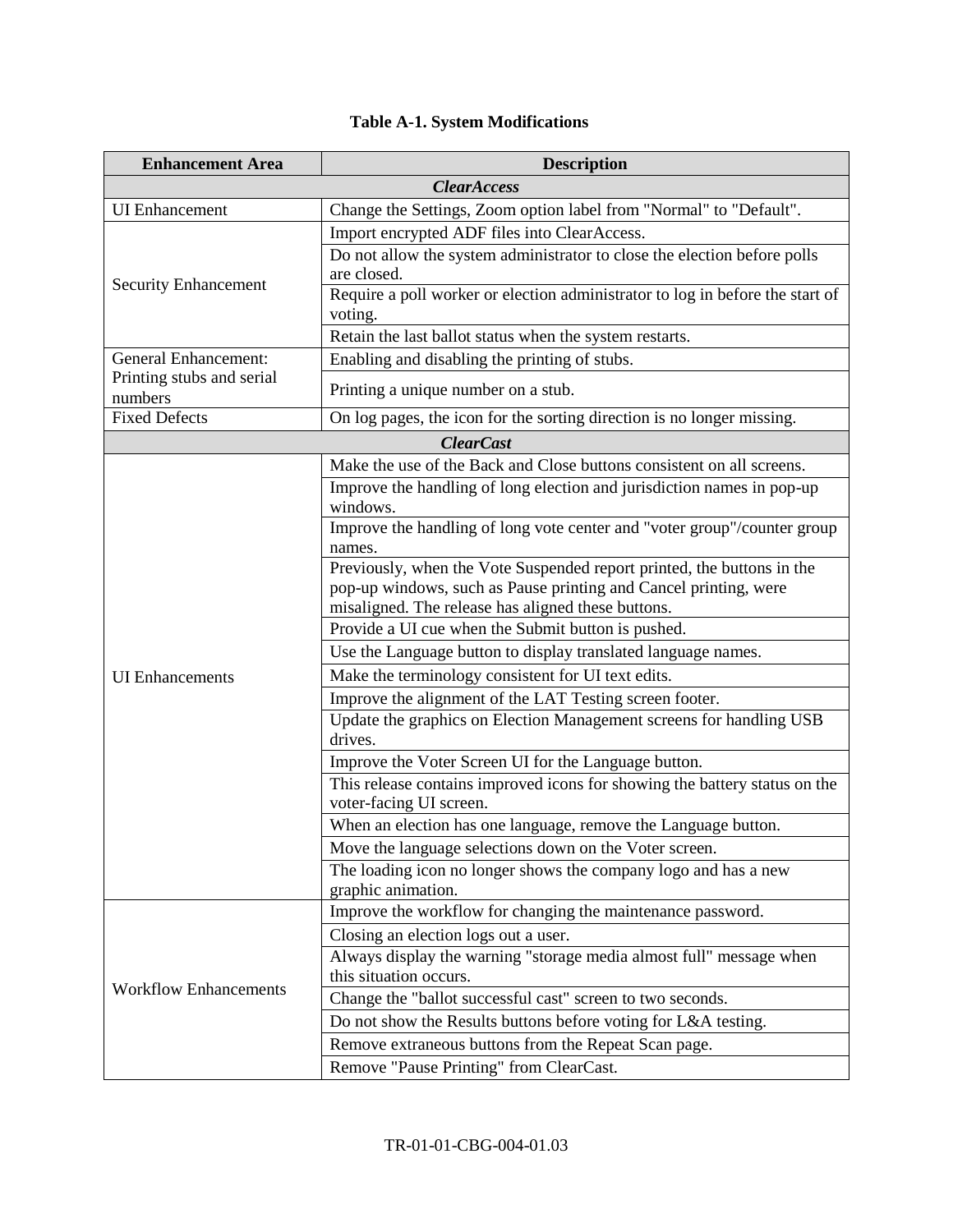**Table A-1. System Modifications**

| Enhancement Area | Description |
|---|---|
| ***ClearAccess*** | |
| UI Enhancement | Change the Settings, Zoom option label from "Normal" to "Default". |
| Security Enhancement | Import encrypted ADF files into ClearAccess. |
| | Do not allow the system administrator to close the election before polls are closed. |
| | Require a poll worker or election administrator to log in before the start of voting. |
| | Retain the last ballot status when the system restarts. |
| General Enhancement: Printing stubs and serial numbers | Enabling and disabling the printing of stubs. |
| | Printing a unique number on a stub. |
| Fixed Defects | On log pages, the icon for the sorting direction is no longer missing. |
| ***ClearCast*** | |
| UI Enhancements | Make the use of the Back and Close buttons consistent on all screens. |
| | Improve the handling of long election and jurisdiction names in pop-up windows. |
| | Improve the handling of long vote center and "voter group"/counter group names. |
| | Previously, when the Vote Suspended report printed, the buttons in the pop-up windows, such as Pause printing and Cancel printing, were misaligned. The release has aligned these buttons. |
| | Provide a UI cue when the Submit button is pushed. |
| | Use the Language button to display translated language names. |
| | Make the terminology consistent for UI text edits. |
| | Improve the alignment of the LAT Testing screen footer. |
| | Update the graphics on Election Management screens for handling USB drives. |
| | Improve the Voter Screen UI for the Language button. |
| | This release contains improved icons for showing the battery status on the voter-facing UI screen. |
| | When an election has one language, remove the Language button. |
| | Move the language selections down on the Voter screen. |
| | The loading icon no longer shows the company logo and has a new graphic animation. |
| Workflow Enhancements | Improve the workflow for changing the maintenance password. |
| | Closing an election logs out a user. |
| | Always display the warning "storage media almost full" message when this situation occurs. |
| | Change the "ballot successful cast" screen to two seconds. |
| | Do not show the Results buttons before voting for L&A testing. |
| | Remove extraneous buttons from the Repeat Scan page. |
| | Remove "Pause Printing" from ClearCast. |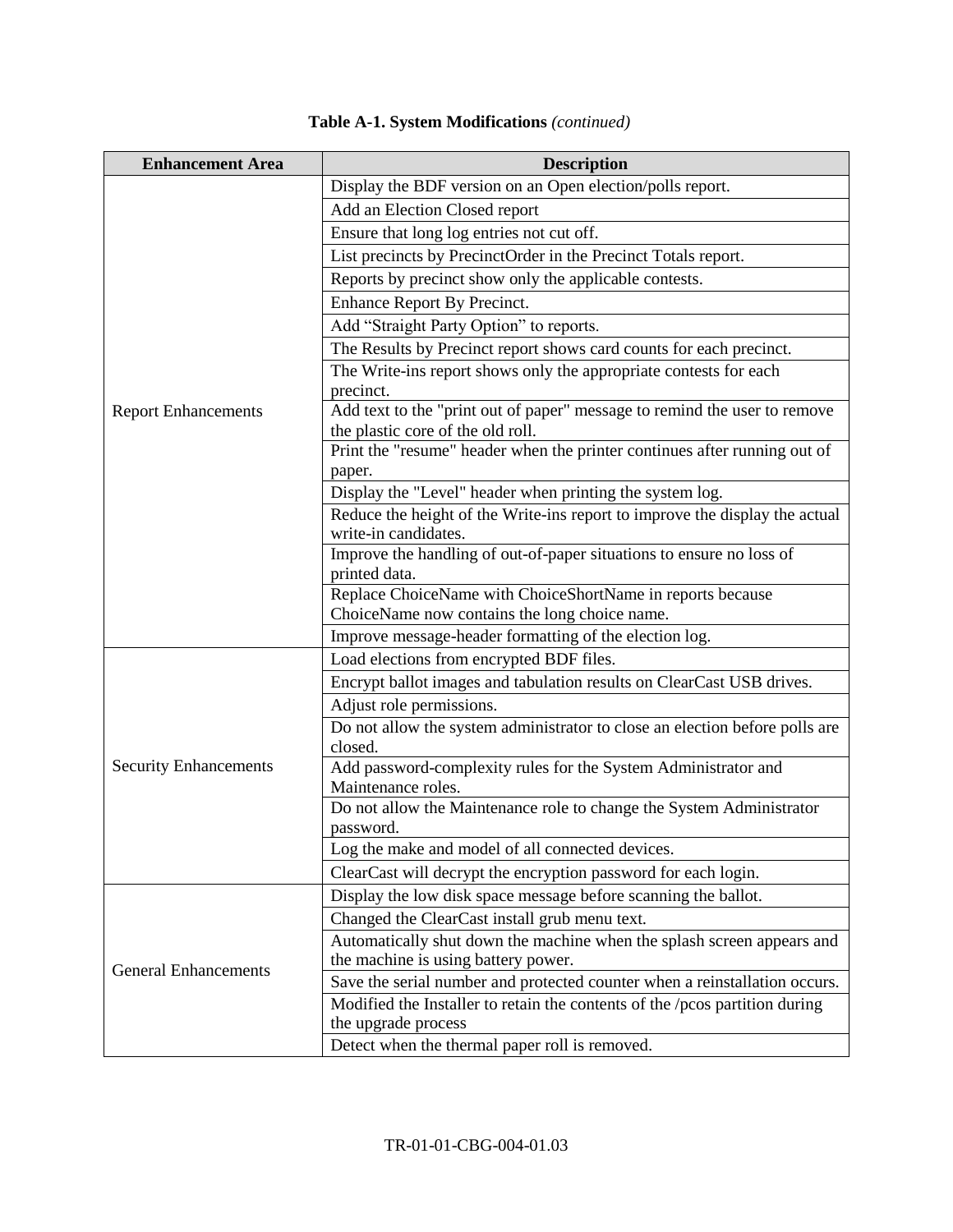**Table A-1. System Modifications** *(continued)*

| Enhancement Area | Description |
|---|---|
| Report Enhancements | Display the BDF version on an Open election/polls report. |
| | Add an Election Closed report |
| | Ensure that long log entries not cut off. |
| | List precincts by PrecinctOrder in the Precinct Totals report. |
| | Reports by precinct show only the applicable contests. |
| | Enhance Report By Precinct. |
| | Add "Straight Party Option" to reports. |
| | The Results by Precinct report shows card counts for each precinct. |
| | The Write-ins report shows only the appropriate contests for each precinct. |
| | Add text to the "print out of paper" message to remind the user to remove the plastic core of the old roll. |
| | Print the "resume" header when the printer continues after running out of paper. |
| | Display the "Level" header when printing the system log. |
| | Reduce the height of the Write-ins report to improve the display the actual write-in candidates. |
| | Improve the handling of out-of-paper situations to ensure no loss of printed data. |
| | Replace ChoiceName with ChoiceShortName in reports because ChoiceName now contains the long choice name. |
| | Improve message-header formatting of the election log. |
| Security Enhancements | Load elections from encrypted BDF files. |
| | Encrypt ballot images and tabulation results on ClearCast USB drives. |
| | Adjust role permissions. |
| | Do not allow the system administrator to close an election before polls are closed. |
| | Add password-complexity rules for the System Administrator and Maintenance roles. |
| | Do not allow the Maintenance role to change the System Administrator password. |
| | Log the make and model of all connected devices. |
| | ClearCast will decrypt the encryption password for each login. |
| General Enhancements | Display the low disk space message before scanning the ballot. |
| | Changed the ClearCast install grub menu text. |
| | Automatically shut down the machine when the splash screen appears and the machine is using battery power. |
| | Save the serial number and protected counter when a reinstallation occurs. |
| | Modified the Installer to retain the contents of the /pcos partition during the upgrade process |
| | Detect when the thermal paper roll is removed. |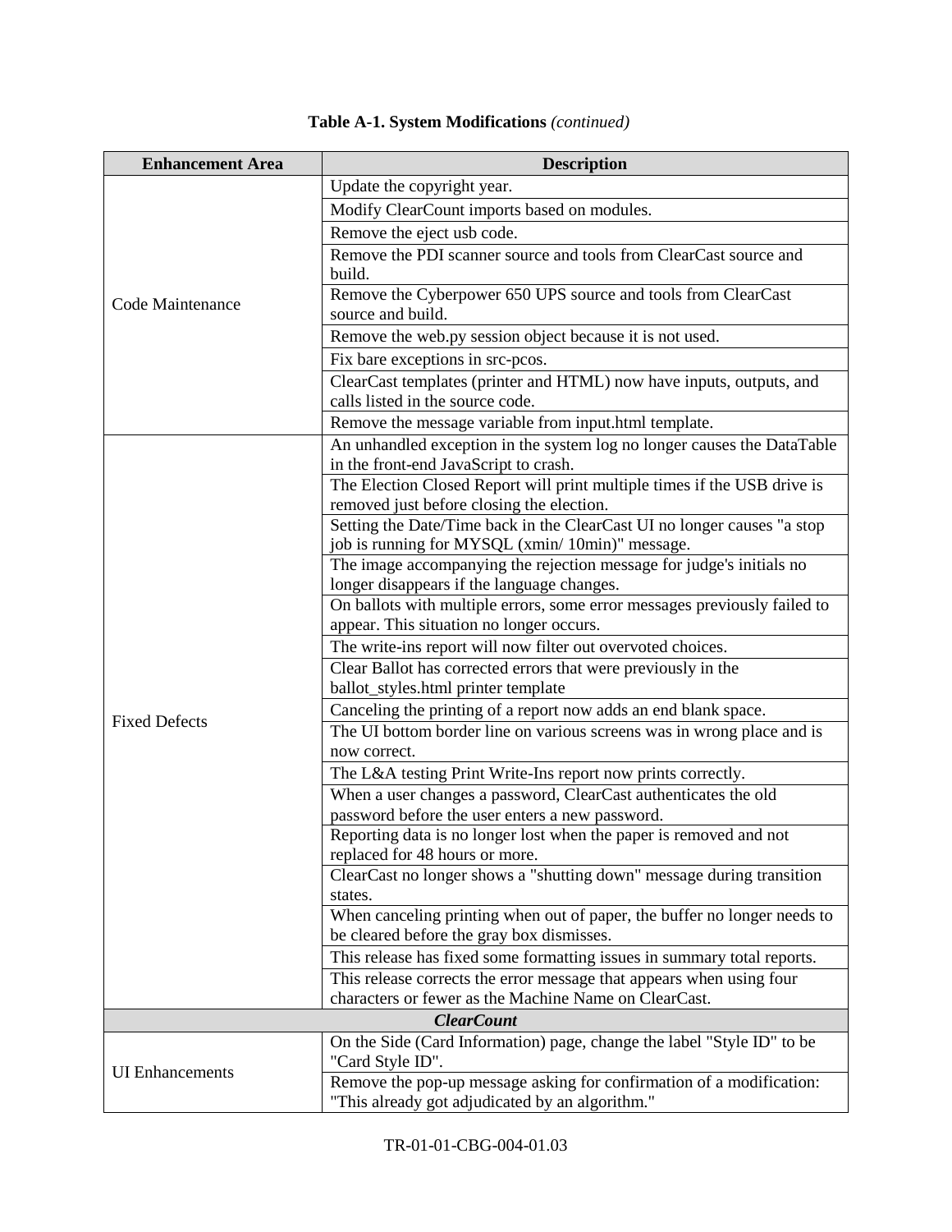**Table A-1. System Modifications** *(continued)*

| Enhancement Area | Description |
| --- | --- |
| Code Maintenance | Update the copyright year. |
| | Modify ClearCount imports based on modules. |
| | Remove the eject usb code. |
| | Remove the PDI scanner source and tools from ClearCast source and build. |
| | Remove the Cyberpower 650 UPS source and tools from ClearCast source and build. |
| | Remove the web.py session object because it is not used. |
| | Fix bare exceptions in src-pcos. |
| | ClearCast templates (printer and HTML) now have inputs, outputs, and calls listed in the source code. |
| | Remove the message variable from input.html template. |
| Fixed Defects | An unhandled exception in the system log no longer causes the DataTable in the front-end JavaScript to crash. |
| | The Election Closed Report will print multiple times if the USB drive is removed just before closing the election. |
| | Setting the Date/Time back in the ClearCast UI no longer causes "a stop job is running for MYSQL (xmin/ 10min)" message. |
| | The image accompanying the rejection message for judge's initials no longer disappears if the language changes. |
| | On ballots with multiple errors, some error messages previously failed to appear. This situation no longer occurs. |
| | The write-ins report will now filter out overvoted choices. |
| | Clear Ballot has corrected errors that were previously in the ballot_styles.html printer template |
| | Canceling the printing of a report now adds an end blank space. |
| | The UI bottom border line on various screens was in wrong place and is now correct. |
| | The L&A testing Print Write-Ins report now prints correctly. |
| | When a user changes a password, ClearCast authenticates the old password before the user enters a new password. |
| | Reporting data is no longer lost when the paper is removed and not replaced for 48 hours or more. |
| | ClearCast no longer shows a "shutting down" message during transition states. |
| | When canceling printing when out of paper, the buffer no longer needs to be cleared before the gray box dismisses. |
| | This release has fixed some formatting issues in summary total reports. |
| | This release corrects the error message that appears when using four characters or fewer as the Machine Name on ClearCast. |
| ***ClearCount*** | |
| UI Enhancements | On the Side (Card Information) page, change the label "Style ID" to be "Card Style ID". |
| | Remove the pop-up message asking for confirmation of a modification: "This already got adjudicated by an algorithm." |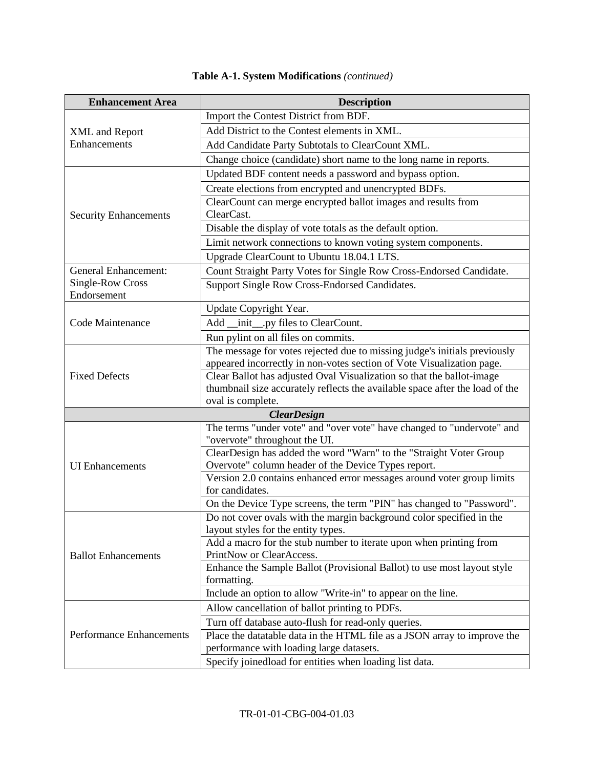**Table A-1. System Modifications** *(continued)*

| Enhancement Area | Description |
|---|---|
| XML and Report Enhancements | Import the Contest District from BDF. |
| | Add District to the Contest elements in XML. |
| | Add Candidate Party Subtotals to ClearCount XML. |
| | Change choice (candidate) short name to the long name in reports. |
| Security Enhancements | Updated BDF content needs a password and bypass option. |
| | Create elections from encrypted and unencrypted BDFs. |
| | ClearCount can merge encrypted ballot images and results from ClearCast. |
| | Disable the display of vote totals as the default option. |
| | Limit network connections to known voting system components. |
| | Upgrade ClearCount to Ubuntu 18.04.1 LTS. |
| General Enhancement: Single-Row Cross Endorsement | Count Straight Party Votes for Single Row Cross-Endorsed Candidate. |
| | Support Single Row Cross-Endorsed Candidates. |
| Code Maintenance | Update Copyright Year. |
| | Add __init__.py files to ClearCount. |
| | Run pylint on all files on commits. |
| Fixed Defects | The message for votes rejected due to missing judge's initials previously appeared incorrectly in non-votes section of Vote Visualization page. |
| | Clear Ballot has adjusted Oval Visualization so that the ballot-image thumbnail size accurately reflects the available space after the load of the oval is complete. |
| ***ClearDesign*** | |
| UI Enhancements | The terms "under vote" and "over vote" have changed to "undervote" and "overvote" throughout the UI. |
| | ClearDesign has added the word "Warn" to the "Straight Voter Group Overvote" column header of the Device Types report. |
| | Version 2.0 contains enhanced error messages around voter group limits for candidates. |
| | On the Device Type screens, the term "PIN" has changed to "Password". |
| Ballot Enhancements | Do not cover ovals with the margin background color specified in the layout styles for the entity types. |
| | Add a macro for the stub number to iterate upon when printing from PrintNow or ClearAccess. |
| | Enhance the Sample Ballot (Provisional Ballot) to use most layout style formatting. |
| | Include an option to allow "Write-in" to appear on the line. |
| Performance Enhancements | Allow cancellation of ballot printing to PDFs. |
| | Turn off database auto-flush for read-only queries. |
| | Place the datatable data in the HTML file as a JSON array to improve the performance with loading large datasets. |
| | Specify joinedload for entities when loading list data. |

TR-01-01-CBG-004-01.03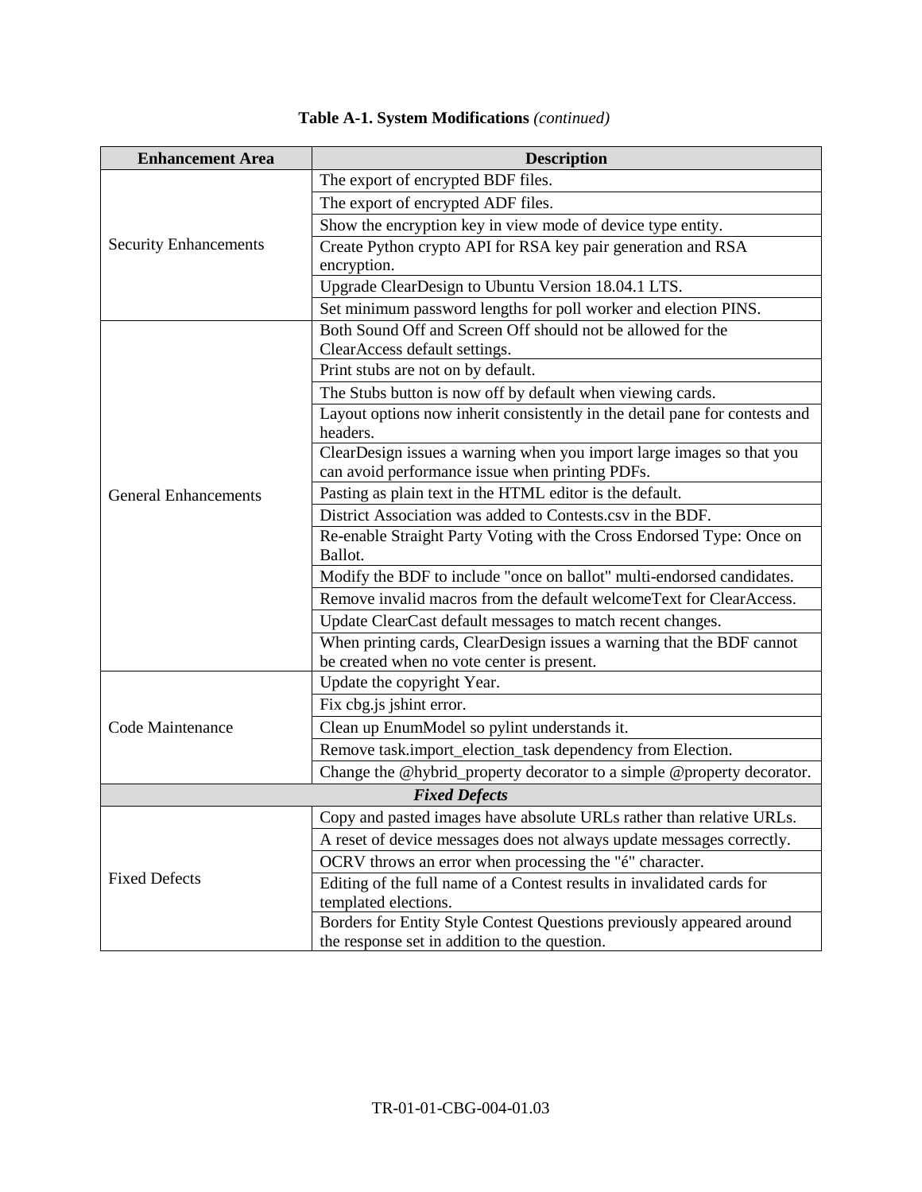**Table A-1. System Modifications** *(continued)*

| Enhancement Area | Description |
|---|---|
| Security Enhancements | The export of encrypted BDF files. |
| | The export of encrypted ADF files. |
| | Show the encryption key in view mode of device type entity. |
| | Create Python crypto API for RSA key pair generation and RSA encryption. |
| | Upgrade ClearDesign to Ubuntu Version 18.04.1 LTS. |
| | Set minimum password lengths for poll worker and election PINS. |
| General Enhancements | Both Sound Off and Screen Off should not be allowed for the ClearAccess default settings. |
| | Print stubs are not on by default. |
| | The Stubs button is now off by default when viewing cards. |
| | Layout options now inherit consistently in the detail pane for contests and headers. |
| | ClearDesign issues a warning when you import large images so that you can avoid performance issue when printing PDFs. |
| | Pasting as plain text in the HTML editor is the default. |
| | District Association was added to Contests.csv in the BDF. |
| | Re-enable Straight Party Voting with the Cross Endorsed Type: Once on Ballot. |
| | Modify the BDF to include "once on ballot" multi-endorsed candidates. |
| | Remove invalid macros from the default welcomeText for ClearAccess. |
| | Update ClearCast default messages to match recent changes. |
| | When printing cards, ClearDesign issues a warning that the BDF cannot be created when no vote center is present. |
| Code Maintenance | Update the copyright Year. |
| | Fix cbg.js jshint error. |
| | Clean up EnumModel so pylint understands it. |
| | Remove task.import_election_task dependency from Election. |
| | Change the @hybrid_property decorator to a simple @property decorator. |
| ***Fixed Defects*** | |
| Fixed Defects | Copy and pasted images have absolute URLs rather than relative URLs. |
| | A reset of device messages does not always update messages correctly. |
| | OCRV throws an error when processing the "é" character. |
| | Editing of the full name of a Contest results in invalidated cards for templated elections. |
| | Borders for Entity Style Contest Questions previously appeared around the response set in addition to the question. |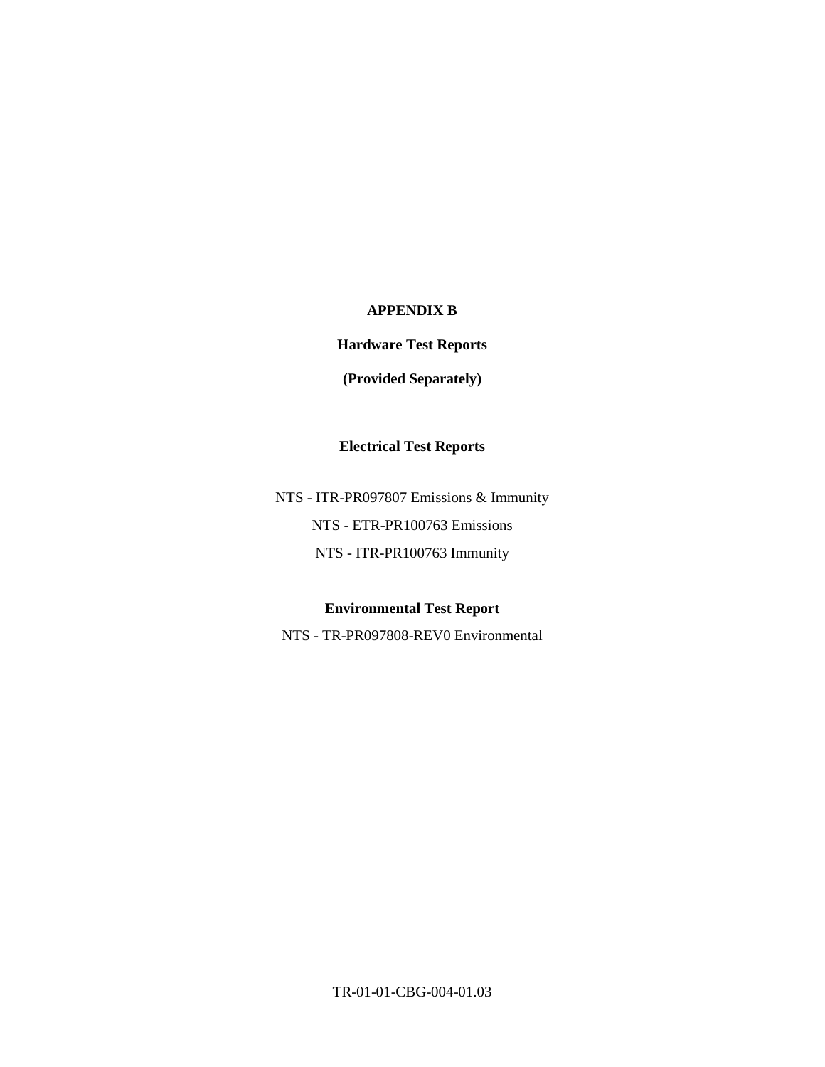# APPENDIX B

## Hardware Test Reports

**(Provided Separately)**

### Electrical Test Reports

NTS - ITR-PR097807 Emissions & Immunity

NTS - ETR-PR100763 Emissions

NTS - ITR-PR100763 Immunity

### Environmental Test Report

NTS - TR-PR097808-REV0 Environmental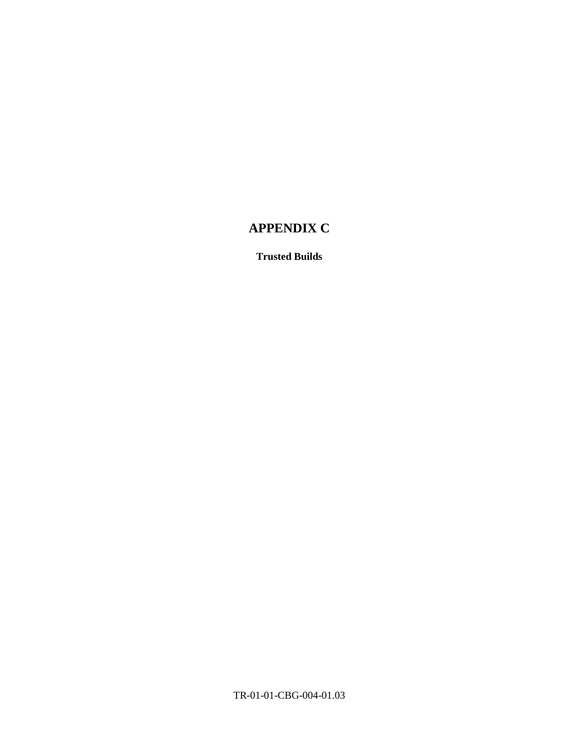# APPENDIX C

**Trusted Builds**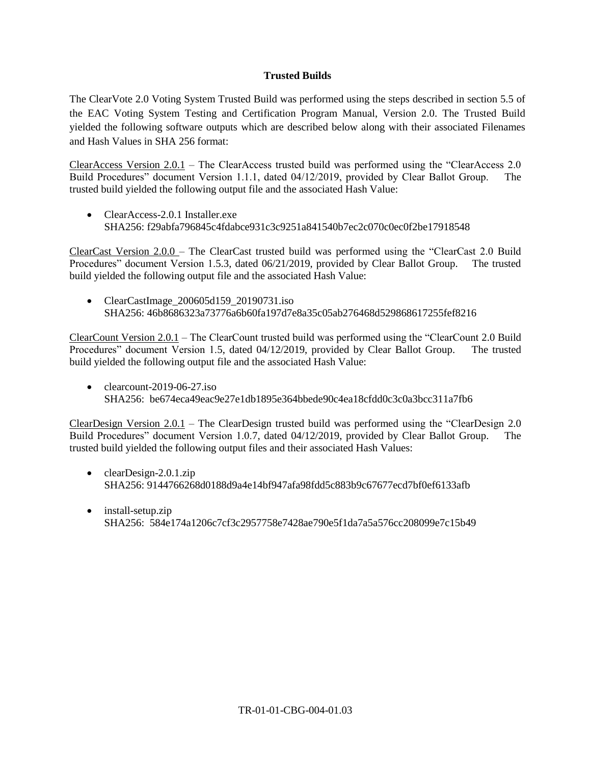**Trusted Builds**

The ClearVote 2.0 Voting System Trusted Build was performed using the steps described in section 5.5 of the EAC Voting System Testing and Certification Program Manual, Version 2.0. The Trusted Build yielded the following software outputs which are described below along with their associated Filenames and Hash Values in SHA 256 format:

ClearAccess Version 2.0.1 – The ClearAccess trusted build was performed using the "ClearAccess 2.0 Build Procedures" document Version 1.1.1, dated 04/12/2019, provided by Clear Ballot Group. The trusted build yielded the following output file and the associated Hash Value:

- ClearAccess-2.0.1 Installer.exe
  SHA256: f29abfa796845c4fdabce931c3c9251a841540b7ec2c070c0ec0f2be17918548

ClearCast Version 2.0.0 – The ClearCast trusted build was performed using the "ClearCast 2.0 Build Procedures" document Version 1.5.3, dated 06/21/2019, provided by Clear Ballot Group. The trusted build yielded the following output file and the associated Hash Value:

- ClearCastImage_200605d159_20190731.iso
  SHA256: 46b8686323a73776a6b60fa197d7e8a35c05ab276468d529868617255fef8216

ClearCount Version 2.0.1 – The ClearCount trusted build was performed using the "ClearCount 2.0 Build Procedures" document Version 1.5, dated 04/12/2019, provided by Clear Ballot Group. The trusted build yielded the following output file and the associated Hash Value:

- clearcount-2019-06-27.iso
  SHA256: be674eca49eac9e27e1db1895e364bbede90c4ea18cfdd0c3c0a3bcc311a7fb6

ClearDesign Version 2.0.1 – The ClearDesign trusted build was performed using the "ClearDesign 2.0 Build Procedures" document Version 1.0.7, dated 04/12/2019, provided by Clear Ballot Group. The trusted build yielded the following output files and their associated Hash Values:

- clearDesign-2.0.1.zip
  SHA256: 9144766268d0188d9a4e14bf947afa98fdd5c883b9c67677ecd7bf0ef6133afb

- install-setup.zip
  SHA256: 584e174a1206c7cf3c2957758e7428ae790e5f1da7a5a576cc208099e7c15b49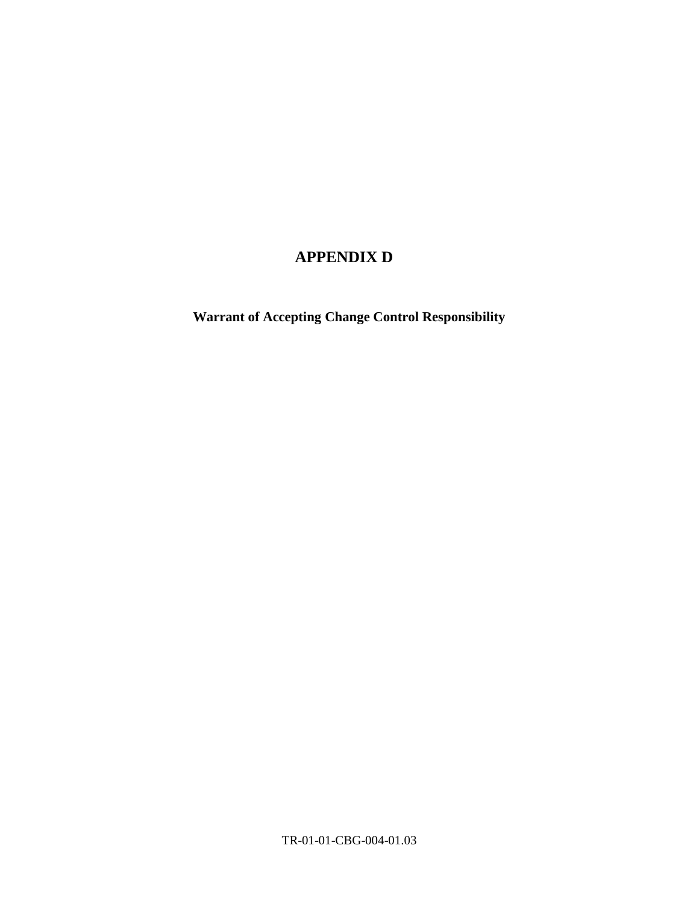# APPENDIX D

**Warrant of Accepting Change Control Responsibility**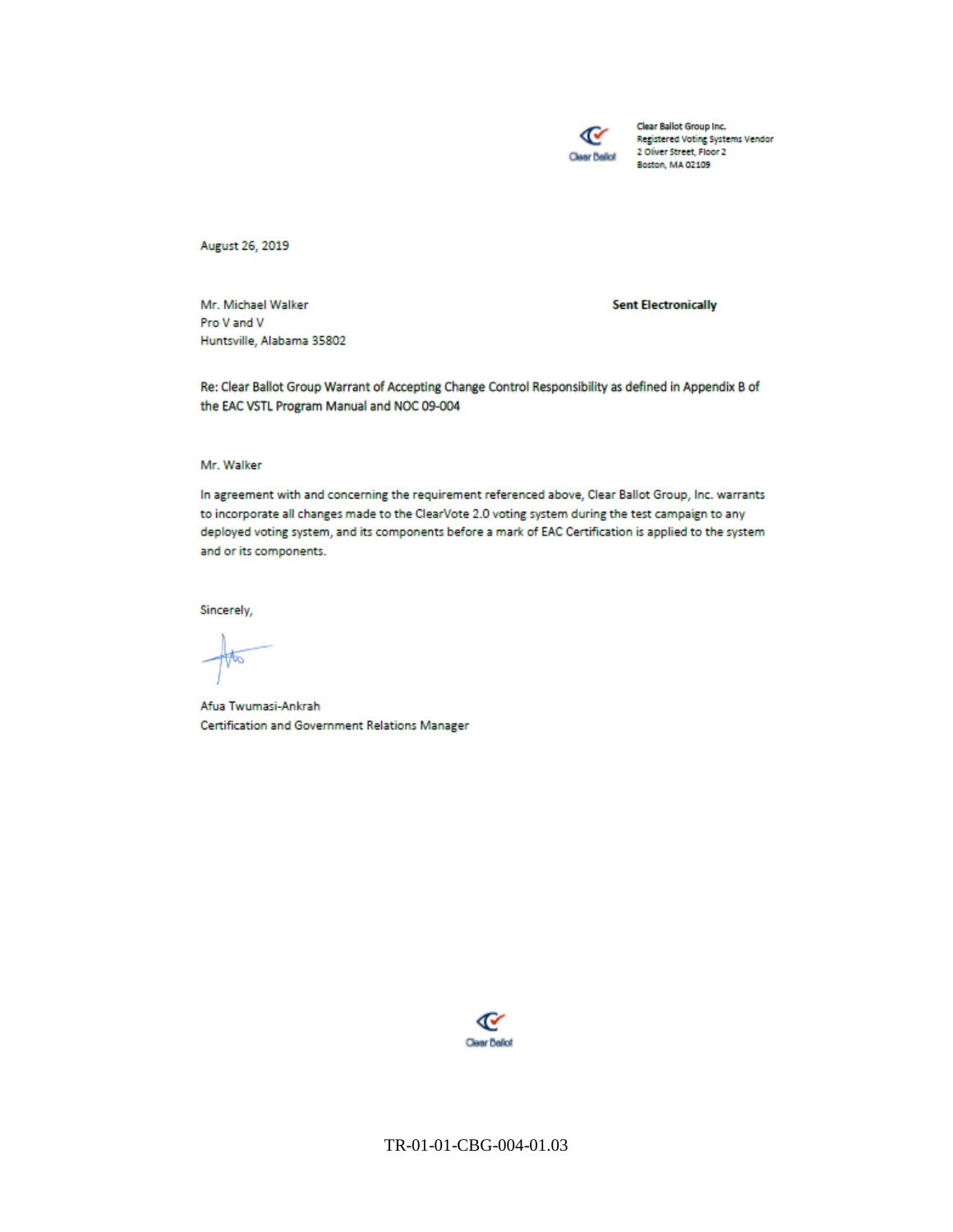Clear Ballot Group Inc.
Registered Voting Systems Vendor
2 Oliver Street, Floor 2
Boston, MA 02109

August 26, 2019

Mr. Michael Walker
Pro V and V
Huntsville, Alabama 35802

**Sent Electronically**

**Re: Clear Ballot Group Warrant of Accepting Change Control Responsibility as defined in Appendix B of the EAC VSTL Program Manual and NOC 09-004**

Mr. Walker

In agreement with and concerning the requirement referenced above, Clear Ballot Group, Inc. warrants to incorporate all changes made to the ClearVote 2.0 voting system during the test campaign to any deployed voting system, and its components before a mark of EAC Certification is applied to the system and or its components.

Sincerely,

Afua Twumasi-Ankrah
Certification and Government Relations Manager

TR-01-01-CBG-004-01.03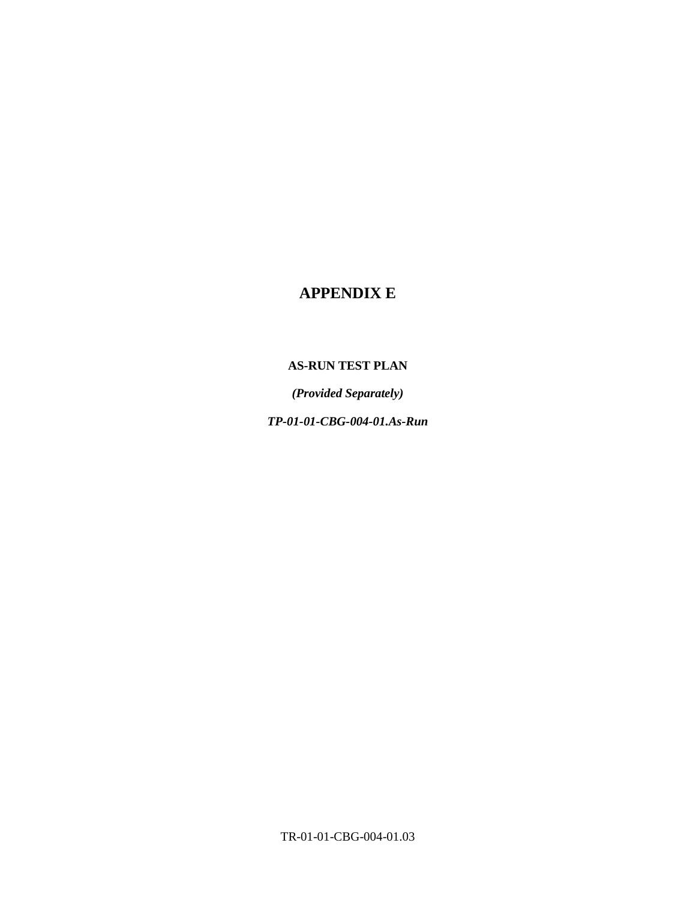# APPENDIX E

**AS-RUN TEST PLAN**

***(Provided Separately)***

***TP-01-01-CBG-004-01.As-Run***